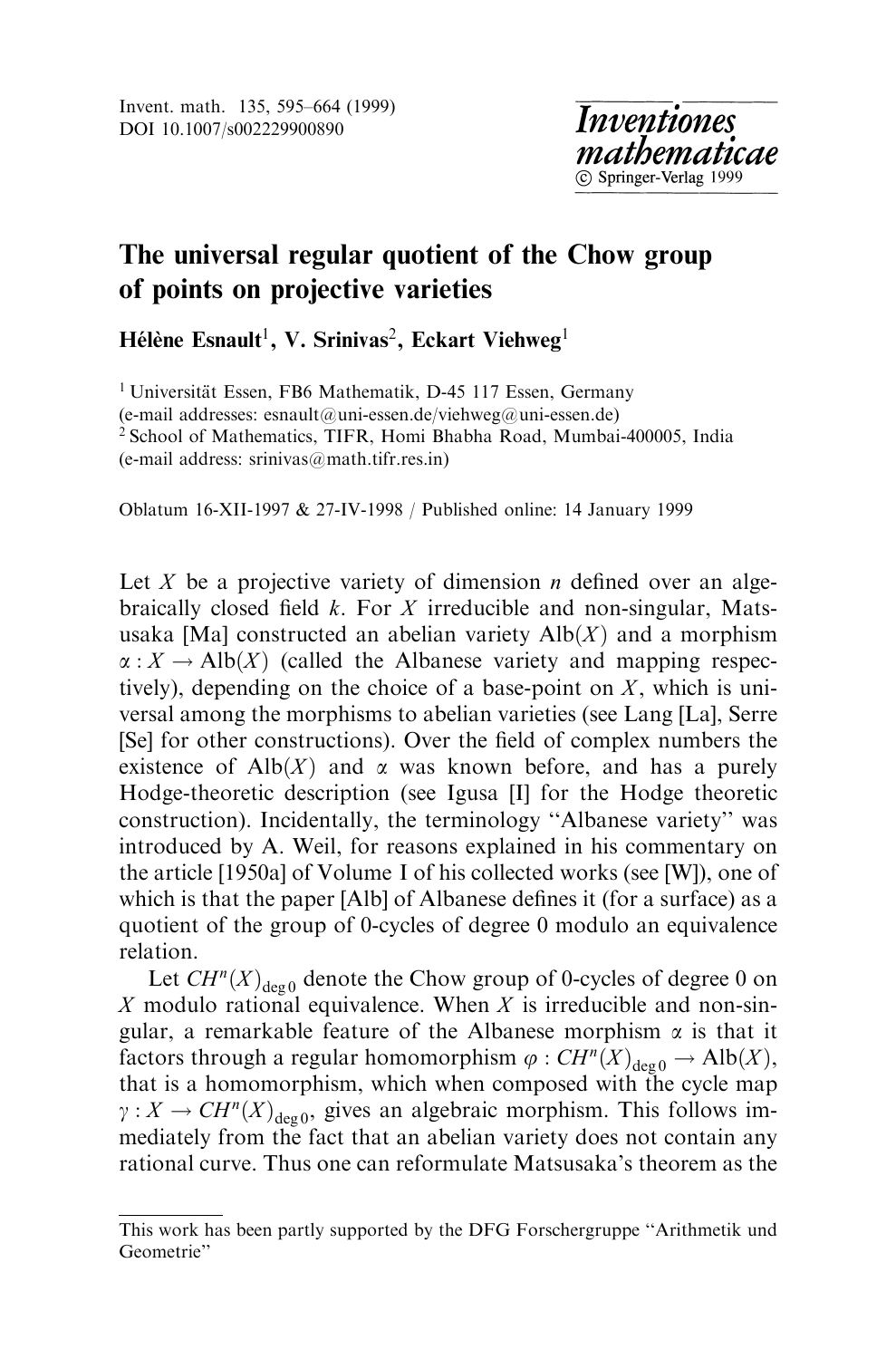# The universal regular quotient of the Chow group of points on projective varieties

**Hélène Esnault**[1], **V. Srinivas**[2], **Eckart Viehweg**[1]

[1] Universität Essen, FB6 Mathematik, D-45 117 Essen, Germany
(e-mail addresses: esnault@uni-essen.de/viehweg@uni-essen.de)
[2] School of Mathematics, TIFR, Homi Bhabha Road, Mumbai-400005, India
(e-mail address: srinivas@math.tifr.res.in)

Oblatum 16-XII-1997 & 27-IV-1998 / Published online: 14 January 1999

Let $X$ be a projective variety of dimension $n$ defined over an algebraically closed field $k$. For $X$ irreducible and non-singular, Matsusaka [Ma] constructed an abelian variety $\mathrm{Alb}(X)$ and a morphism $\alpha : X \to \mathrm{Alb}(X)$ (called the Albanese variety and mapping respectively), depending on the choice of a base-point on $X$, which is universal among the morphisms to abelian varieties (see Lang [La], Serre [Se] for other constructions). Over the field of complex numbers the existence of $\mathrm{Alb}(X)$ and $\alpha$ was known before, and has a purely Hodge-theoretic description (see Igusa [I] for the Hodge theoretic construction). Incidentally, the terminology "Albanese variety" was introduced by A. Weil, for reasons explained in his commentary on the article [1950a] of Volume I of his collected works (see [W]), one of which is that the paper [Alb] of Albanese defines it (for a surface) as a quotient of the group of 0-cycles of degree 0 modulo an equivalence relation.

Let $CH^n(X)_{\deg 0}$ denote the Chow group of 0-cycles of degree 0 on $X$ modulo rational equivalence. When $X$ is irreducible and non-singular, a remarkable feature of the Albanese morphism $\alpha$ is that it factors through a regular homomorphism $\varphi : CH^n(X)_{\deg 0} \to \mathrm{Alb}(X)$, that is a homomorphism, which when composed with the cycle map $\gamma : X \to CH^n(X)_{\deg 0}$, gives an algebraic morphism. This follows immediately from the fact that an abelian variety does not contain any rational curve. Thus one can reformulate Matsusaka's theorem as the

---

This work has been partly supported by the DFG Forschergruppe "Arithmetik und Geometrie"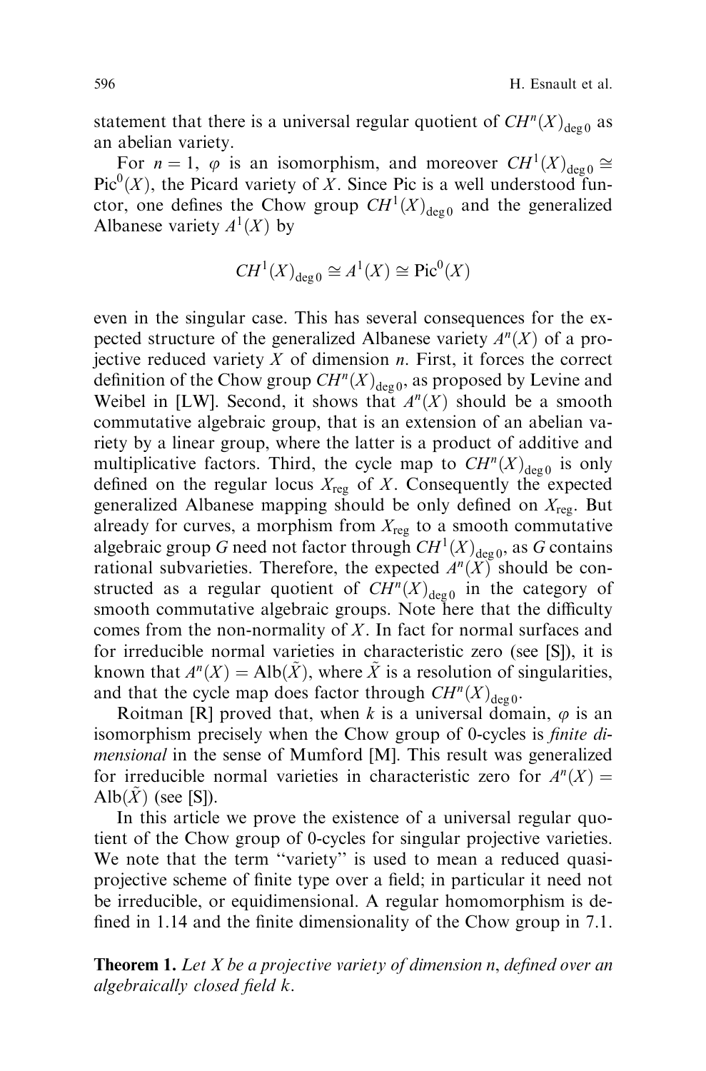statement that there is a universal regular quotient of $CH^n(X)_{\deg 0}$ as an abelian variety.

For $n = 1$, $\varphi$ is an isomorphism, and moreover $CH^1(X)_{\deg 0} \cong \mathrm{Pic}^0(X)$, the Picard variety of $X$. Since Pic is a well understood functor, one defines the Chow group $CH^1(X)_{\deg 0}$ and the generalized Albanese variety $A^1(X)$ by

$$CH^1(X)_{\deg 0} \cong A^1(X) \cong \mathrm{Pic}^0(X)$$

even in the singular case. This has several consequences for the expected structure of the generalized Albanese variety $A^n(X)$ of a projective reduced variety $X$ of dimension $n$. First, it forces the correct definition of the Chow group $CH^n(X)_{\deg 0}$, as proposed by Levine and Weibel in [LW]. Second, it shows that $A^n(X)$ should be a smooth commutative algebraic group, that is an extension of an abelian variety by a linear group, where the latter is a product of additive and multiplicative factors. Third, the cycle map to $CH^n(X)_{\deg 0}$ is only defined on the regular locus $X_{\mathrm{reg}}$ of $X$. Consequently the expected generalized Albanese mapping should be only defined on $X_{\mathrm{reg}}$. But already for curves, a morphism from $X_{\mathrm{reg}}$ to a smooth commutative algebraic group $G$ need not factor through $CH^1(X)_{\deg 0}$, as $G$ contains rational subvarieties. Therefore, the expected $A^n(X)$ should be constructed as a regular quotient of $CH^n(X)_{\deg 0}$ in the category of smooth commutative algebraic groups. Note here that the difficulty comes from the non-normality of $X$. In fact for normal surfaces and for irreducible normal varieties in characteristic zero (see [S]), it is known that $A^n(X) = \mathrm{Alb}(\tilde{X})$, where $\tilde{X}$ is a resolution of singularities, and that the cycle map does factor through $CH^n(X)_{\deg 0}$.

Roitman [R] proved that, when $k$ is a universal domain, $\varphi$ is an isomorphism precisely when the Chow group of 0-cycles is *finite dimensional* in the sense of Mumford [M]. This result was generalized for irreducible normal varieties in characteristic zero for $A^n(X) = \mathrm{Alb}(\tilde{X})$ (see [S]).

In this article we prove the existence of a universal regular quotient of the Chow group of 0-cycles for singular projective varieties. We note that the term "variety" is used to mean a reduced quasi-projective scheme of finite type over a field; in particular it need not be irreducible, or equidimensional. A regular homomorphism is defined in 1.14 and the finite dimensionality of the Chow group in 7.1.

**Theorem 1.** *Let $X$ be a projective variety of dimension $n$, defined over an algebraically closed field $k$.*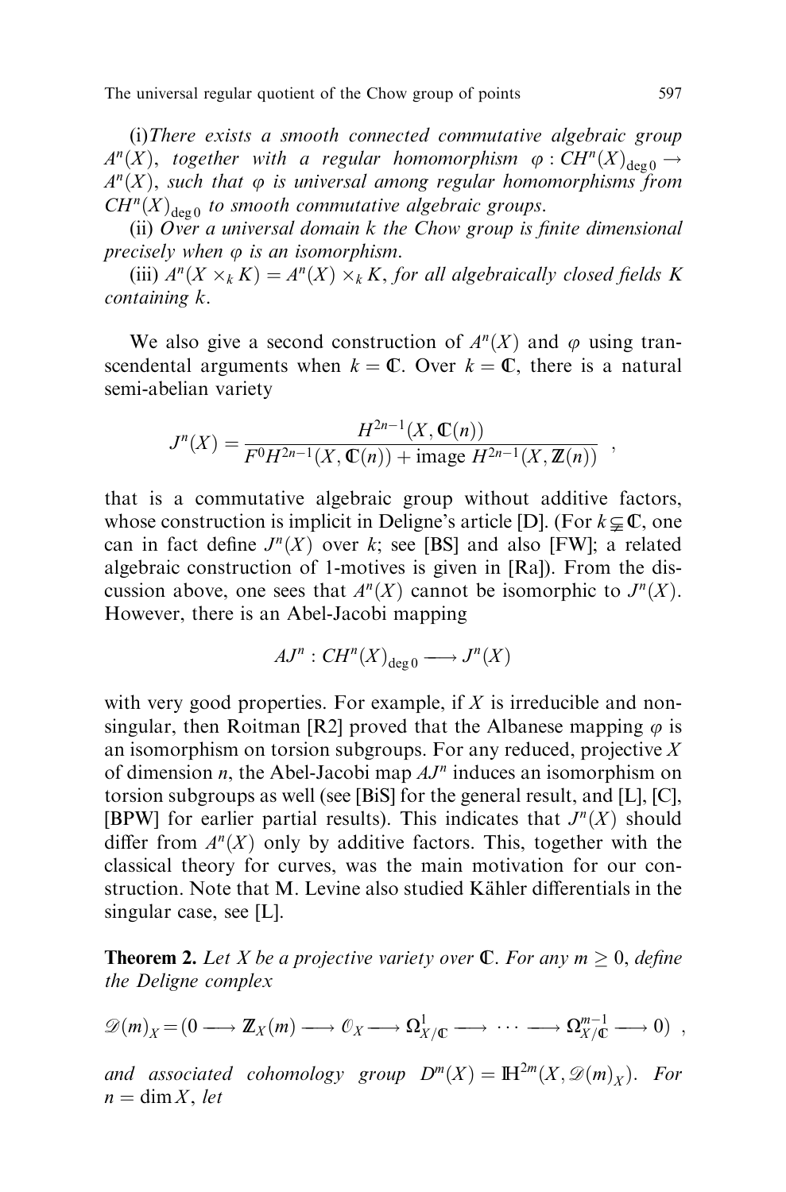(i) *There exists a smooth connected commutative algebraic group $A^n(X)$, together with a regular homomorphism $\varphi : CH^n(X)_{\deg 0} \to A^n(X)$, such that $\varphi$ is universal among regular homomorphisms from $CH^n(X)_{\deg 0}$ to smooth commutative algebraic groups.*

(ii) *Over a universal domain $k$ the Chow group is finite dimensional precisely when $\varphi$ is an isomorphism.*

(iii) *$A^n(X \times_k K) = A^n(X) \times_k K$, for all algebraically closed fields $K$ containing $k$.*

We also give a second construction of $A^n(X)$ and $\varphi$ using transcendental arguments when $k = \mathbb{C}$. Over $k = \mathbb{C}$, there is a natural semi-abelian variety

$$J^n(X) = \frac{H^{2n-1}(X, \mathbb{C}(n))}{F^0 H^{2n-1}(X, \mathbb{C}(n)) + \text{image } H^{2n-1}(X, \mathbb{Z}(n))} ,$$

that is a commutative algebraic group without additive factors, whose construction is implicit in Deligne's article [D]. (For $k \subsetneq \mathbb{C}$, one can in fact define $J^n(X)$ over $k$; see [BS] and also [FW]; a related algebraic construction of 1-motives is given in [Ra]). From the discussion above, one sees that $A^n(X)$ cannot be isomorphic to $J^n(X)$. However, there is an Abel-Jacobi mapping

$$AJ^n : CH^n(X)_{\deg 0} \longrightarrow J^n(X)$$

with very good properties. For example, if $X$ is irreducible and nonsingular, then Roitman [R2] proved that the Albanese mapping $\varphi$ is an isomorphism on torsion subgroups. For any reduced, projective $X$ of dimension $n$, the Abel-Jacobi map $AJ^n$ induces an isomorphism on torsion subgroups as well (see [BiS] for the general result, and [L], [C], [BPW] for earlier partial results). This indicates that $J^n(X)$ should differ from $A^n(X)$ only by additive factors. This, together with the classical theory for curves, was the main motivation for our construction. Note that M. Levine also studied Kähler differentials in the singular case, see [L].

**Theorem 2.** *Let $X$ be a projective variety over $\mathbb{C}$. For any $m \geq 0$, define the Deligne complex*

$$\mathscr{D}(m)_X = (0 \longrightarrow \mathbb{Z}_X(m) \longrightarrow \mathscr{O}_X \longrightarrow \Omega^1_{X/\mathbb{C}} \longrightarrow \cdots \longrightarrow \Omega^{m-1}_{X/\mathbb{C}} \longrightarrow 0) ,$$

*and associated cohomology group $D^m(X) = \mathbb{H}^{2m}(X, \mathscr{D}(m)_X)$. For $n = \dim X$, let*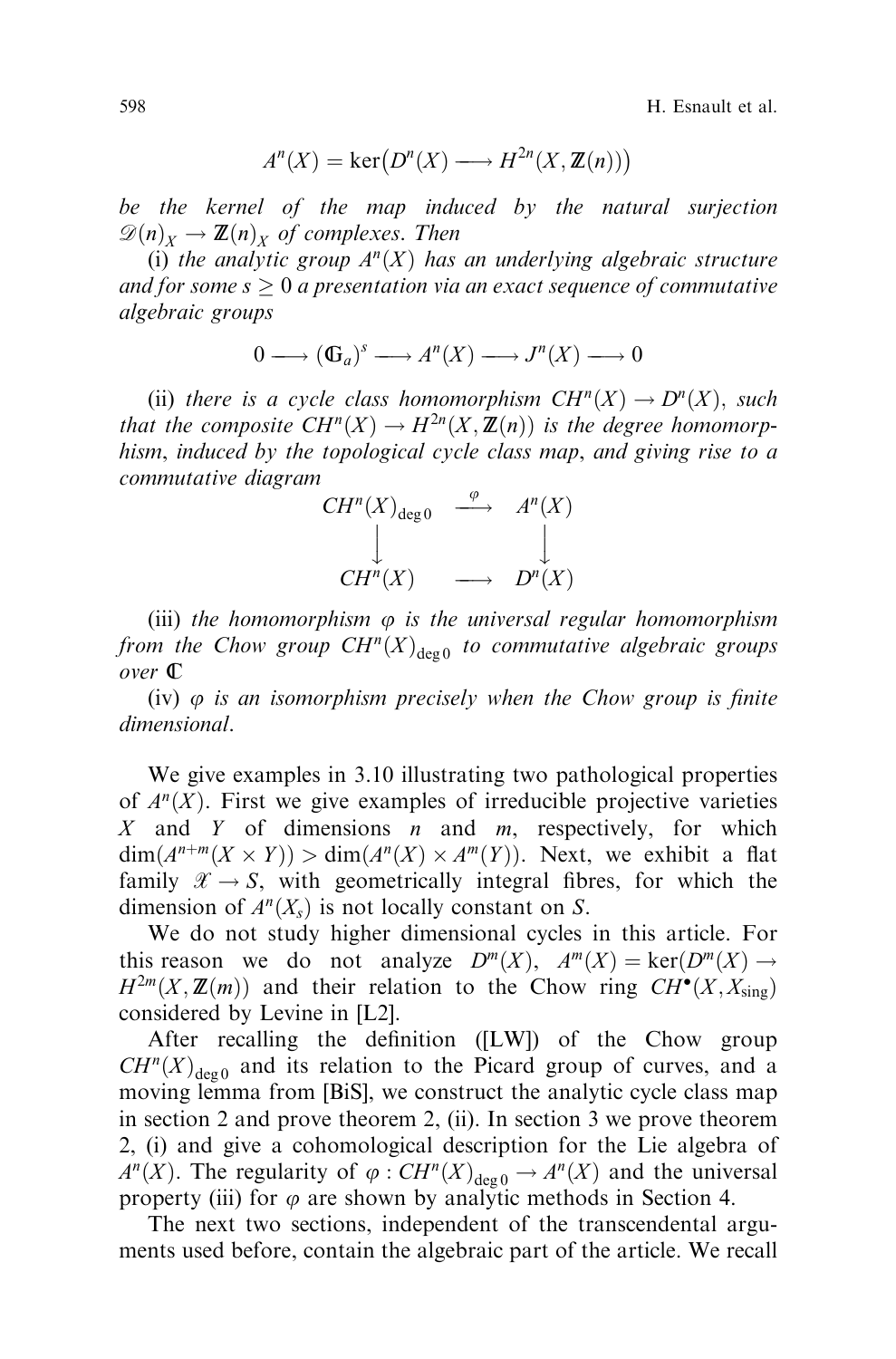$$A^n(X) = \ker\big(D^n(X) \longrightarrow H^{2n}(X, \mathbb{Z}(n))\big)$$

*be the kernel of the map induced by the natural surjection* $\mathcal{D}(n)_X \to \mathbb{Z}(n)_X$ *of complexes. Then*

(i) *the analytic group* $A^n(X)$ *has an underlying algebraic structure and for some* $s \geq 0$ *a presentation via an exact sequence of commutative algebraic groups*

$$0 \longrightarrow (\mathbb{G}_a)^s \longrightarrow A^n(X) \longrightarrow J^n(X) \longrightarrow 0$$

(ii) *there is a cycle class homomorphism* $CH^n(X) \to D^n(X)$, *such that the composite* $CH^n(X) \to H^{2n}(X, \mathbb{Z}(n))$ *is the degree homomorphism, induced by the topological cycle class map, and giving rise to a commutative diagram*

$$\begin{array}{ccc} CH^n(X)_{\deg 0} & \xrightarrow{\varphi} & A^n(X) \\ \downarrow & & \downarrow \\ CH^n(X) & \longrightarrow & D^n(X) \end{array}$$

(iii) *the homomorphism* $\varphi$ *is the universal regular homomorphism from the Chow group* $CH^n(X)_{\deg 0}$ *to commutative algebraic groups over* $\mathbb{C}$

(iv) $\varphi$ *is an isomorphism precisely when the Chow group is finite dimensional.*

We give examples in 3.10 illustrating two pathological properties of $A^n(X)$. First we give examples of irreducible projective varieties $X$ and $Y$ of dimensions $n$ and $m$, respectively, for which $\dim(A^{n+m}(X \times Y)) > \dim(A^n(X) \times A^m(Y))$. Next, we exhibit a flat family $\mathcal{X} \to S$, with geometrically integral fibres, for which the dimension of $A^n(X_s)$ is not locally constant on $S$.

We do not study higher dimensional cycles in this article. For this reason we do not analyze $D^m(X)$, $A^m(X) = \ker(D^m(X) \to H^{2m}(X, \mathbb{Z}(m))$ and their relation to the Chow ring $CH^\bullet(X, X_{\text{sing}})$ considered by Levine in [L2].

After recalling the definition ([LW]) of the Chow group $CH^n(X)_{\deg 0}$ and its relation to the Picard group of curves, and a moving lemma from [BiS], we construct the analytic cycle class map in section 2 and prove theorem 2, (ii). In section 3 we prove theorem 2, (i) and give a cohomological description for the Lie algebra of $A^n(X)$. The regularity of $\varphi : CH^n(X)_{\deg 0} \to A^n(X)$ and the universal property (iii) for $\varphi$ are shown by analytic methods in Section 4.

The next two sections, independent of the transcendental arguments used before, contain the algebraic part of the article. We recall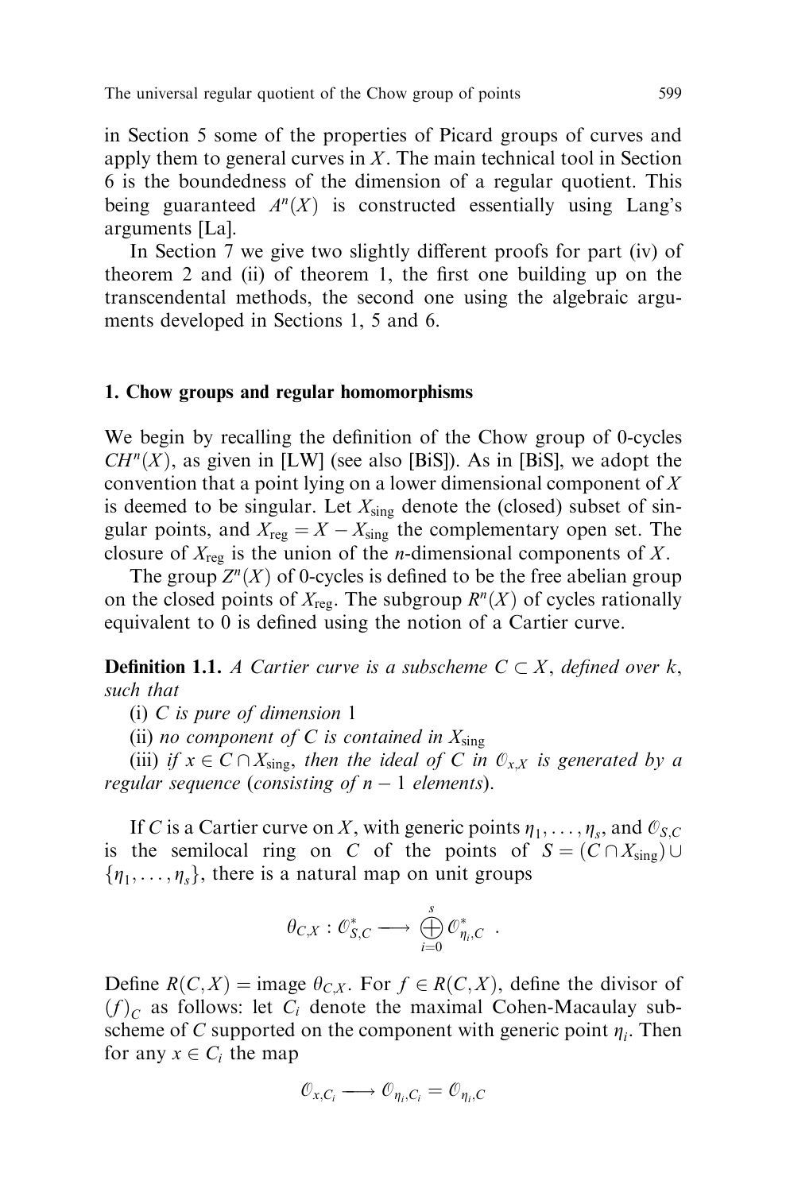in Section 5 some of the properties of Picard groups of curves and apply them to general curves in $X$. The main technical tool in Section 6 is the boundedness of the dimension of a regular quotient. This being guaranteed $A^n(X)$ is constructed essentially using Lang's arguments [La].

In Section 7 we give two slightly different proofs for part (iv) of theorem 2 and (ii) of theorem 1, the first one building up on the transcendental methods, the second one using the algebraic arguments developed in Sections 1, 5 and 6.

## 1. Chow groups and regular homomorphisms

We begin by recalling the definition of the Chow group of 0-cycles $CH^n(X)$, as given in [LW] (see also [BiS]). As in [BiS], we adopt the convention that a point lying on a lower dimensional component of $X$ is deemed to be singular. Let $X_{\text{sing}}$ denote the (closed) subset of singular points, and $X_{\text{reg}} = X - X_{\text{sing}}$ the complementary open set. The closure of $X_{\text{reg}}$ is the union of the $n$-dimensional components of $X$.

The group $Z^n(X)$ of 0-cycles is defined to be the free abelian group on the closed points of $X_{\text{reg}}$. The subgroup $R^n(X)$ of cycles rationally equivalent to 0 is defined using the notion of a Cartier curve.

**Definition 1.1.** *A Cartier curve is a subscheme $C \subset X$, defined over $k$, such that*

(i) *$C$ is pure of dimension 1*

(ii) *no component of $C$ is contained in $X_{\text{sing}}$*

(iii) *if $x \in C \cap X_{\text{sing}}$, then the ideal of $C$ in $\mathcal{O}_{x,X}$ is generated by a regular sequence (consisting of $n-1$ elements).*

If $C$ is a Cartier curve on $X$, with generic points $\eta_1, \ldots, \eta_s$, and $\mathcal{O}_{S,C}$ is the semilocal ring on $C$ of the points of $S = (C \cap X_{\text{sing}}) \cup \{\eta_1, \ldots, \eta_s\}$, there is a natural map on unit groups

$$\theta_{C,X} : \mathcal{O}^*_{S,C} \longrightarrow \bigoplus_{i=0}^{s} \mathcal{O}^*_{\eta_i,C} \ .$$

Define $R(C,X) = \text{image } \theta_{C,X}$. For $f \in R(C,X)$, define the divisor of $(f)_C$ as follows: let $C_i$ denote the maximal Cohen-Macaulay subscheme of $C$ supported on the component with generic point $\eta_i$. Then for any $x \in C_i$ the map

$$\mathcal{O}_{x,C_i} \longrightarrow \mathcal{O}_{\eta_i,C_i} = \mathcal{O}_{\eta_i,C}$$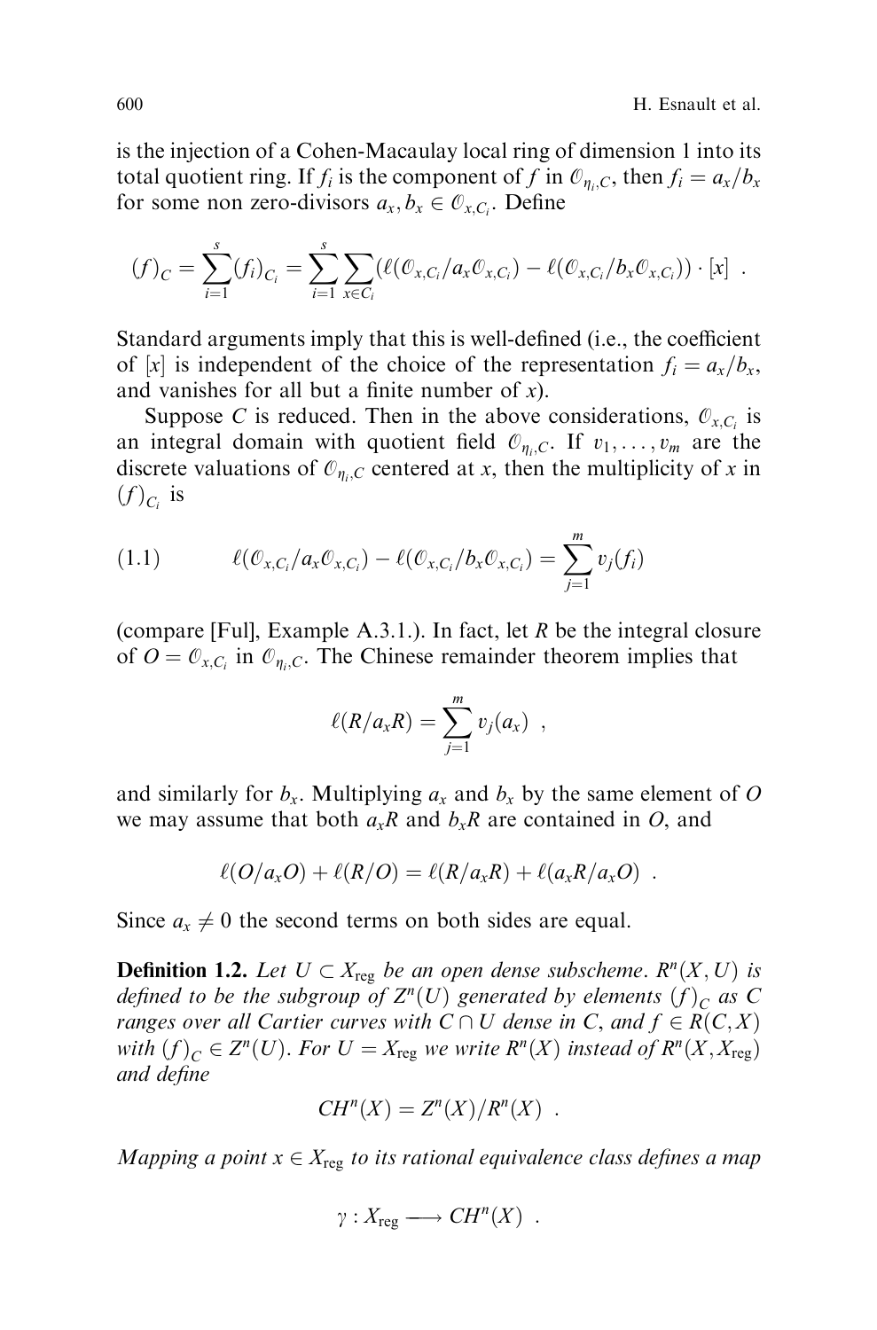is the injection of a Cohen-Macaulay local ring of dimension 1 into its total quotient ring. If $f_i$ is the component of $f$ in $\mathcal{O}_{\eta_i,C}$, then $f_i = a_x/b_x$ for some non zero-divisors $a_x, b_x \in \mathcal{O}_{x,C_i}$. Define

$$(f)_C = \sum_{i=1}^{s} (f_i)_{C_i} = \sum_{i=1}^{s} \sum_{x \in C_i} (\ell(\mathcal{O}_{x,C_i}/a_x\mathcal{O}_{x,C_i}) - \ell(\mathcal{O}_{x,C_i}/b_x\mathcal{O}_{x,C_i})) \cdot [x] \ .$$

Standard arguments imply that this is well-defined (i.e., the coefficient of $[x]$ is independent of the choice of the representation $f_i = a_x/b_x$, and vanishes for all but a finite number of $x$).

Suppose $C$ is reduced. Then in the above considerations, $\mathcal{O}_{x,C_i}$ is an integral domain with quotient field $\mathcal{O}_{\eta_i,C}$. If $v_1, \ldots, v_m$ are the discrete valuations of $\mathcal{O}_{\eta_i,C}$ centered at $x$, then the multiplicity of $x$ in $(f)_{C_i}$ is

$$\ell(\mathcal{O}_{x,C_i}/a_x\mathcal{O}_{x,C_i}) - \ell(\mathcal{O}_{x,C_i}/b_x\mathcal{O}_{x,C_i}) = \sum_{j=1}^{m} v_j(f_i) \tag{1.1}$$

(compare [Ful], Example A.3.1.). In fact, let $R$ be the integral closure of $O = \mathcal{O}_{x,C_i}$ in $\mathcal{O}_{\eta_i,C}$. The Chinese remainder theorem implies that

$$\ell(R/a_xR) = \sum_{j=1}^{m} v_j(a_x) \ ,$$

and similarly for $b_x$. Multiplying $a_x$ and $b_x$ by the same element of $O$ we may assume that both $a_xR$ and $b_xR$ are contained in $O$, and

$$\ell(O/a_xO) + \ell(R/O) = \ell(R/a_xR) + \ell(a_xR/a_xO) \ .$$

Since $a_x \neq 0$ the second terms on both sides are equal.

**Definition 1.2.** *Let $U \subset X_{\mathrm{reg}}$ be an open dense subscheme. $R^n(X, U)$ is defined to be the subgroup of $Z^n(U)$ generated by elements $(f)_C$ as $C$ ranges over all Cartier curves with $C \cap U$ dense in $C$, and $f \in R(C, X)$ with $(f)_C \in Z^n(U)$. For $U = X_{\mathrm{reg}}$ we write $R^n(X)$ instead of $R^n(X, X_{\mathrm{reg}})$ and define*

$$CH^n(X) = Z^n(X)/R^n(X) \ .$$

*Mapping a point $x \in X_{\mathrm{reg}}$ to its rational equivalence class defines a map*

$$\gamma : X_{\mathrm{reg}} \longrightarrow CH^n(X) \ .$$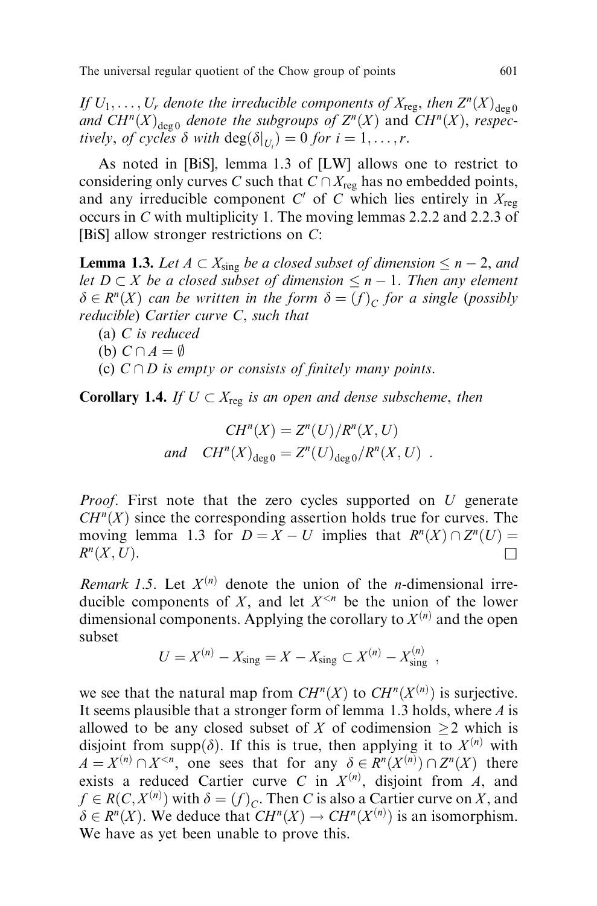*If $U_1, \ldots, U_r$ denote the irreducible components of $X_{\text{reg}}$, then $Z^n(X)_{\deg 0}$ and $CH^n(X)_{\deg 0}$ denote the subgroups of* $Z^n(X)$ and $CH^n(X)$, *respectively, of cycles $\delta$ with $\deg(\delta|_{U_i}) = 0$ for $i = 1, \ldots, r$.*

As noted in [BiS], lemma 1.3 of [LW] allows one to restrict to considering only curves $C$ such that $C \cap X_{\text{reg}}$ has no embedded points, and any irreducible component $C'$ of $C$ which lies entirely in $X_{\text{reg}}$ occurs in $C$ with multiplicity 1. The moving lemmas 2.2.2 and 2.2.3 of [BiS] allow stronger restrictions on $C$:

**Lemma 1.3.** *Let $A \subset X_{\text{sing}}$ be a closed subset of dimension $\leq n-2$, and let $D \subset X$ be a closed subset of dimension $\leq n-1$. Then any element $\delta \in R^n(X)$ can be written in the form $\delta = (f)_C$ for a single (possibly reducible) Cartier curve $C$, such that*

(a) *$C$ is reduced*

(b) *$C \cap A = \emptyset$*

(c) *$C \cap D$ is empty or consists of finitely many points.*

**Corollary 1.4.** *If $U \subset X_{\text{reg}}$ is an open and dense subscheme, then*

$$CH^n(X) = Z^n(U)/R^n(X,U)$$
$$\text{and} \quad CH^n(X)_{\deg 0} = Z^n(U)_{\deg 0}/R^n(X,U) \ .$$

*Proof*. First note that the zero cycles supported on $U$ generate $CH^n(X)$ since the corresponding assertion holds true for curves. The moving lemma 1.3 for $D = X - U$ implies that $R^n(X) \cap Z^n(U) = R^n(X,U)$. □

*Remark 1.5*. Let $X^{(n)}$ denote the union of the $n$-dimensional irreducible components of $X$, and let $X^{<n}$ be the union of the lower dimensional components. Applying the corollary to $X^{(n)}$ and the open subset

$$U = X^{(n)} - X_{\text{sing}} = X - X_{\text{sing}} \subset X^{(n)} - X^{(n)}_{\text{sing}} \ ,$$

we see that the natural map from $CH^n(X)$ to $CH^n(X^{(n)})$ is surjective. It seems plausible that a stronger form of lemma 1.3 holds, where $A$ is allowed to be any closed subset of $X$ of codimension $\geq 2$ which is disjoint from $\text{supp}(\delta)$. If this is true, then applying it to $X^{(n)}$ with $A = X^{(n)} \cap X^{<n}$, one sees that for any $\delta \in R^n(X^{(n)}) \cap Z^n(X)$ there exists a reduced Cartier curve $C$ in $X^{(n)}$, disjoint from $A$, and $f \in R(C, X^{(n)})$ with $\delta = (f)_C$. Then $C$ is also a Cartier curve on $X$, and $\delta \in R^n(X)$. We deduce that $CH^n(X) \to CH^n(X^{(n)})$ is an isomorphism. We have as yet been unable to prove this.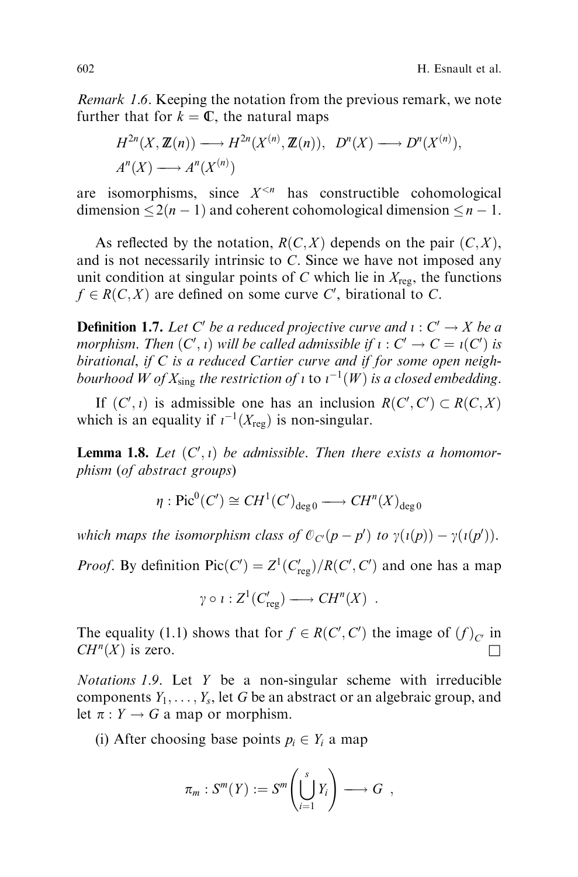*Remark 1.6*. Keeping the notation from the previous remark, we note further that for $k = \mathbb{C}$, the natural maps

$$H^{2n}(X, \mathbb{Z}(n)) \longrightarrow H^{2n}(X^{(n)}, \mathbb{Z}(n)), \quad D^n(X) \longrightarrow D^n(X^{(n)}),$$
$$A^n(X) \longrightarrow A^n(X^{(n)})$$

are isomorphisms, since $X^{<n}$ has constructible cohomological dimension $\leq 2(n-1)$ and coherent cohomological dimension $\leq n-1$.

As reflected by the notation, $R(C, X)$ depends on the pair $(C, X)$, and is not necessarily intrinsic to $C$. Since we have not imposed any unit condition at singular points of $C$ which lie in $X_{\text{reg}}$, the functions $f \in R(C, X)$ are defined on some curve $C'$, birational to $C$.

**Definition 1.7.** *Let $C'$ be a reduced projective curve and $\iota : C' \to X$ be a morphism. Then $(C', \iota)$ will be called admissible if $\iota : C' \to C = \iota(C')$ is birational, if $C$ is a reduced Cartier curve and if for some open neighbourhood $W$ of $X_{\text{sing}}$ the restriction of $\iota$ to $\iota^{-1}(W)$ is a closed embedding.*

If $(C', \iota)$ is admissible one has an inclusion $R(C', C') \subset R(C, X)$ which is an equality if $\iota^{-1}(X_{\text{reg}})$ is non-singular.

**Lemma 1.8.** *Let $(C', \iota)$ be admissible. Then there exists a homomorphism (of abstract groups)*

$$\eta : \mathrm{Pic}^0(C') \cong CH^1(C')_{\deg 0} \longrightarrow CH^n(X)_{\deg 0}$$

*which maps the isomorphism class of $\mathcal{O}_{C'}(p - p')$ to $\gamma(\iota(p)) - \gamma(\iota(p'))$.*

*Proof*. By definition $\mathrm{Pic}(C') = Z^1(C'_{\text{reg}})/R(C', C')$ and one has a map

$$\gamma \circ \iota : Z^1(C'_{\text{reg}}) \longrightarrow CH^n(X) \ .$$

The equality (1.1) shows that for $f \in R(C', C')$ the image of $(f)_{C'}$ in $CH^n(X)$ is zero. $\square$

*Notations 1.9*. Let $Y$ be a non-singular scheme with irreducible components $Y_1, \ldots, Y_s$, let $G$ be an abstract or an algebraic group, and let $\pi : Y \to G$ a map or morphism.

(i) After choosing base points $p_i \in Y_i$ a map

$$\pi_m : S^m(Y) := S^m\left(\bigcup_{i=1}^{s} Y_i\right) \longrightarrow G \ ,$$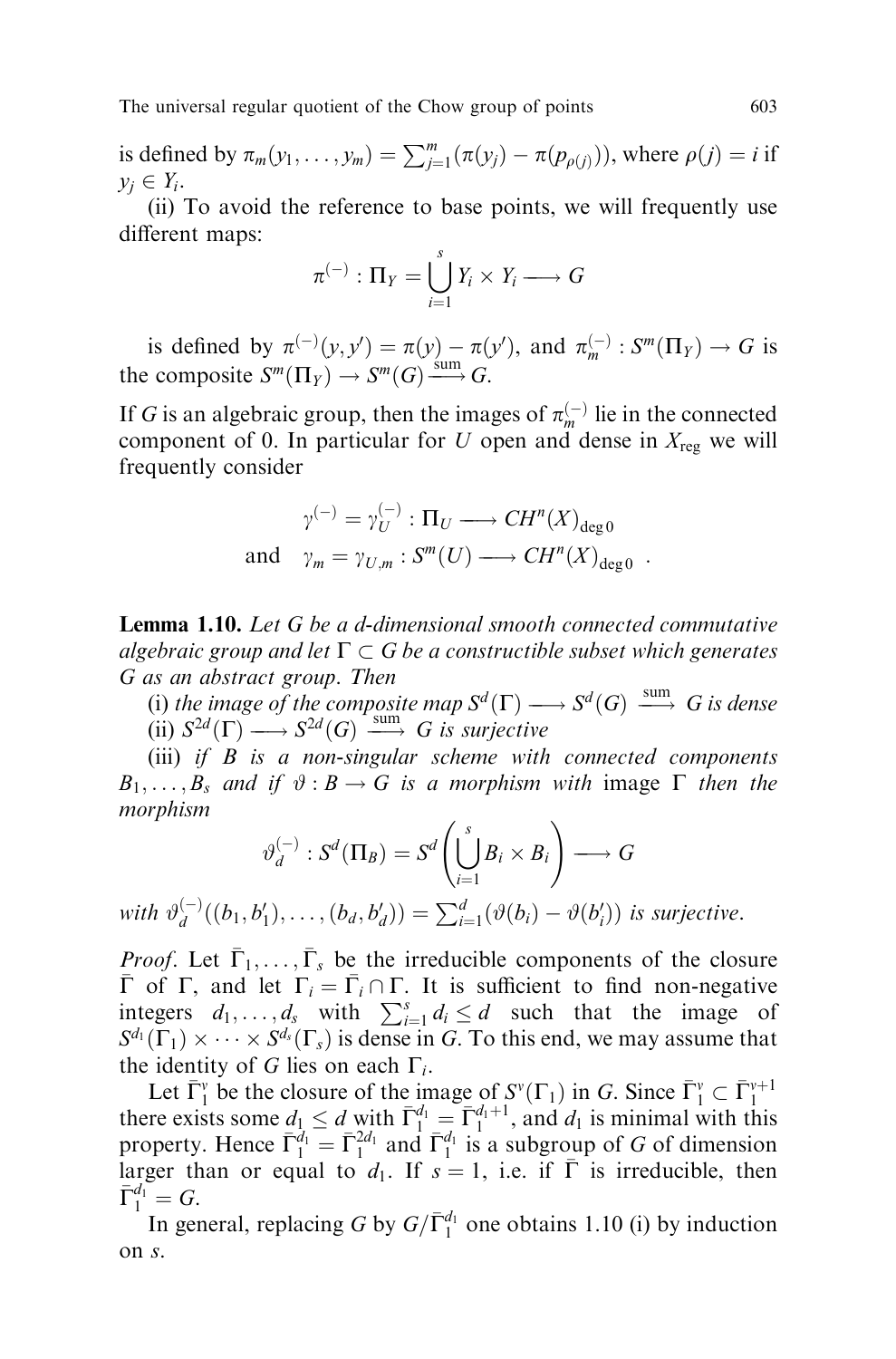is defined by $\pi_m(y_1, \ldots, y_m) = \sum_{j=1}^m (\pi(y_j) - \pi(p_{\rho(j)}))$, where $\rho(j) = i$ if $y_j \in Y_i$.

(ii) To avoid the reference to base points, we will frequently use different maps:

$$\pi^{(-)} : \Pi_Y = \bigcup_{i=1}^{s} Y_i \times Y_i \longrightarrow G$$

is defined by $\pi^{(-)}(y, y') = \pi(y) - \pi(y')$, and $\pi_m^{(-)} : S^m(\Pi_Y) \to G$ is the composite $S^m(\Pi_Y) \to S^m(G) \xrightarrow{\text{sum}} G$.

If $G$ is an algebraic group, then the images of $\pi_m^{(-)}$ lie in the connected component of 0. In particular for $U$ open and dense in $X_{\text{reg}}$ we will frequently consider

$$\gamma^{(-)} = \gamma_U^{(-)} : \Pi_U \longrightarrow CH^n(X)_{\deg 0}$$
$$\text{and} \quad \gamma_m = \gamma_{U,m} : S^m(U) \longrightarrow CH^n(X)_{\deg 0} \;.$$

**Lemma 1.10.** *Let $G$ be a $d$-dimensional smooth connected commutative algebraic group and let $\Gamma \subset G$ be a constructible subset which generates $G$ as an abstract group. Then*

(i) *the image of the composite map $S^d(\Gamma) \longrightarrow S^d(G) \xrightarrow{\text{sum}} G$ is dense*

(ii) *$S^{2d}(\Gamma) \longrightarrow S^{2d}(G) \xrightarrow{\text{sum}} G$ is surjective*

(iii) *if $B$ is a non-singular scheme with connected components $B_1, \ldots, B_s$ and if $\vartheta : B \to G$ is a morphism with* image $\Gamma$ *then the morphism*

$$\vartheta_d^{(-)} : S^d(\Pi_B) = S^d\left(\bigcup_{i=1}^{s} B_i \times B_i\right) \longrightarrow G$$

*with $\vartheta_d^{(-)}((b_1, b_1'), \ldots, (b_d, b_d')) = \sum_{i=1}^d (\vartheta(b_i) - \vartheta(b_i'))$ is surjective.*

*Proof.* Let $\bar{\Gamma}_1, \ldots, \bar{\Gamma}_s$ be the irreducible components of the closure $\bar{\Gamma}$ of $\Gamma$, and let $\Gamma_i = \bar{\Gamma}_i \cap \Gamma$. It is sufficient to find non-negative integers $d_1, \ldots, d_s$ with $\sum_{i=1}^s d_i \leq d$ such that the image of $S^{d_1}(\Gamma_1) \times \cdots \times S^{d_s}(\Gamma_s)$ is dense in $G$. To this end, we may assume that the identity of $G$ lies on each $\Gamma_i$.

Let $\bar{\Gamma}_1^\nu$ be the closure of the image of $S^\nu(\Gamma_1)$ in $G$. Since $\bar{\Gamma}_1^\nu \subset \bar{\Gamma}_1^{\nu+1}$ there exists some $d_1 \leq d$ with $\bar{\Gamma}_1^{d_1} = \bar{\Gamma}_1^{d_1+1}$, and $d_1$ is minimal with this property. Hence $\bar{\Gamma}_1^{d_1} = \bar{\Gamma}_1^{2d_1}$ and $\bar{\Gamma}_1^{d_1}$ is a subgroup of $G$ of dimension larger than or equal to $d_1$. If $s = 1$, i.e. if $\bar{\Gamma}$ is irreducible, then $\bar{\Gamma}_1^{d_1} = G$.

In general, replacing $G$ by $G/\bar{\Gamma}_1^{d_1}$ one obtains 1.10 (i) by induction on $s$.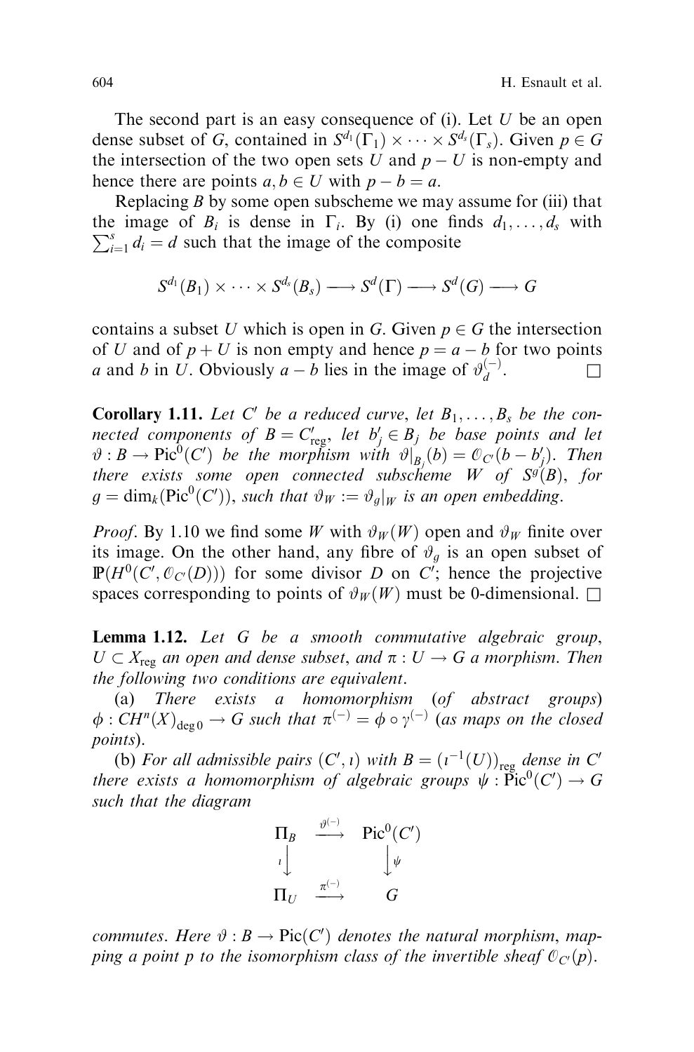The second part is an easy consequence of (i). Let $U$ be an open dense subset of $G$, contained in $S^{d_1}(\Gamma_1) \times \cdots \times S^{d_s}(\Gamma_s)$. Given $p \in G$ the intersection of the two open sets $U$ and $p - U$ is non-empty and hence there are points $a, b \in U$ with $p - b = a$.

Replacing $B$ by some open subscheme we may assume for (iii) that the image of $B_i$ is dense in $\Gamma_i$. By (i) one finds $d_1, \ldots, d_s$ with $\sum_{i=1}^{s} d_i = d$ such that the image of the composite

$$S^{d_1}(B_1) \times \cdots \times S^{d_s}(B_s) \longrightarrow S^d(\Gamma) \longrightarrow S^d(G) \longrightarrow G$$

contains a subset $U$ which is open in $G$. Given $p \in G$ the intersection of $U$ and of $p + U$ is non empty and hence $p = a - b$ for two points $a$ and $b$ in $U$. Obviously $a - b$ lies in the image of $\vartheta_d^{(-)}$. □

**Corollary 1.11.** *Let $C'$ be a reduced curve, let $B_1, \ldots, B_s$ be the connected components of $B = C'_{\mathrm{reg}}$, let $b'_j \in B_j$ be base points and let $\vartheta : B \to \mathrm{Pic}^0(C')$ be the morphism with $\vartheta|_{B_j}(b) = \mathcal{O}_{C'}(b - b'_j)$. Then there exists some open connected subscheme $W$ of $S^g(B)$, for $g = \dim_k(\mathrm{Pic}^0(C'))$, such that $\vartheta_W := \vartheta_g|_W$ is an open embedding.*

*Proof*. By 1.10 we find some $W$ with $\vartheta_W(W)$ open and $\vartheta_W$ finite over its image. On the other hand, any fibre of $\vartheta_g$ is an open subset of $\mathbb{P}(H^0(C', \mathcal{O}_{C'}(D)))$ for some divisor $D$ on $C'$; hence the projective spaces corresponding to points of $\vartheta_W(W)$ must be 0-dimensional. □

**Lemma 1.12.** *Let $G$ be a smooth commutative algebraic group, $U \subset X_{\mathrm{reg}}$ an open and dense subset, and $\pi : U \to G$ a morphism. Then the following two conditions are equivalent.*

(a) *There exists a homomorphism (of abstract groups) $\phi : CH^n(X)_{\deg 0} \to G$ such that $\pi^{(-)} = \phi \circ \gamma^{(-)}$ (as maps on the closed points).*

(b) *For all admissible pairs $(C', \iota)$ with $B = (\iota^{-1}(U))_{\mathrm{reg}}$ dense in $C'$ there exists a homomorphism of algebraic groups $\psi : \mathrm{Pic}^0(C') \to G$ such that the diagram*

$$\begin{array}{ccc} \Pi_B & \xrightarrow{\vartheta^{(-)}} & \mathrm{Pic}^0(C') \\ {\scriptstyle\iota}\downarrow & & \downarrow{\scriptstyle\psi} \\ \Pi_U & \xrightarrow{\pi^{(-)}} & G \end{array}$$

*commutes. Here $\vartheta : B \to \mathrm{Pic}(C')$ denotes the natural morphism, mapping a point $p$ to the isomorphism class of the invertible sheaf $\mathcal{O}_{C'}(p)$.*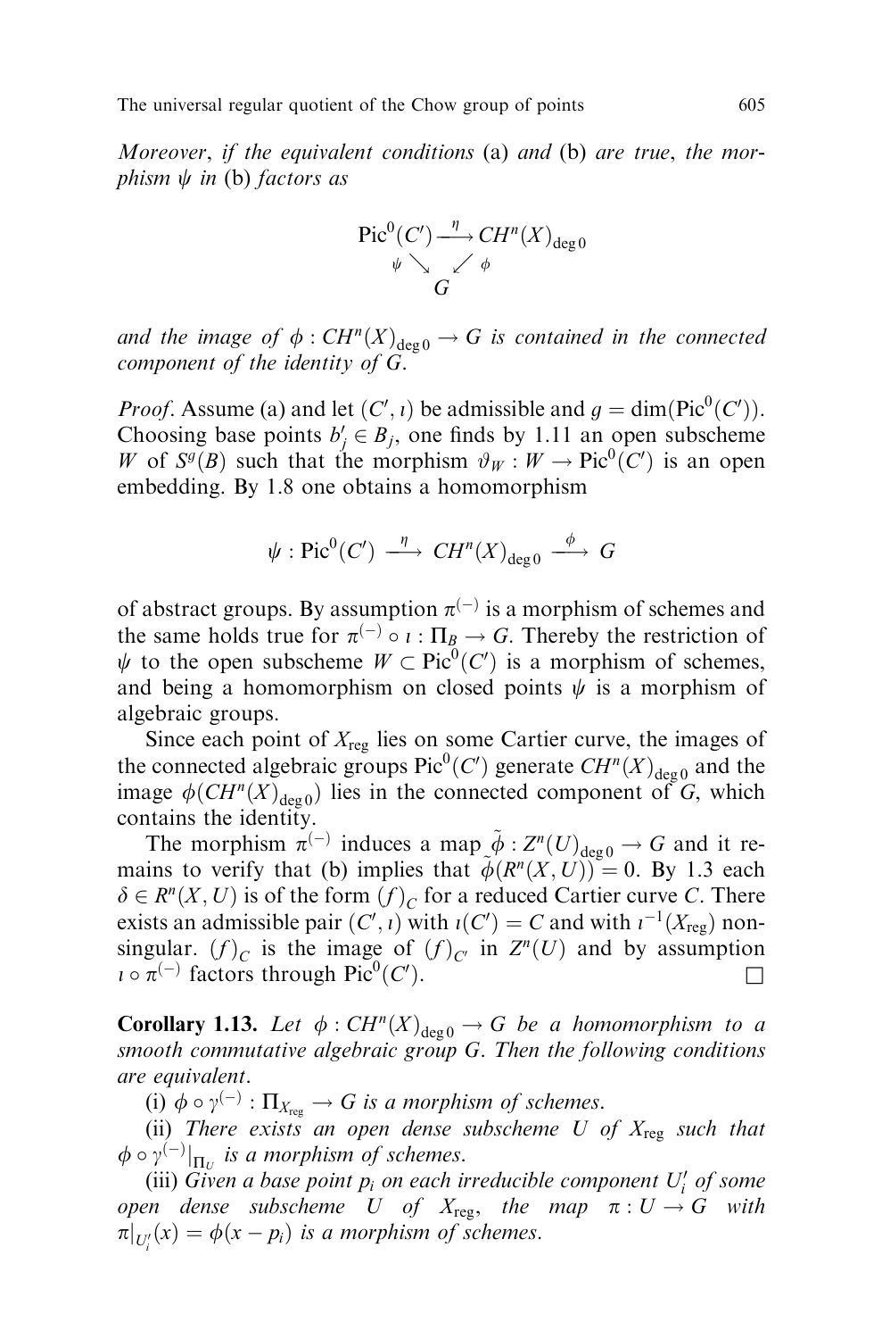*Moreover, if the equivalent conditions* (a) *and* (b) *are true, the morphism* $\psi$ *in* (b) *factors as*

$$\begin{array}{ccc} \mathrm{Pic}^0(C') & \xrightarrow{\ \eta\ } & CH^n(X)_{\deg 0} \\ & {\scriptstyle\psi}\searrow \quad \swarrow{\scriptstyle\phi} & \\ & G & \end{array}$$

*and the image of* $\phi : CH^n(X)_{\deg 0} \to G$ *is contained in the connected component of the identity of* $G$.

*Proof*. Assume (a) and let $(C', \iota)$ be admissible and $g = \dim(\mathrm{Pic}^0(C'))$. Choosing base points $b'_j \in B_j$, one finds by 1.11 an open subscheme $W$ of $S^g(B)$ such that the morphism $\vartheta_W : W \to \mathrm{Pic}^0(C')$ is an open embedding. By 1.8 one obtains a homomorphism

$$\psi : \mathrm{Pic}^0(C') \xrightarrow{\ \eta\ } CH^n(X)_{\deg 0} \xrightarrow{\ \phi\ } G$$

of abstract groups. By assumption $\pi^{(-)}$ is a morphism of schemes and the same holds true for $\pi^{(-)} \circ \iota : \Pi_B \to G$. Thereby the restriction of $\psi$ to the open subscheme $W \subset \mathrm{Pic}^0(C')$ is a morphism of schemes, and being a homomorphism on closed points $\psi$ is a morphism of algebraic groups.

Since each point of $X_{\mathrm{reg}}$ lies on some Cartier curve, the images of the connected algebraic groups $\mathrm{Pic}^0(C')$ generate $CH^n(X)_{\deg 0}$ and the image $\phi(CH^n(X)_{\deg 0})$ lies in the connected component of $G$, which contains the identity.

The morphism $\pi^{(-)}$ induces a map $\tilde{\phi} : Z^n(U)_{\deg 0} \to G$ and it remains to verify that (b) implies that $\tilde{\phi}(R^n(X, U)) = 0$. By 1.3 each $\delta \in R^n(X, U)$ is of the form $(f)_C$ for a reduced Cartier curve $C$. There exists an admissible pair $(C', \iota)$ with $\iota(C') = C$ and with $\iota^{-1}(X_{\mathrm{reg}})$ nonsingular. $(f)_C$ is the image of $(f)_{C'}$ in $Z^n(U)$ and by assumption $\iota \circ \pi^{(-)}$ factors through $\mathrm{Pic}^0(C')$. $\square$

**Corollary 1.13.** *Let* $\phi : CH^n(X)_{\deg 0} \to G$ *be a homomorphism to a smooth commutative algebraic group* $G$. *Then the following conditions are equivalent*.

(i) $\phi \circ \gamma^{(-)} : \Pi_{X_{\mathrm{reg}}} \to G$ *is a morphism of schemes*.

(ii) *There exists an open dense subscheme* $U$ *of* $X_{\mathrm{reg}}$ *such that* $\phi \circ \gamma^{(-)}|_{\Pi_U}$ *is a morphism of schemes*.

(iii) *Given a base point* $p_i$ *on each irreducible component* $U'_i$ *of some open dense subscheme* $U$ *of* $X_{\mathrm{reg}}$, *the map* $\pi : U \to G$ *with* $\pi|_{U'_i}(x) = \phi(x - p_i)$ *is a morphism of schemes*.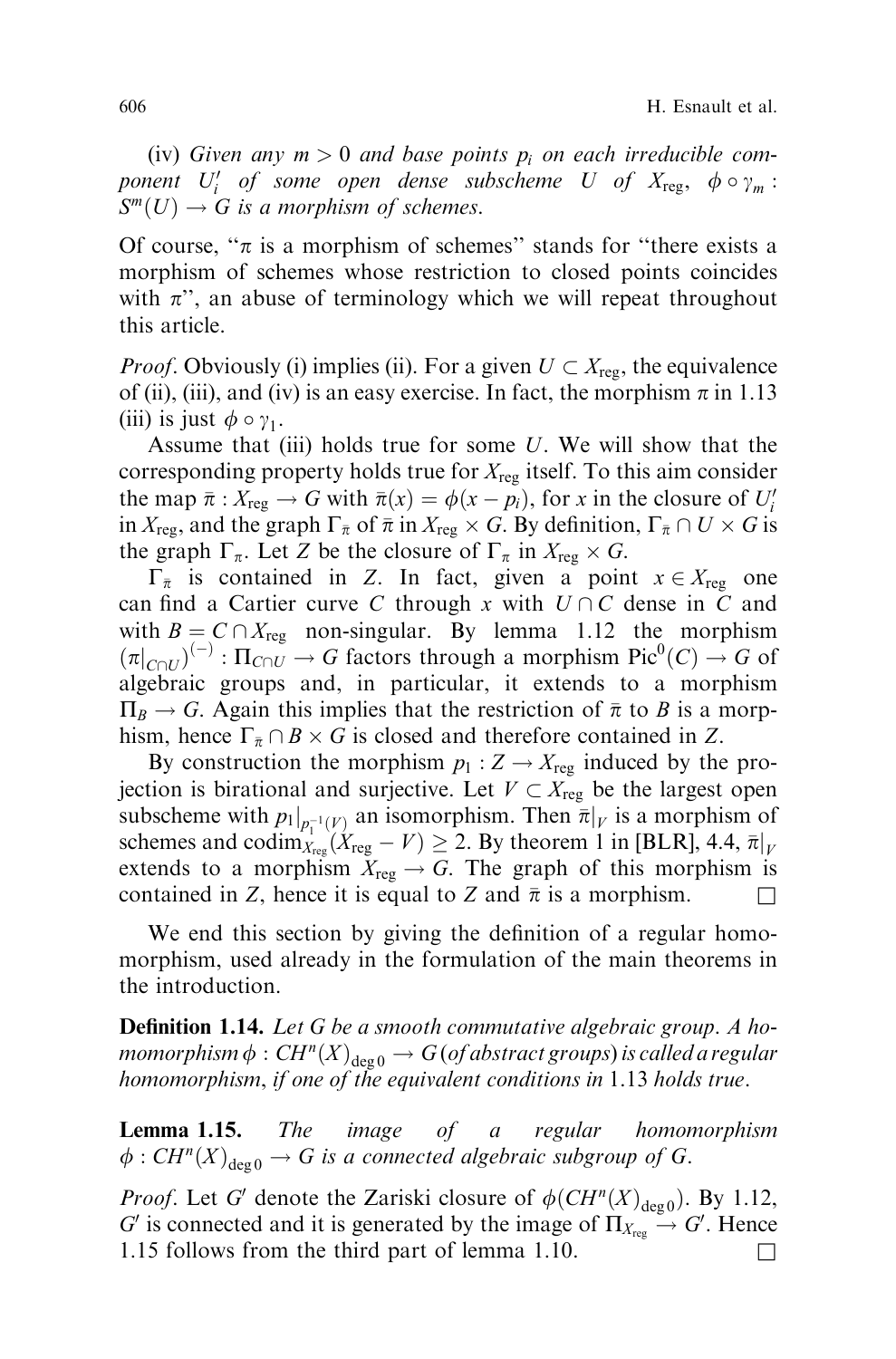(iv) *Given any $m > 0$ and base points $p_i$ on each irreducible component $U'_i$ of some open dense subscheme $U$ of $X_{\mathrm{reg}}$, $\phi \circ \gamma_m : S^m(U) \to G$ is a morphism of schemes.*

Of course, "$\pi$ is a morphism of schemes" stands for "there exists a morphism of schemes whose restriction to closed points coincides with $\pi$", an abuse of terminology which we will repeat throughout this article.

*Proof*. Obviously (i) implies (ii). For a given $U \subset X_{\mathrm{reg}}$, the equivalence of (ii), (iii), and (iv) is an easy exercise. In fact, the morphism $\pi$ in 1.13 (iii) is just $\phi \circ \gamma_1$.

Assume that (iii) holds true for some $U$. We will show that the corresponding property holds true for $X_{\mathrm{reg}}$ itself. To this aim consider the map $\bar{\pi} : X_{\mathrm{reg}} \to G$ with $\bar{\pi}(x) = \phi(x - p_i)$, for $x$ in the closure of $U'_i$ in $X_{\mathrm{reg}}$, and the graph $\Gamma_{\bar{\pi}}$ of $\bar{\pi}$ in $X_{\mathrm{reg}} \times G$. By definition, $\Gamma_{\bar{\pi}} \cap U \times G$ is the graph $\Gamma_\pi$. Let $Z$ be the closure of $\Gamma_\pi$ in $X_{\mathrm{reg}} \times G$.

$\Gamma_{\bar{\pi}}$ is contained in $Z$. In fact, given a point $x \in X_{\mathrm{reg}}$ one can find a Cartier curve $C$ through $x$ with $U \cap C$ dense in $C$ and with $B = C \cap X_{\mathrm{reg}}$ non-singular. By lemma 1.12 the morphism $(\pi|_{C \cap U})^{(-)} : \Pi_{C \cap U} \to G$ factors through a morphism $\mathrm{Pic}^0(C) \to G$ of algebraic groups and, in particular, it extends to a morphism $\Pi_B \to G$. Again this implies that the restriction of $\bar{\pi}$ to $B$ is a morphism, hence $\Gamma_{\bar{\pi}} \cap B \times G$ is closed and therefore contained in $Z$.

By construction the morphism $p_1 : Z \to X_{\mathrm{reg}}$ induced by the projection is birational and surjective. Let $V \subset X_{\mathrm{reg}}$ be the largest open subscheme with $p_1|_{p_1^{-1}(V)}$ an isomorphism. Then $\bar{\pi}|_V$ is a morphism of schemes and $\mathrm{codim}_{X_{\mathrm{reg}}}(X_{\mathrm{reg}} - V) \geq 2$. By theorem 1 in [BLR], 4.4, $\bar{\pi}|_V$ extends to a morphism $X_{\mathrm{reg}} \to G$. The graph of this morphism is contained in $Z$, hence it is equal to $Z$ and $\bar{\pi}$ is a morphism. $\square$

We end this section by giving the definition of a regular homomorphism, used already in the formulation of the main theorems in the introduction.

**Definition 1.14.** *Let $G$ be a smooth commutative algebraic group. A homomorphism $\phi : CH^n(X)_{\deg 0} \to G$ (of abstract groups) is called a regular homomorphism, if one of the equivalent conditions in 1.13 holds true.*

**Lemma 1.15.** *The image of a regular homomorphism $\phi : CH^n(X)_{\deg 0} \to G$ is a connected algebraic subgroup of $G$.*

*Proof*. Let $G'$ denote the Zariski closure of $\phi(CH^n(X)_{\deg 0})$. By 1.12, $G'$ is connected and it is generated by the image of $\Pi_{X_{\mathrm{reg}}} \to G'$. Hence 1.15 follows from the third part of lemma 1.10. $\square$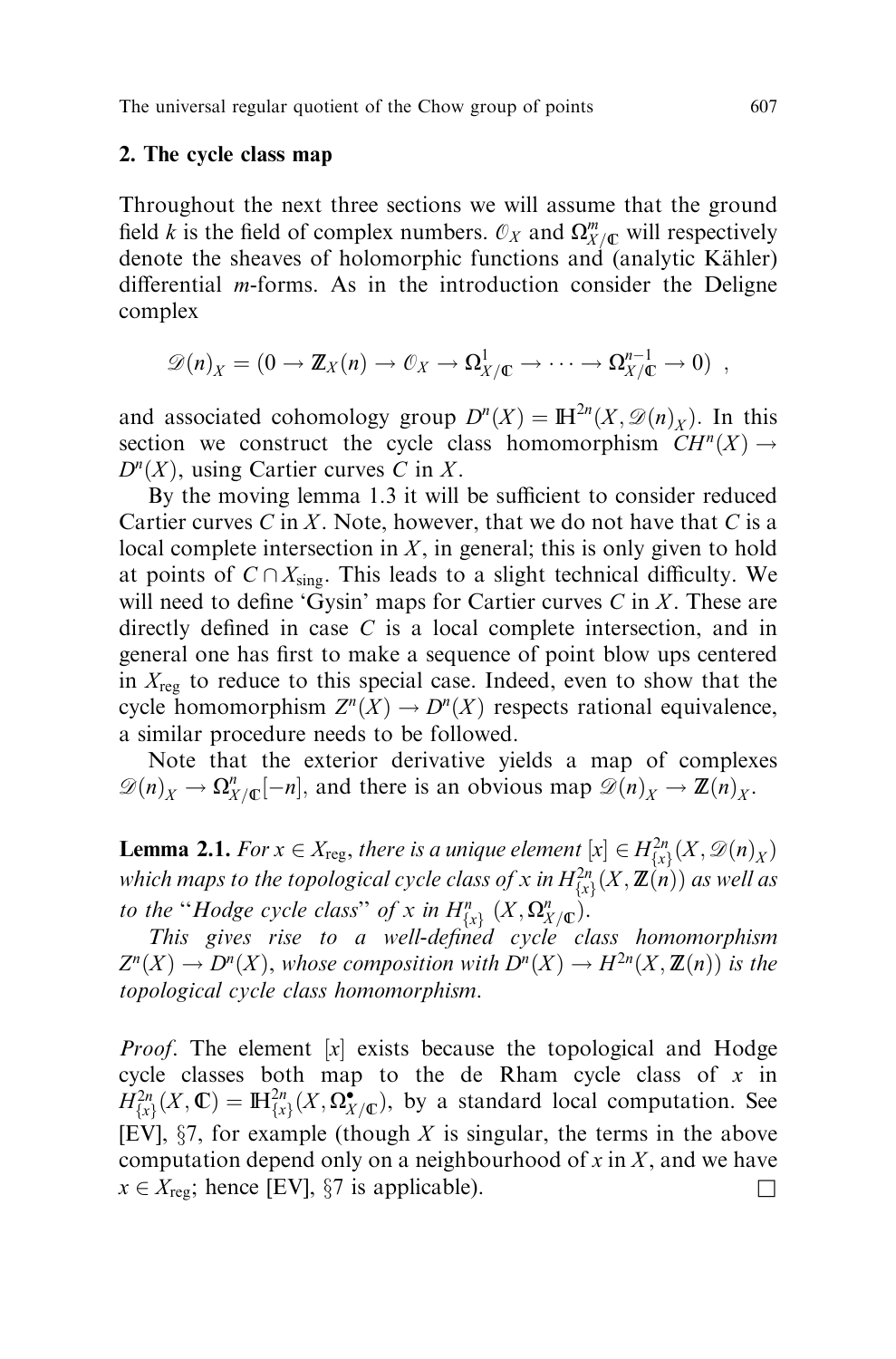## 2. The cycle class map

Throughout the next three sections we will assume that the ground field $k$ is the field of complex numbers. $\mathcal{O}_X$ and $\Omega^m_{X/\mathbb{C}}$ will respectively denote the sheaves of holomorphic functions and (analytic Kähler) differential $m$-forms. As in the introduction consider the Deligne complex

$$\mathscr{D}(n)_X = (0 \to \mathbb{Z}_X(n) \to \mathcal{O}_X \to \Omega^1_{X/\mathbb{C}} \to \cdots \to \Omega^{n-1}_{X/\mathbb{C}} \to 0) \ ,$$

and associated cohomology group $D^n(X) = \mathbb{H}^{2n}(X, \mathscr{D}(n)_X)$. In this section we construct the cycle class homomorphism $CH^n(X) \to D^n(X)$, using Cartier curves $C$ in $X$.

By the moving lemma 1.3 it will be sufficient to consider reduced Cartier curves $C$ in $X$. Note, however, that we do not have that $C$ is a local complete intersection in $X$, in general; this is only given to hold at points of $C \cap X_{\text{sing}}$. This leads to a slight technical difficulty. We will need to define 'Gysin' maps for Cartier curves $C$ in $X$. These are directly defined in case $C$ is a local complete intersection, and in general one has first to make a sequence of point blow ups centered in $X_{\text{reg}}$ to reduce to this special case. Indeed, even to show that the cycle homomorphism $Z^n(X) \to D^n(X)$ respects rational equivalence, a similar procedure needs to be followed.

Note that the exterior derivative yields a map of complexes $\mathscr{D}(n)_X \to \Omega^n_{X/\mathbb{C}}[-n]$, and there is an obvious map $\mathscr{D}(n)_X \to \mathbb{Z}(n)_X$.

**Lemma 2.1.** *For $x \in X_{\text{reg}}$, there is a unique element $[x] \in H^{2n}_{\{x\}}(X, \mathscr{D}(n)_X)$ which maps to the topological cycle class of $x$ in $H^{2n}_{\{x\}}(X, \mathbb{Z}(n))$ as well as to the "Hodge cycle class" of $x$ in $H^n_{\{x\}}(X, \Omega^n_{X/\mathbb{C}})$.*

*This gives rise to a well-defined cycle class homomorphism $Z^n(X) \to D^n(X)$, whose composition with $D^n(X) \to H^{2n}(X, \mathbb{Z}(n))$ is the topological cycle class homomorphism.*

*Proof*. The element $[x]$ exists because the topological and Hodge cycle classes both map to the de Rham cycle class of $x$ in $H^{2n}_{\{x\}}(X, \mathbb{C}) = \mathbb{H}^{2n}_{\{x\}}(X, \Omega^{\bullet}_{X/\mathbb{C}})$, by a standard local computation. See [EV], §7, for example (though $X$ is singular, the terms in the above computation depend only on a neighbourhood of $x$ in $X$, and we have $x \in X_{\text{reg}}$; hence [EV], §7 is applicable). □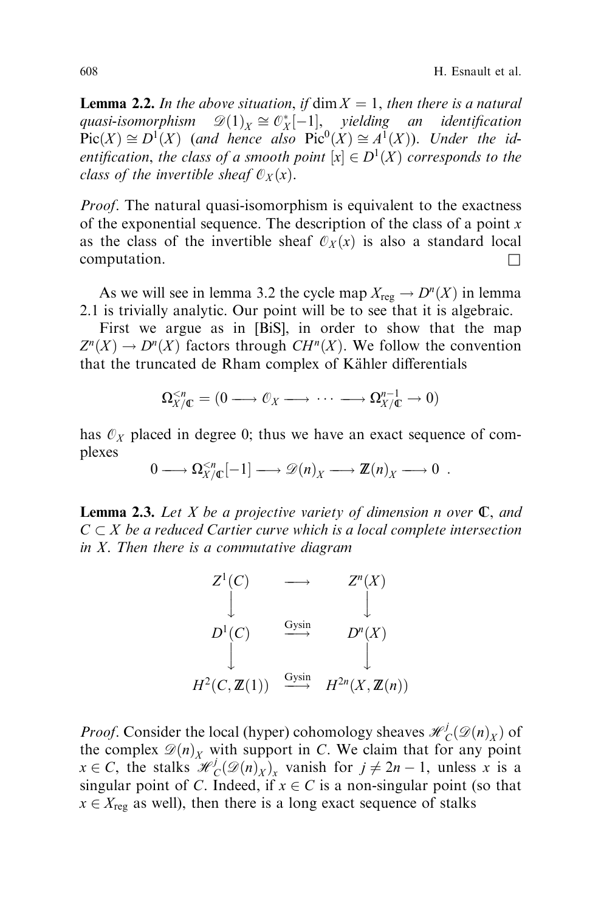**Lemma 2.2.** *In the above situation, if* $\dim X = 1$, *then there is a natural quasi-isomorphism* $\mathscr{D}(1)_X \cong \mathcal{O}_X^*[-1]$, *yielding an identification* $\mathrm{Pic}(X) \cong D^1(X)$ (*and hence also* $\mathrm{Pic}^0(X) \cong A^1(X)$). *Under the identification, the class of a smooth point* $[x] \in D^1(X)$ *corresponds to the class of the invertible sheaf* $\mathcal{O}_X(x)$.

*Proof*. The natural quasi-isomorphism is equivalent to the exactness of the exponential sequence. The description of the class of a point $x$ as the class of the invertible sheaf $\mathcal{O}_X(x)$ is also a standard local computation. □

As we will see in lemma 3.2 the cycle map $X_{\mathrm{reg}} \to D^n(X)$ in lemma 2.1 is trivially analytic. Our point will be to see that it is algebraic.

First we argue as in [BiS], in order to show that the map $Z^n(X) \to D^n(X)$ factors through $CH^n(X)$. We follow the convention that the truncated de Rham complex of Kähler differentials

$$\Omega^{<n}_{X/\mathbb{C}} = (0 \longrightarrow \mathcal{O}_X \longrightarrow \cdots \longrightarrow \Omega^{n-1}_{X/\mathbb{C}} \to 0)$$

has $\mathcal{O}_X$ placed in degree 0; thus we have an exact sequence of complexes

$$0 \longrightarrow \Omega^{<n}_{X/\mathbb{C}}[-1] \longrightarrow \mathscr{D}(n)_X \longrightarrow \mathbb{Z}(n)_X \longrightarrow 0 \ .$$

**Lemma 2.3.** *Let* $X$ *be a projective variety of dimension* $n$ *over* $\mathbb{C}$, *and* $C \subset X$ *be a reduced Cartier curve which is a local complete intersection in* $X$. *Then there is a commutative diagram*

$$\begin{array}{ccc}
Z^1(C) & \longrightarrow & Z^n(X) \\
\downarrow & & \downarrow \\
D^1(C) & \xrightarrow{\text{Gysin}} & D^n(X) \\
\downarrow & & \downarrow \\
H^2(C, \mathbb{Z}(1)) & \xrightarrow{\text{Gysin}} & H^{2n}(X, \mathbb{Z}(n))
\end{array}$$

*Proof*. Consider the local (hyper) cohomology sheaves $\mathscr{H}^j_C(\mathscr{D}(n)_X)$ of the complex $\mathscr{D}(n)_X$ with support in $C$. We claim that for any point $x \in C$, the stalks $\mathscr{H}^j_C(\mathscr{D}(n)_X)_x$ vanish for $j \neq 2n-1$, unless $x$ is a singular point of $C$. Indeed, if $x \in C$ is a non-singular point (so that $x \in X_{\mathrm{reg}}$ as well), then there is a long exact sequence of stalks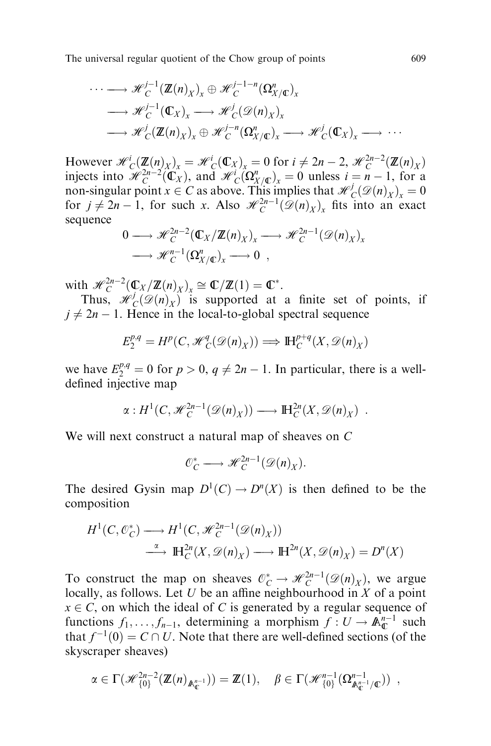$$\cdots \longrightarrow \mathscr{H}^{j-1}_C(\mathbb{Z}(n)_X)_x \oplus \mathscr{H}^{j-1-n}_C(\Omega^n_{X/\mathbb{C}})_x$$
$$\longrightarrow \mathscr{H}^{j-1}_C(\mathbb{C}_X)_x \longrightarrow \mathscr{H}^j_C(\mathscr{D}(n)_X)_x$$
$$\longrightarrow \mathscr{H}^j_C(\mathbb{Z}(n)_X)_x \oplus \mathscr{H}^{j-n}_C(\Omega^n_{X/\mathbb{C}})_x \longrightarrow \mathscr{H}^j_C(\mathbb{C}_X)_x \longrightarrow \cdots$$

However $\mathscr{H}^i_C(\mathbb{Z}(n)_X)_x = \mathscr{H}^i_C(\mathbb{C}_X)_x = 0$ for $i \neq 2n-2$, $\mathscr{H}^{2n-2}_C(\mathbb{Z}(n)_X)$ injects into $\mathscr{H}^{2n-2}_C(\mathbb{C}_X)$, and $\mathscr{H}^i_C(\Omega^n_{X/\mathbb{C}})_x = 0$ unless $i = n-1$, for a non-singular point $x \in C$ as above. This implies that $\mathscr{H}^j_C(\mathscr{D}(n)_X)_x = 0$ for $j \neq 2n-1$, for such $x$. Also $\mathscr{H}^{2n-1}_C(\mathscr{D}(n)_X)_x$ fits into an exact sequence

$$0 \longrightarrow \mathscr{H}^{2n-2}_C(\mathbb{C}_X/\mathbb{Z}(n)_X)_x \longrightarrow \mathscr{H}^{2n-1}_C(\mathscr{D}(n)_X)_x$$
$$\longrightarrow \mathscr{H}^{n-1}_C(\Omega^n_{X/\mathbb{C}})_x \longrightarrow 0 \ ,$$

with $\mathscr{H}^{2n-2}_C(\mathbb{C}_X/\mathbb{Z}(n)_X)_x \cong \mathbb{C}/\mathbb{Z}(1) = \mathbb{C}^*$.

Thus, $\mathscr{H}^j_C(\mathscr{D}(n)_X)$ is supported at a finite set of points, if $j \neq 2n-1$. Hence in the local-to-global spectral sequence

$$E_2^{p,q} = H^p(C, \mathscr{H}^q_C(\mathscr{D}(n)_X)) \Longrightarrow \mathbb{H}^{p+q}_C(X, \mathscr{D}(n)_X)$$

we have $E_2^{p,q} = 0$ for $p > 0$, $q \neq 2n-1$. In particular, there is a well-defined injective map

$$\alpha : H^1(C, \mathscr{H}^{2n-1}_C(\mathscr{D}(n)_X)) \longrightarrow \mathbb{H}^{2n}_C(X, \mathscr{D}(n)_X) \ .$$

We will next construct a natural map of sheaves on $C$

$$\mathcal{O}^*_C \longrightarrow \mathscr{H}^{2n-1}_C(\mathscr{D}(n)_X).$$

The desired Gysin map $D^1(C) \to D^n(X)$ is then defined to be the composition

$$H^1(C, \mathcal{O}^*_C) \longrightarrow H^1(C, \mathscr{H}^{2n-1}_C(\mathscr{D}(n)_X))$$
$$\xrightarrow{\ \alpha\ } \mathbb{H}^{2n}_C(X, \mathscr{D}(n)_X) \longrightarrow \mathbb{H}^{2n}(X, \mathscr{D}(n)_X) = D^n(X)$$

To construct the map on sheaves $\mathcal{O}^*_C \to \mathscr{H}^{2n-1}_C(\mathscr{D}(n)_X)$, we argue locally, as follows. Let $U$ be an affine neighbourhood in $X$ of a point $x \in C$, on which the ideal of $C$ is generated by a regular sequence of functions $f_1, \ldots, f_{n-1}$, determining a morphism $f : U \to \mathbb{A}^{n-1}_{\mathbb{C}}$ such that $f^{-1}(0) = C \cap U$. Note that there are well-defined sections (of the skyscraper sheaves)

$$\alpha \in \Gamma(\mathscr{H}^{2n-2}_{\{0\}}(\mathbb{Z}(n)_{\mathbb{A}^{n-1}_{\mathbb{C}}})) = \mathbb{Z}(1), \quad \beta \in \Gamma(\mathscr{H}^{n-1}_{\{0\}}(\Omega^{n-1}_{\mathbb{A}^{n-1}_{\mathbb{C}}/\mathbb{C}})) \ ,$$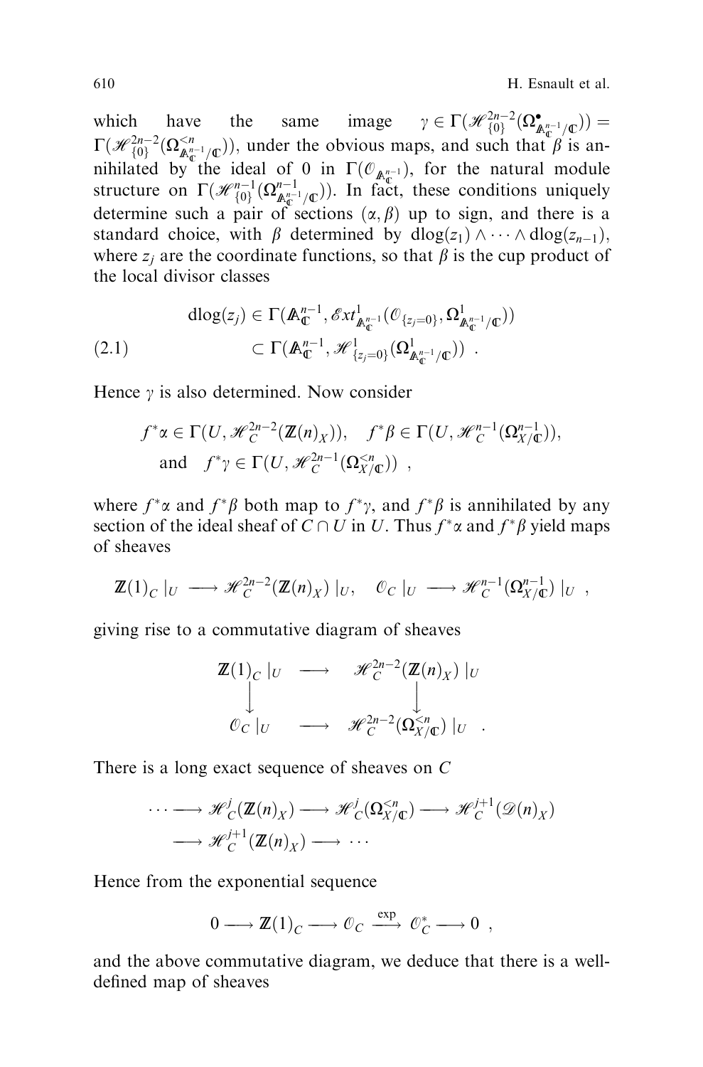which have the same image $\gamma \in \Gamma(\mathscr{H}^{2n-2}_{\{0\}}(\Omega^{\bullet}_{\mathbb{A}^{n-1}_{\mathbb{C}}/\mathbb{C}})) = \Gamma(\mathscr{H}^{2n-2}_{\{0\}}(\Omega^{<n}_{\mathbb{A}^{n-1}_{\mathbb{C}}/\mathbb{C}}))$, under the obvious maps, and such that $\beta$ is annihilated by the ideal of 0 in $\Gamma(\mathscr{O}_{\mathbb{A}^{n-1}_{\mathbb{C}}})$, for the natural module structure on $\Gamma(\mathscr{H}^{n-1}_{\{0\}}(\Omega^{n-1}_{\mathbb{A}^{n-1}_{\mathbb{C}}/\mathbb{C}}))$. In fact, these conditions uniquely determine such a pair of sections $(\alpha, \beta)$ up to sign, and there is a standard choice, with $\beta$ determined by $\mathrm{dlog}(z_1) \wedge \cdots \wedge \mathrm{dlog}(z_{n-1})$, where $z_j$ are the coordinate functions, so that $\beta$ is the cup product of the local divisor classes

$$
\begin{aligned}
\mathrm{dlog}(z_j) &\in \Gamma(\mathbb{A}^{n-1}_{\mathbb{C}}, \mathscr{E}xt^1_{\mathbb{A}^{n-1}_{\mathbb{C}}}(\mathscr{O}_{\{z_j=0\}}, \Omega^1_{\mathbb{A}^{n-1}_{\mathbb{C}}/\mathbb{C}})) \\
&\subset \Gamma(\mathbb{A}^{n-1}_{\mathbb{C}}, \mathscr{H}^1_{\{z_j=0\}}(\Omega^1_{\mathbb{A}^{n-1}_{\mathbb{C}}/\mathbb{C}})) \ .
\end{aligned} \tag{2.1}
$$

Hence $\gamma$ is also determined. Now consider

$$
f^*\alpha \in \Gamma(U, \mathscr{H}^{2n-2}_C(\mathbb{Z}(n)_X)), \quad f^*\beta \in \Gamma(U, \mathscr{H}^{n-1}_C(\Omega^{n-1}_{X/\mathbb{C}})),
$$
$$
\text{and} \quad f^*\gamma \in \Gamma(U, \mathscr{H}^{2n-1}_C(\Omega^{<n}_{X/\mathbb{C}})) \ ,
$$

where $f^*\alpha$ and $f^*\beta$ both map to $f^*\gamma$, and $f^*\beta$ is annihilated by any section of the ideal sheaf of $C \cap U$ in $U$. Thus $f^*\alpha$ and $f^*\beta$ yield maps of sheaves

$$
\mathbb{Z}(1)_C \mid_U \longrightarrow \mathscr{H}^{2n-2}_C(\mathbb{Z}(n)_X) \mid_U, \quad \mathscr{O}_C \mid_U \longrightarrow \mathscr{H}^{n-1}_C(\Omega^{n-1}_{X/\mathbb{C}}) \mid_U \ ,
$$

giving rise to a commutative diagram of sheaves

$$
\begin{array}{ccc}
\mathbb{Z}(1)_C \mid_U & \longrightarrow & \mathscr{H}^{2n-2}_C(\mathbb{Z}(n)_X) \mid_U \\
\big\downarrow & & \big\downarrow \\
\mathscr{O}_C \mid_U & \longrightarrow & \mathscr{H}^{2n-2}_C(\Omega^{<n}_{X/\mathbb{C}}) \mid_U
\end{array} \ .
$$

There is a long exact sequence of sheaves on $C$

$$
\begin{aligned}
\cdots \longrightarrow \mathscr{H}^j_C(\mathbb{Z}(n)_X) \longrightarrow \mathscr{H}^j_C(\Omega^{<n}_{X/\mathbb{C}}) \longrightarrow \mathscr{H}^{j+1}_C(\mathscr{D}(n)_X) \\
\longrightarrow \mathscr{H}^{j+1}_C(\mathbb{Z}(n)_X) \longrightarrow \cdots
\end{aligned}
$$

Hence from the exponential sequence

$$
0 \longrightarrow \mathbb{Z}(1)_C \longrightarrow \mathscr{O}_C \xrightarrow{\exp} \mathscr{O}^*_C \longrightarrow 0 \ ,
$$

and the above commutative diagram, we deduce that there is a well-defined map of sheaves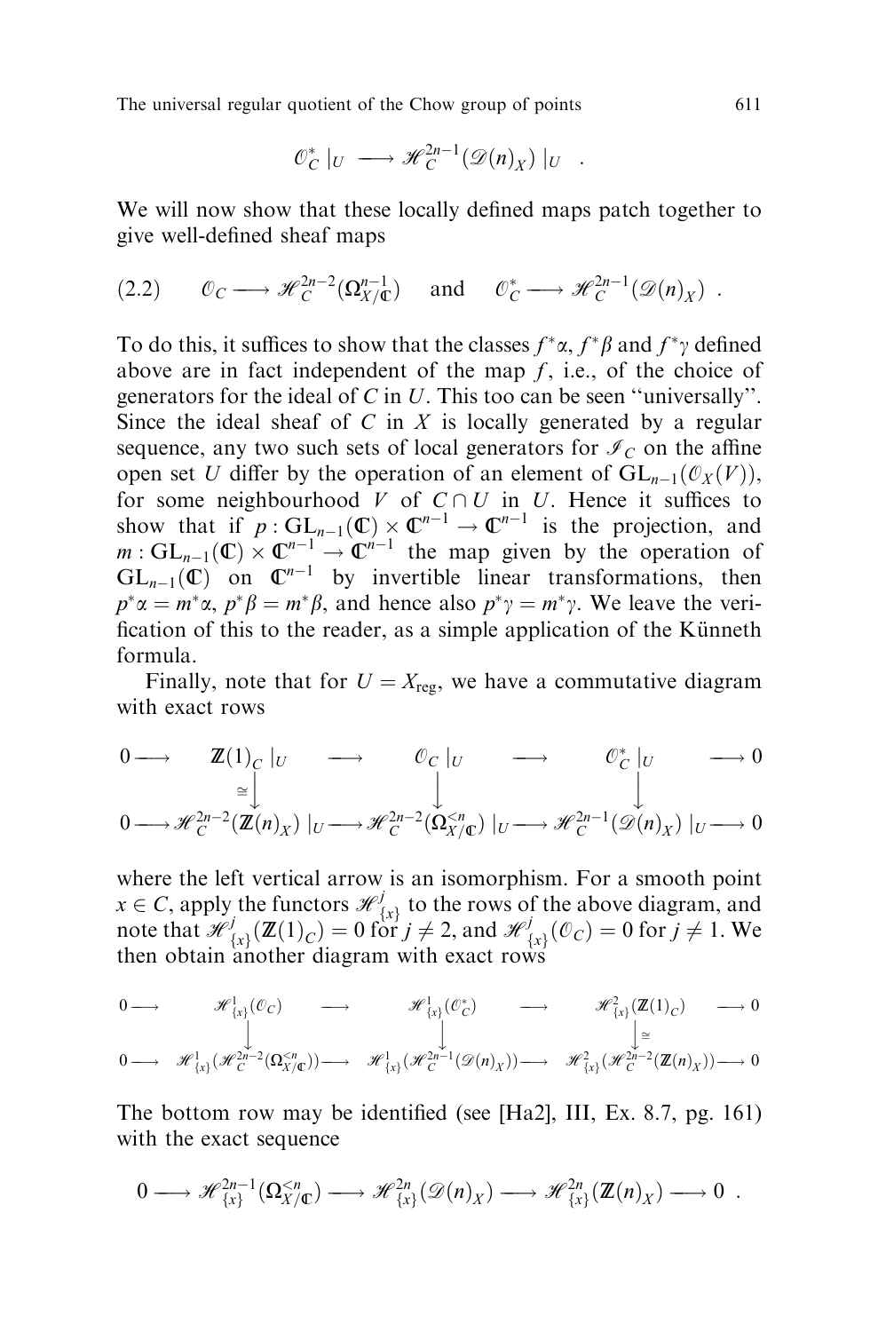$$\mathcal{O}_C^* \mid_U \longrightarrow \mathcal{H}_C^{2n-1}(\mathcal{D}(n)_X) \mid_U \quad .$$

We will now show that these locally defined maps patch together to give well-defined sheaf maps

$$(2.2) \qquad \mathcal{O}_C \longrightarrow \mathcal{H}_C^{2n-2}(\Omega_{X/\mathbb{C}}^{n-1}) \quad \text{and} \quad \mathcal{O}_C^* \longrightarrow \mathcal{H}_C^{2n-1}(\mathcal{D}(n)_X) \ .$$

To do this, it suffices to show that the classes $f^*\alpha$, $f^*\beta$ and $f^*\gamma$ defined above are in fact independent of the map $f$, i.e., of the choice of generators for the ideal of $C$ in $U$. This too can be seen "universally". Since the ideal sheaf of $C$ in $X$ is locally generated by a regular sequence, any two such sets of local generators for $\mathcal{I}_C$ on the affine open set $U$ differ by the operation of an element of $\mathrm{GL}_{n-1}(\mathcal{O}_X(V))$, for some neighbourhood $V$ of $C \cap U$ in $U$. Hence it suffices to show that if $p : \mathrm{GL}_{n-1}(\mathbb{C}) \times \mathbb{C}^{n-1} \to \mathbb{C}^{n-1}$ is the projection, and $m : \mathrm{GL}_{n-1}(\mathbb{C}) \times \mathbb{C}^{n-1} \to \mathbb{C}^{n-1}$ the map given by the operation of $\mathrm{GL}_{n-1}(\mathbb{C})$ on $\mathbb{C}^{n-1}$ by invertible linear transformations, then $p^*\alpha = m^*\alpha$, $p^*\beta = m^*\beta$, and hence also $p^*\gamma = m^*\gamma$. We leave the verification of this to the reader, as a simple application of the Künneth formula.

Finally, note that for $U = X_{\mathrm{reg}}$, we have a commutative diagram with exact rows

$$\begin{array}{ccccccccc}
0 \longrightarrow & \mathbb{Z}(1)_C \mid_U & \longrightarrow & \mathcal{O}_C \mid_U & \longrightarrow & \mathcal{O}_C^* \mid_U & \longrightarrow 0 \\
& \cong\downarrow & & \downarrow & & \downarrow & \\
0 \longrightarrow & \mathcal{H}_C^{2n-2}(\mathbb{Z}(n)_X) \mid_U & \longrightarrow & \mathcal{H}_C^{2n-2}(\Omega_{X/\mathbb{C}}^{<n}) \mid_U & \longrightarrow & \mathcal{H}_C^{2n-1}(\mathcal{D}(n)_X) \mid_U & \longrightarrow 0
\end{array}$$

where the left vertical arrow is an isomorphism. For a smooth point $x \in C$, apply the functors $\mathcal{H}_{\{x\}}^j$ to the rows of the above diagram, and note that $\mathcal{H}_{\{x\}}^j(\mathbb{Z}(1)_C) = 0$ for $j \neq 2$, and $\mathcal{H}_{\{x\}}^j(\mathcal{O}_C) = 0$ for $j \neq 1$. We then obtain another diagram with exact rows

$$\begin{array}{ccccccccc}
0 \longrightarrow & \mathcal{H}_{\{x\}}^1(\mathcal{O}_C) & \longrightarrow & \mathcal{H}_{\{x\}}^1(\mathcal{O}_C^*) & \longrightarrow & \mathcal{H}_{\{x\}}^2(\mathbb{Z}(1)_C) & \longrightarrow 0 \\
& \downarrow & & \downarrow & & \downarrow\cong & \\
0 \longrightarrow & \mathcal{H}_{\{x\}}^1(\mathcal{H}_C^{2n-2}(\Omega_{X/\mathbb{C}}^{<n})) & \longrightarrow & \mathcal{H}_{\{x\}}^1(\mathcal{H}_C^{2n-1}(\mathcal{D}(n)_X)) & \longrightarrow & \mathcal{H}_{\{x\}}^2(\mathcal{H}_C^{2n-2}(\mathbb{Z}(n)_X)) & \longrightarrow 0
\end{array}$$

The bottom row may be identified (see [Ha2], III, Ex. 8.7, pg. 161) with the exact sequence

$$0 \longrightarrow \mathcal{H}_{\{x\}}^{2n-1}(\Omega_{X/\mathbb{C}}^{<n}) \longrightarrow \mathcal{H}_{\{x\}}^{2n}(\mathcal{D}(n)_X) \longrightarrow \mathcal{H}_{\{x\}}^{2n}(\mathbb{Z}(n)_X) \longrightarrow 0 \ .$$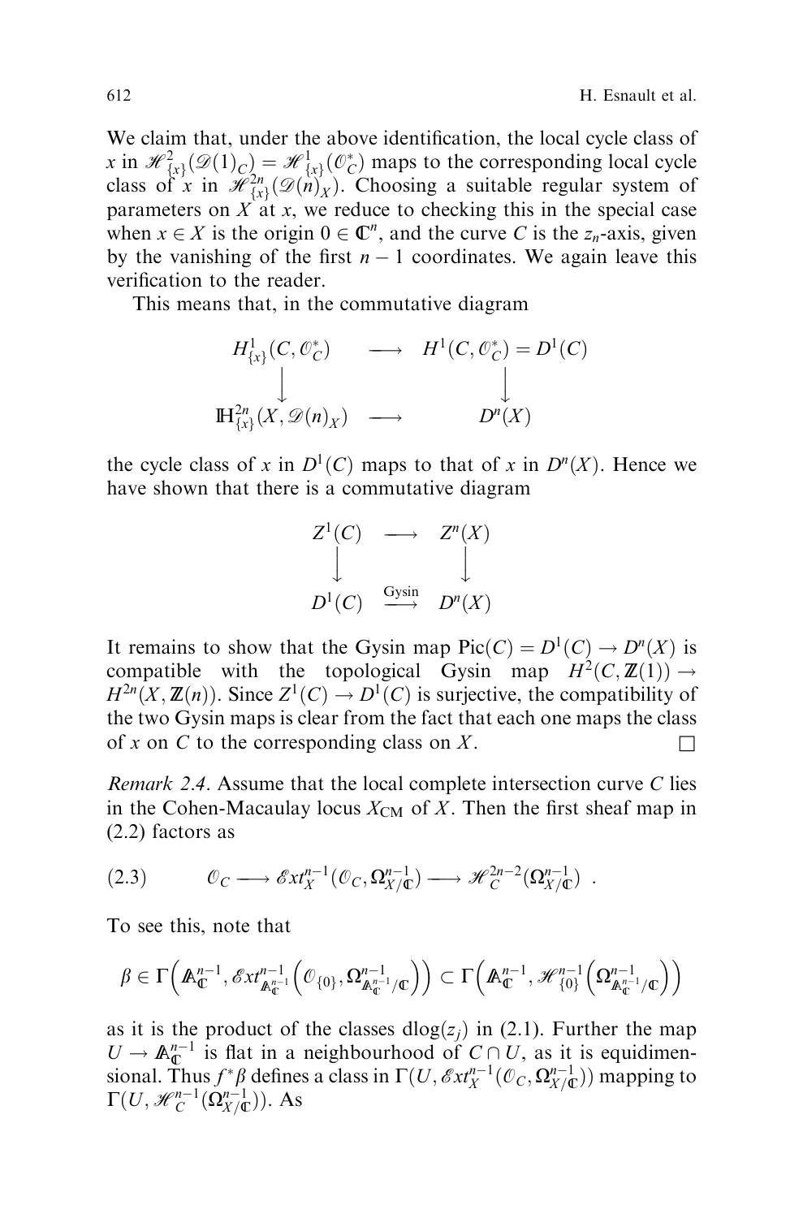We claim that, under the above identification, the local cycle class of $x$ in $\mathscr{H}^2_{\{x\}}(\mathscr{D}(1)_C) = \mathscr{H}^1_{\{x\}}(\mathcal{O}_C^*)$ maps to the corresponding local cycle class of $x$ in $\mathscr{H}^{2n}_{\{x\}}(\mathscr{D}(n)_X)$. Choosing a suitable regular system of parameters on $X$ at $x$, we reduce to checking this in the special case when $x \in X$ is the origin $0 \in \mathbb{C}^n$, and the curve $C$ is the $z_n$-axis, given by the vanishing of the first $n-1$ coordinates. We again leave this verification to the reader.

This means that, in the commutative diagram

$$
\begin{array}{ccc}
H^1_{\{x\}}(C, \mathcal{O}_C^*) & \longrightarrow & H^1(C, \mathcal{O}_C^*) = D^1(C) \\
\big\downarrow & & \big\downarrow \\
\mathbb{H}^{2n}_{\{x\}}(X, \mathscr{D}(n)_X) & \longrightarrow & D^n(X)
\end{array}
$$

the cycle class of $x$ in $D^1(C)$ maps to that of $x$ in $D^n(X)$. Hence we have shown that there is a commutative diagram

$$
\begin{array}{ccc}
Z^1(C) & \longrightarrow & Z^n(X) \\
\big\downarrow & & \big\downarrow \\
D^1(C) & \xrightarrow{\text{Gysin}} & D^n(X)
\end{array}
$$

It remains to show that the Gysin map $\mathrm{Pic}(C) = D^1(C) \to D^n(X)$ is compatible with the topological Gysin map $H^2(C, \mathbb{Z}(1)) \to H^{2n}(X, \mathbb{Z}(n))$. Since $Z^1(C) \to D^1(C)$ is surjective, the compatibility of the two Gysin maps is clear from the fact that each one maps the class of $x$ on $C$ to the corresponding class on $X$. $\square$

*Remark 2.4*. Assume that the local complete intersection curve $C$ lies in the Cohen-Macaulay locus $X_{\mathrm{CM}}$ of $X$. Then the first sheaf map in (2.2) factors as

$$
\mathcal{O}_C \longrightarrow \mathscr{E}xt^{n-1}_X(\mathcal{O}_C, \Omega^{n-1}_{X/\mathbb{C}}) \longrightarrow \mathscr{H}^{2n-2}_C(\Omega^{n-1}_{X/\mathbb{C}}) \quad . \tag{2.3}
$$

To see this, note that

$$
\beta \in \Gamma\Big(\mathbb{A}^{n-1}_{\mathbb{C}}, \mathscr{E}xt^{n-1}_{\mathbb{A}^{n-1}_{\mathbb{C}}}\Big(\mathcal{O}_{\{0\}}, \Omega^{n-1}_{\mathbb{A}^{n-1}_{\mathbb{C}}/\mathbb{C}}\Big)\Big) \subset \Gamma\Big(\mathbb{A}^{n-1}_{\mathbb{C}}, \mathscr{H}^{n-1}_{\{0\}}\Big(\Omega^{n-1}_{\mathbb{A}^{n-1}_{\mathbb{C}}/\mathbb{C}}\Big)\Big)
$$

as it is the product of the classes $\mathrm{dlog}(z_j)$ in (2.1). Further the map $U \to \mathbb{A}^{n-1}_{\mathbb{C}}$ is flat in a neighbourhood of $C \cap U$, as it is equidimensional. Thus $f^*\beta$ defines a class in $\Gamma(U, \mathscr{E}xt^{n-1}_X(\mathcal{O}_C, \Omega^{n-1}_{X/\mathbb{C}}))$ mapping to $\Gamma(U, \mathscr{H}^{n-1}_C(\Omega^{n-1}_{X/\mathbb{C}}))$. As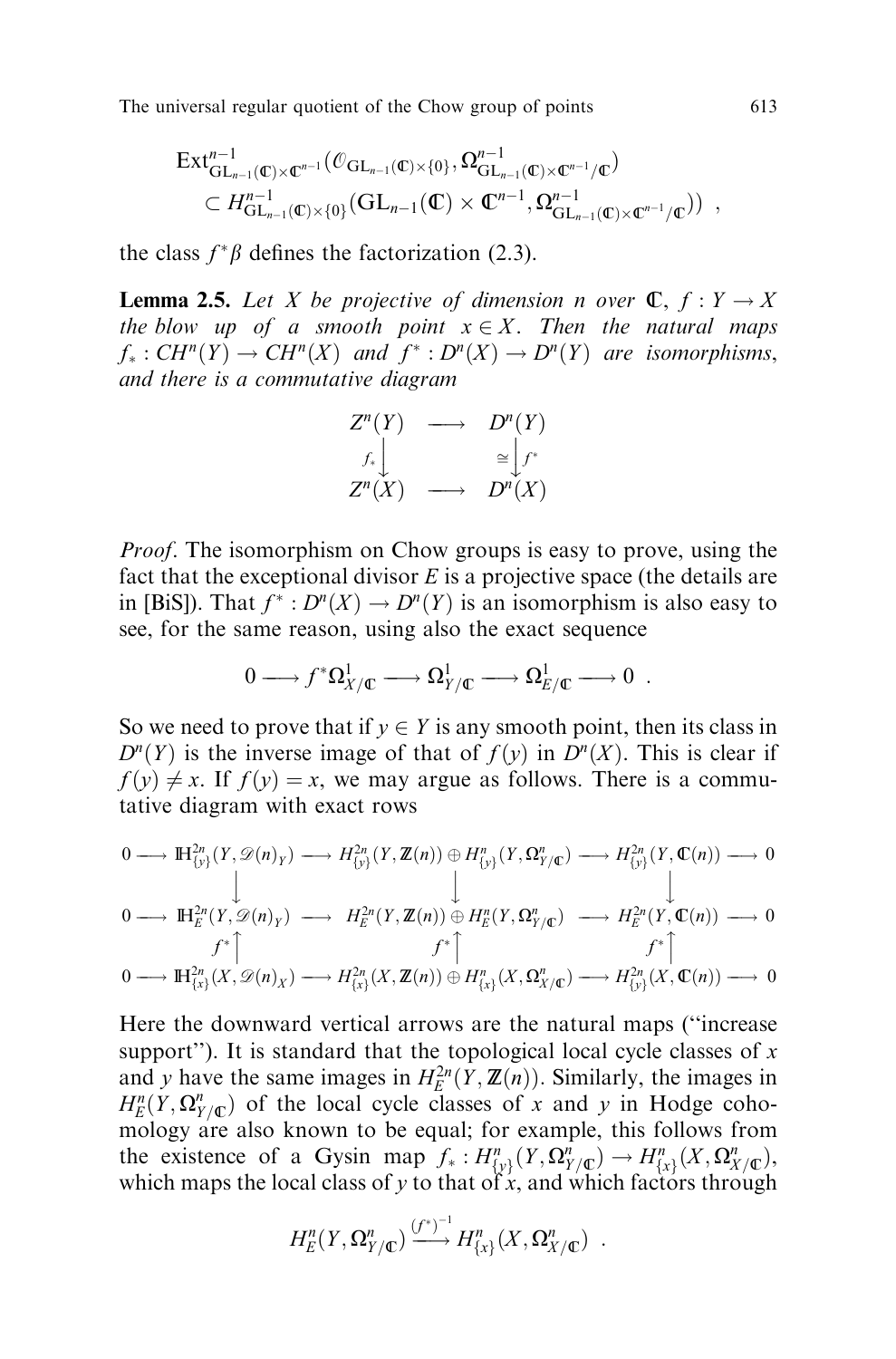$$\operatorname{Ext}^{n-1}_{\mathrm{GL}_{n-1}(\mathbb{C})\times\mathbb{C}^{n-1}}(\mathcal{O}_{\mathrm{GL}_{n-1}(\mathbb{C})\times\{0\}}, \Omega^{n-1}_{\mathrm{GL}_{n-1}(\mathbb{C})\times\mathbb{C}^{n-1}/\mathbb{C}})$$
$$\subset H^{n-1}_{\mathrm{GL}_{n-1}(\mathbb{C})\times\{0\}}(\mathrm{GL}_{n-1}(\mathbb{C})\times\mathbb{C}^{n-1}, \Omega^{n-1}_{\mathrm{GL}_{n-1}(\mathbb{C})\times\mathbb{C}^{n-1}/\mathbb{C}})) \ ,$$

the class $f^*\beta$ defines the factorization (2.3).

**Lemma 2.5.** *Let $X$ be projective of dimension $n$ over $\mathbb{C}$, $f : Y \to X$ the blow up of a smooth point $x \in X$. Then the natural maps $f_* : CH^n(Y) \to CH^n(X)$ and $f^* : D^n(X) \to D^n(Y)$ are isomorphisms, and there is a commutative diagram*

$$\begin{array}{ccc} Z^n(Y) & \longrightarrow & D^n(Y) \\ {\scriptstyle f_*}\downarrow & & \cong\downarrow{\scriptstyle f^*} \\ Z^n(X) & \longrightarrow & D^n(X) \end{array}$$

*Proof.* The isomorphism on Chow groups is easy to prove, using the fact that the exceptional divisor $E$ is a projective space (the details are in [BiS]). That $f^* : D^n(X) \to D^n(Y)$ is an isomorphism is also easy to see, for the same reason, using also the exact sequence

$$0 \longrightarrow f^*\Omega^1_{X/\mathbb{C}} \longrightarrow \Omega^1_{Y/\mathbb{C}} \longrightarrow \Omega^1_{E/\mathbb{C}} \longrightarrow 0 \ .$$

So we need to prove that if $y \in Y$ is any smooth point, then its class in $D^n(Y)$ is the inverse image of that of $f(y)$ in $D^n(X)$. This is clear if $f(y) \neq x$. If $f(y) = x$, we may argue as follows. There is a commutative diagram with exact rows

$$\begin{array}{ccccccccc}
0 \longrightarrow & \mathbb{H}^{2n}_{\{y\}}(Y, \mathcal{D}(n)_Y) & \longrightarrow & H^{2n}_{\{y\}}(Y, \mathbb{Z}(n)) \oplus H^n_{\{y\}}(Y, \Omega^n_{Y/\mathbb{C}}) & \longrightarrow & H^{2n}_{\{y\}}(Y, \mathbb{C}(n)) & \longrightarrow 0 \\
& \downarrow & & \downarrow & & \downarrow & \\
0 \longrightarrow & \mathbb{H}^{2n}_{E}(Y, \mathcal{D}(n)_Y) & \longrightarrow & H^{2n}_{E}(Y, \mathbb{Z}(n)) \oplus H^n_{E}(Y, \Omega^n_{Y/\mathbb{C}}) & \longrightarrow & H^{2n}_{E}(Y, \mathbb{C}(n)) & \longrightarrow 0 \\
& {\scriptstyle f^*}\uparrow & & {\scriptstyle f^*}\uparrow & & {\scriptstyle f^*}\uparrow & \\
0 \longrightarrow & \mathbb{H}^{2n}_{\{x\}}(X, \mathcal{D}(n)_X) & \longrightarrow & H^{2n}_{\{x\}}(X, \mathbb{Z}(n)) \oplus H^n_{\{x\}}(X, \Omega^n_{X/\mathbb{C}}) & \longrightarrow & H^{2n}_{\{y\}}(X, \mathbb{C}(n)) & \longrightarrow 0
\end{array}$$

Here the downward vertical arrows are the natural maps ("increase support"). It is standard that the topological local cycle classes of $x$ and $y$ have the same images in $H^{2n}_E(Y, \mathbb{Z}(n))$. Similarly, the images in $H^n_E(Y, \Omega^n_{Y/\mathbb{C}})$ of the local cycle classes of $x$ and $y$ in Hodge cohomology are also known to be equal; for example, this follows from the existence of a Gysin map $f_* : H^n_{\{y\}}(Y, \Omega^n_{Y/\mathbb{C}}) \to H^n_{\{x\}}(X, \Omega^n_{X/\mathbb{C}})$, which maps the local class of $y$ to that of $x$, and which factors through

$$H^n_E(Y, \Omega^n_{Y/\mathbb{C}}) \xrightarrow{(f^*)^{-1}} H^n_{\{x\}}(X, \Omega^n_{X/\mathbb{C}}) \ .$$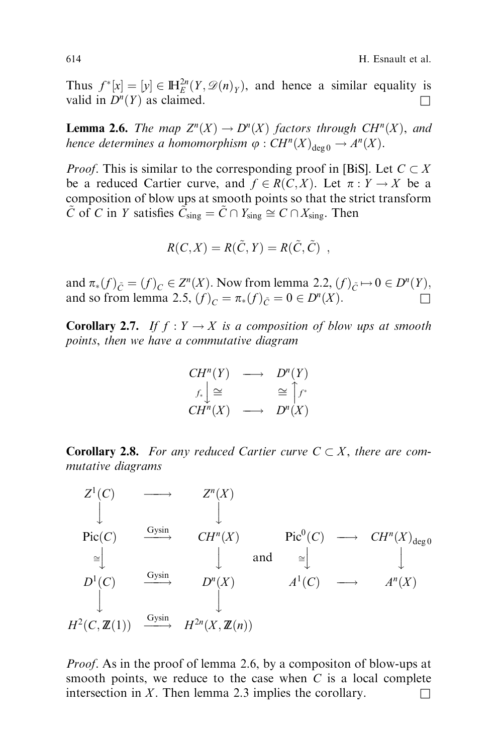Thus $f^*[x] = [y] \in \mathbb{H}^{2n}_E(Y, \mathcal{D}(n)_Y)$, and hence a similar equality is valid in $D^n(Y)$ as claimed. $\square$

**Lemma 2.6.** *The map $Z^n(X) \to D^n(X)$ factors through $CH^n(X)$, and hence determines a homomorphism $\varphi : CH^n(X)_{\deg 0} \to A^n(X)$.*

*Proof.* This is similar to the corresponding proof in [BiS]. Let $C \subset X$ be a reduced Cartier curve, and $f \in R(C, X)$. Let $\pi : Y \to X$ be a composition of blow ups at smooth points so that the strict transform $\tilde{C}$ of $C$ in $Y$ satisfies $\tilde{C}_{\text{sing}} = \tilde{C} \cap Y_{\text{sing}} \cong C \cap X_{\text{sing}}$. Then

$$R(C, X) = R(\tilde{C}, Y) = R(\tilde{C}, \tilde{C}) \ ,$$

and $\pi_*(f)_{\tilde{C}} = (f)_C \in Z^n(X)$. Now from lemma 2.2, $(f)_{\tilde{C}} \mapsto 0 \in D^n(Y)$, and so from lemma 2.5, $(f)_C = \pi_*(f)_{\tilde{C}} = 0 \in D^n(X)$. $\square$

**Corollary 2.7.** *If $f : Y \to X$ is a composition of blow ups at smooth points, then we have a commutative diagram*

$$\begin{array}{ccc} CH^n(Y) & \longrightarrow & D^n(Y) \\ {\scriptstyle f_*}\downarrow \cong & & \cong \uparrow {\scriptstyle f^*} \\ CH^n(X) & \longrightarrow & D^n(X) \end{array}$$

**Corollary 2.8.** *For any reduced Cartier curve $C \subset X$, there are commutative diagrams*

$$\begin{array}{ccc} Z^1(C) & \longrightarrow & Z^n(X) \\ \downarrow & & \downarrow \\ \mathrm{Pic}(C) & \xrightarrow{\text{Gysin}} & CH^n(X) \\ \cong\downarrow & & \downarrow \\ D^1(C) & \xrightarrow{\text{Gysin}} & D^n(X) \\ \downarrow & & \downarrow \\ H^2(C, \mathbb{Z}(1)) & \xrightarrow{\text{Gysin}} & H^{2n}(X, \mathbb{Z}(n)) \end{array} \quad \text{and} \quad \begin{array}{ccc} \mathrm{Pic}^0(C) & \longrightarrow & CH^n(X)_{\deg 0} \\ \cong\downarrow & & \downarrow \\ A^1(C) & \longrightarrow & A^n(X) \end{array}$$

*Proof.* As in the proof of lemma 2.6, by a compositon of blow-ups at smooth points, we reduce to the case when $C$ is a local complete intersection in $X$. Then lemma 2.3 implies the corollary. $\square$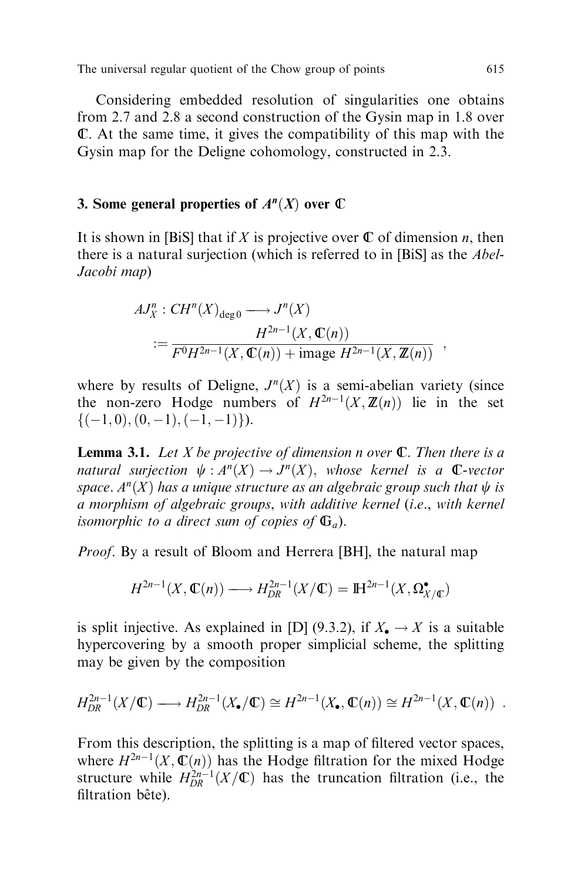Considering embedded resolution of singularities one obtains from 2.7 and 2.8 a second construction of the Gysin map in 1.8 over $\mathbb{C}$. At the same time, it gives the compatibility of this map with the Gysin map for the Deligne cohomology, constructed in 2.3.

## 3. Some general properties of $A^n(X)$ over $\mathbb{C}$

It is shown in [BiS] that if $X$ is projective over $\mathbb{C}$ of dimension $n$, then there is a natural surjection (which is referred to in [BiS] as the *Abel-Jacobi map*)

$$AJ_X^n : CH^n(X)_{\deg 0} \longrightarrow J^n(X) := \frac{H^{2n-1}(X, \mathbb{C}(n))}{F^0 H^{2n-1}(X, \mathbb{C}(n)) + \text{image } H^{2n-1}(X, \mathbb{Z}(n))} \ ,$$

where by results of Deligne, $J^n(X)$ is a semi-abelian variety (since the non-zero Hodge numbers of $H^{2n-1}(X, \mathbb{Z}(n))$ lie in the set $\{(-1,0), (0,-1), (-1,-1)\}$).

**Lemma 3.1.** *Let $X$ be projective of dimension $n$ over $\mathbb{C}$. Then there is a natural surjection $\psi : A^n(X) \to J^n(X)$, whose kernel is a $\mathbb{C}$-vector space. $A^n(X)$ has a unique structure as an algebraic group such that $\psi$ is a morphism of algebraic groups, with additive kernel (i.e., with kernel isomorphic to a direct sum of copies of $\mathbb{G}_a$).*

*Proof*. By a result of Bloom and Herrera [BH], the natural map

$$H^{2n-1}(X, \mathbb{C}(n)) \longrightarrow H^{2n-1}_{DR}(X/\mathbb{C}) = \mathbb{H}^{2n-1}(X, \Omega^\bullet_{X/\mathbb{C}})$$

is split injective. As explained in [D] (9.3.2), if $X_\bullet \to X$ is a suitable hypercovering by a smooth proper simplicial scheme, the splitting may be given by the composition

$$H^{2n-1}_{DR}(X/\mathbb{C}) \longrightarrow H^{2n-1}_{DR}(X_\bullet/\mathbb{C}) \cong H^{2n-1}(X_\bullet, \mathbb{C}(n)) \cong H^{2n-1}(X, \mathbb{C}(n)) \ .$$

From this description, the splitting is a map of filtered vector spaces, where $H^{2n-1}(X, \mathbb{C}(n))$ has the Hodge filtration for the mixed Hodge structure while $H^{2n-1}_{DR}(X/\mathbb{C})$ has the truncation filtration (i.e., the filtration bête).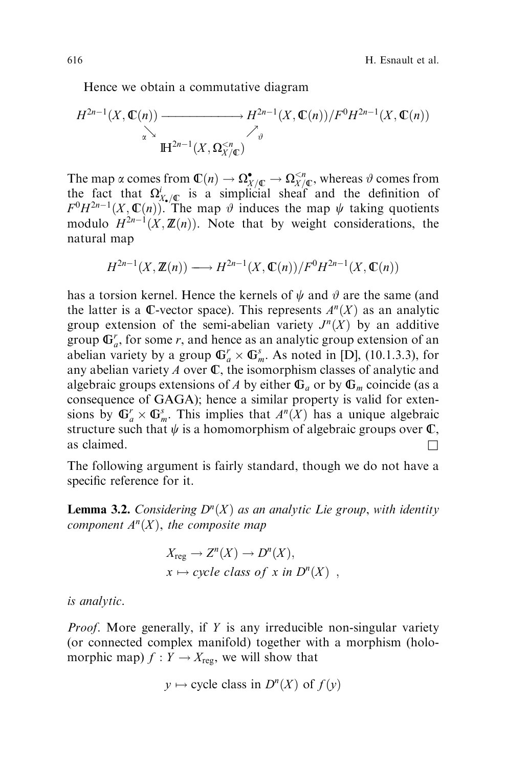Hence we obtain a commutative diagram

$$\begin{array}{ccc} H^{2n-1}(X,\mathbb{C}(n)) & \longrightarrow & H^{2n-1}(X,\mathbb{C}(n))/F^0H^{2n-1}(X,\mathbb{C}(n)) \\ & {\scriptstyle\alpha}\searrow \quad \nearrow{\scriptstyle\vartheta} & \\ & \mathbb{H}^{2n-1}(X,\Omega^{<n}_{X/\mathbb{C}}) & \end{array}$$

The map $\alpha$ comes from $\mathbb{C}(n) \to \Omega^{\bullet}_{X/\mathbb{C}} \to \Omega^{<n}_{X/\mathbb{C}}$, whereas $\vartheta$ comes from the fact that $\Omega^{i}_{X_\bullet/\mathbb{C}}$ is a simplicial sheaf and the definition of $F^0H^{2n-1}(X,\mathbb{C}(n))$. The map $\vartheta$ induces the map $\psi$ taking quotients modulo $H^{2n-1}(X,\mathbb{Z}(n))$. Note that by weight considerations, the natural map

$$H^{2n-1}(X,\mathbb{Z}(n)) \longrightarrow H^{2n-1}(X,\mathbb{C}(n))/F^0H^{2n-1}(X,\mathbb{C}(n))$$

has a torsion kernel. Hence the kernels of $\psi$ and $\vartheta$ are the same (and the latter is a $\mathbb{C}$-vector space). This represents $A^n(X)$ as an analytic group extension of the semi-abelian variety $J^n(X)$ by an additive group $\mathbb{G}_a^r$, for some $r$, and hence as an analytic group extension of an abelian variety by a group $\mathbb{G}_a^r \times \mathbb{G}_m^s$. As noted in [D], (10.1.3.3), for any abelian variety $A$ over $\mathbb{C}$, the isomorphism classes of analytic and algebraic groups extensions of $A$ by either $\mathbb{G}_a$ or by $\mathbb{G}_m$ coincide (as a consequence of GAGA); hence a similar property is valid for extensions by $\mathbb{G}_a^r \times \mathbb{G}_m^s$. This implies that $A^n(X)$ has a unique algebraic structure such that $\psi$ is a homomorphism of algebraic groups over $\mathbb{C}$, as claimed. $\square$

The following argument is fairly standard, though we do not have a specific reference for it.

**Lemma 3.2.** *Considering $D^n(X)$ as an analytic Lie group, with identity component $A^n(X)$, the composite map*

$$\begin{aligned} &X_{\mathrm{reg}} \to Z^n(X) \to D^n(X), \\ &x \mapsto \textit{cycle class of } x \textit{ in } D^n(X)\ , \end{aligned}$$

*is analytic.*

*Proof*. More generally, if $Y$ is any irreducible non-singular variety (or connected complex manifold) together with a morphism (holomorphic map) $f : Y \to X_{\mathrm{reg}}$, we will show that

$$y \mapsto \text{cycle class in } D^n(X) \text{ of } f(y)$$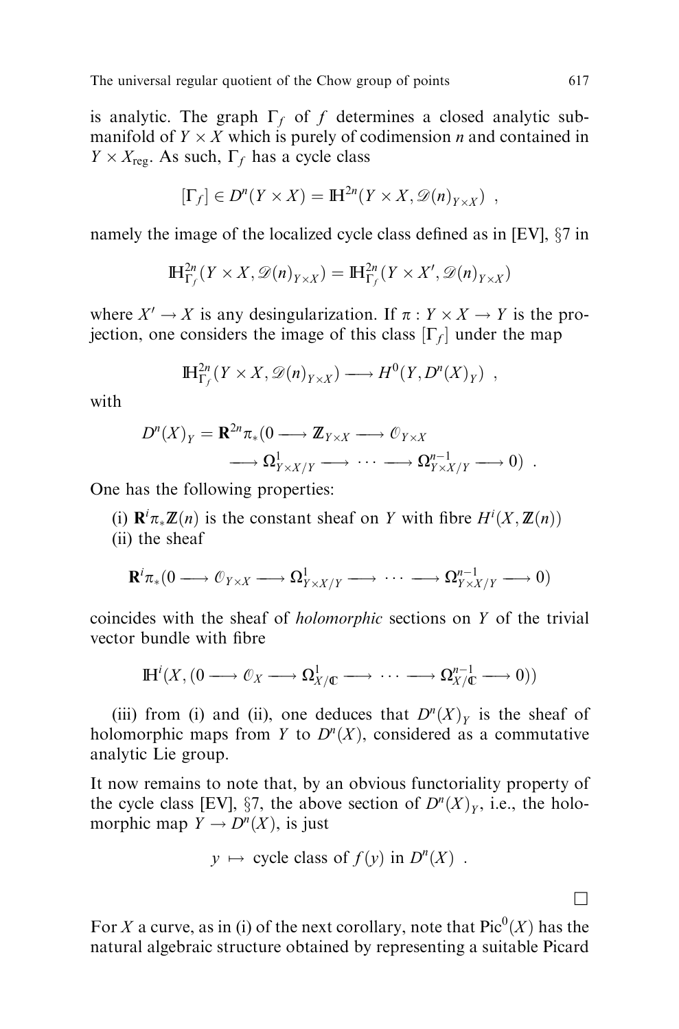is analytic. The graph $\Gamma_f$ of $f$ determines a closed analytic submanifold of $Y \times X$ which is purely of codimension $n$ and contained in $Y \times X_{\mathrm{reg}}$. As such, $\Gamma_f$ has a cycle class

$$[\Gamma_f] \in D^n(Y \times X) = \mathbb{H}^{2n}(Y \times X, \mathscr{D}(n)_{Y \times X}) \ ,$$

namely the image of the localized cycle class defined as in [EV], §7 in

$$\mathbb{H}^{2n}_{\Gamma_f}(Y \times X, \mathscr{D}(n)_{Y \times X}) = \mathbb{H}^{2n}_{\Gamma_f}(Y \times X', \mathscr{D}(n)_{Y \times X})$$

where $X' \to X$ is any desingularization. If $\pi : Y \times X \to Y$ is the projection, one considers the image of this class $[\Gamma_f]$ under the map

$$\mathbb{H}^{2n}_{\Gamma_f}(Y \times X, \mathscr{D}(n)_{Y \times X}) \longrightarrow H^0(Y, D^n(X)_Y) \ ,$$

with

$$D^n(X)_Y = \mathbf{R}^{2n}\pi_*(0 \longrightarrow \mathbb{Z}_{Y \times X} \longrightarrow \mathscr{O}_{Y \times X} \longrightarrow \Omega^1_{Y \times X/Y} \longrightarrow \cdots \longrightarrow \Omega^{n-1}_{Y \times X/Y} \longrightarrow 0) \ .$$

One has the following properties:

(i) $\mathbf{R}^i\pi_*\mathbb{Z}(n)$ is the constant sheaf on $Y$ with fibre $H^i(X, \mathbb{Z}(n))$

(ii) the sheaf

$$\mathbf{R}^i\pi_*(0 \longrightarrow \mathscr{O}_{Y \times X} \longrightarrow \Omega^1_{Y \times X/Y} \longrightarrow \cdots \longrightarrow \Omega^{n-1}_{Y \times X/Y} \longrightarrow 0)$$

coincides with the sheaf of *holomorphic* sections on $Y$ of the trivial vector bundle with fibre

$$\mathbb{H}^i(X, (0 \longrightarrow \mathscr{O}_X \longrightarrow \Omega^1_{X/\mathbb{C}} \longrightarrow \cdots \longrightarrow \Omega^{n-1}_{X/\mathbb{C}} \longrightarrow 0))$$

(iii) from (i) and (ii), one deduces that $D^n(X)_Y$ is the sheaf of holomorphic maps from $Y$ to $D^n(X)$, considered as a commutative analytic Lie group.

It now remains to note that, by an obvious functoriality property of the cycle class [EV], §7, the above section of $D^n(X)_Y$, i.e., the holomorphic map $Y \to D^n(X)$, is just

$$y \ \mapsto \ \text{cycle class of } f(y) \text{ in } D^n(X) \ .$$

□

For $X$ a curve, as in (i) of the next corollary, note that $\mathrm{Pic}^0(X)$ has the natural algebraic structure obtained by representing a suitable Picard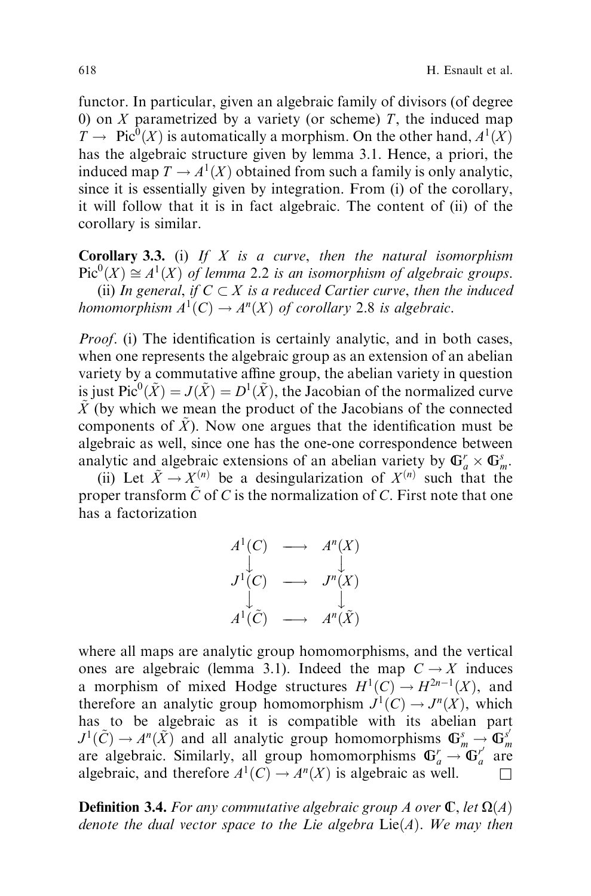functor. In particular, given an algebraic family of divisors (of degree 0) on $X$ parametrized by a variety (or scheme) $T$, the induced map $T \to \mathrm{Pic}^0(X)$ is automatically a morphism. On the other hand, $A^1(X)$ has the algebraic structure given by lemma 3.1. Hence, a priori, the induced map $T \to A^1(X)$ obtained from such a family is only analytic, since it is essentially given by integration. From (i) of the corollary, it will follow that it is in fact algebraic. The content of (ii) of the corollary is similar.

**Corollary 3.3.** (i) *If $X$ is a curve, then the natural isomorphism $\mathrm{Pic}^0(X) \cong A^1(X)$ of lemma 2.2 is an isomorphism of algebraic groups.*

(ii) *In general, if $C \subset X$ is a reduced Cartier curve, then the induced homomorphism $A^1(C) \to A^n(X)$ of corollary 2.8 is algebraic.*

*Proof.* (i) The identification is certainly analytic, and in both cases, when one represents the algebraic group as an extension of an abelian variety by a commutative affine group, the abelian variety in question is just $\mathrm{Pic}^0(\tilde{X}) = J(\tilde{X}) = D^1(\tilde{X})$, the Jacobian of the normalized curve $\tilde{X}$ (by which we mean the product of the Jacobians of the connected components of $\tilde{X}$). Now one argues that the identification must be algebraic as well, since one has the one-one correspondence between analytic and algebraic extensions of an abelian variety by $\mathbb{G}_a^r \times \mathbb{G}_m^s$.

(ii) Let $\tilde{X} \to X^{(n)}$ be a desingularization of $X^{(n)}$ such that the proper transform $\tilde{C}$ of $C$ is the normalization of $C$. First note that one has a factorization

$$
\begin{array}{ccc}
A^1(C) & \longrightarrow & A^n(X) \\
\downarrow & & \downarrow \\
J^1(C) & \longrightarrow & J^n(X) \\
\downarrow & & \downarrow \\
A^1(\tilde{C}) & \longrightarrow & A^n(\tilde{X})
\end{array}
$$

where all maps are analytic group homomorphisms, and the vertical ones are algebraic (lemma 3.1). Indeed the map $C \to X$ induces a morphism of mixed Hodge structures $H^1(C) \to H^{2n-1}(X)$, and therefore an analytic group homomorphism $J^1(C) \to J^n(X)$, which has to be algebraic as it is compatible with its abelian part $J^1(\tilde{C}) \to A^n(\tilde{X})$ and all analytic group homomorphisms $\mathbb{G}_m^s \to \mathbb{G}_m^{s'}$ are algebraic. Similarly, all group homomorphisms $\mathbb{G}_a^r \to \mathbb{G}_a^{r'}$ are algebraic, and therefore $A^1(C) \to A^n(X)$ is algebraic as well. $\square$

**Definition 3.4.** *For any commutative algebraic group $A$ over $\mathbb{C}$, let $\Omega(A)$ denote the dual vector space to the Lie algebra $\mathrm{Lie}(A)$. We may then*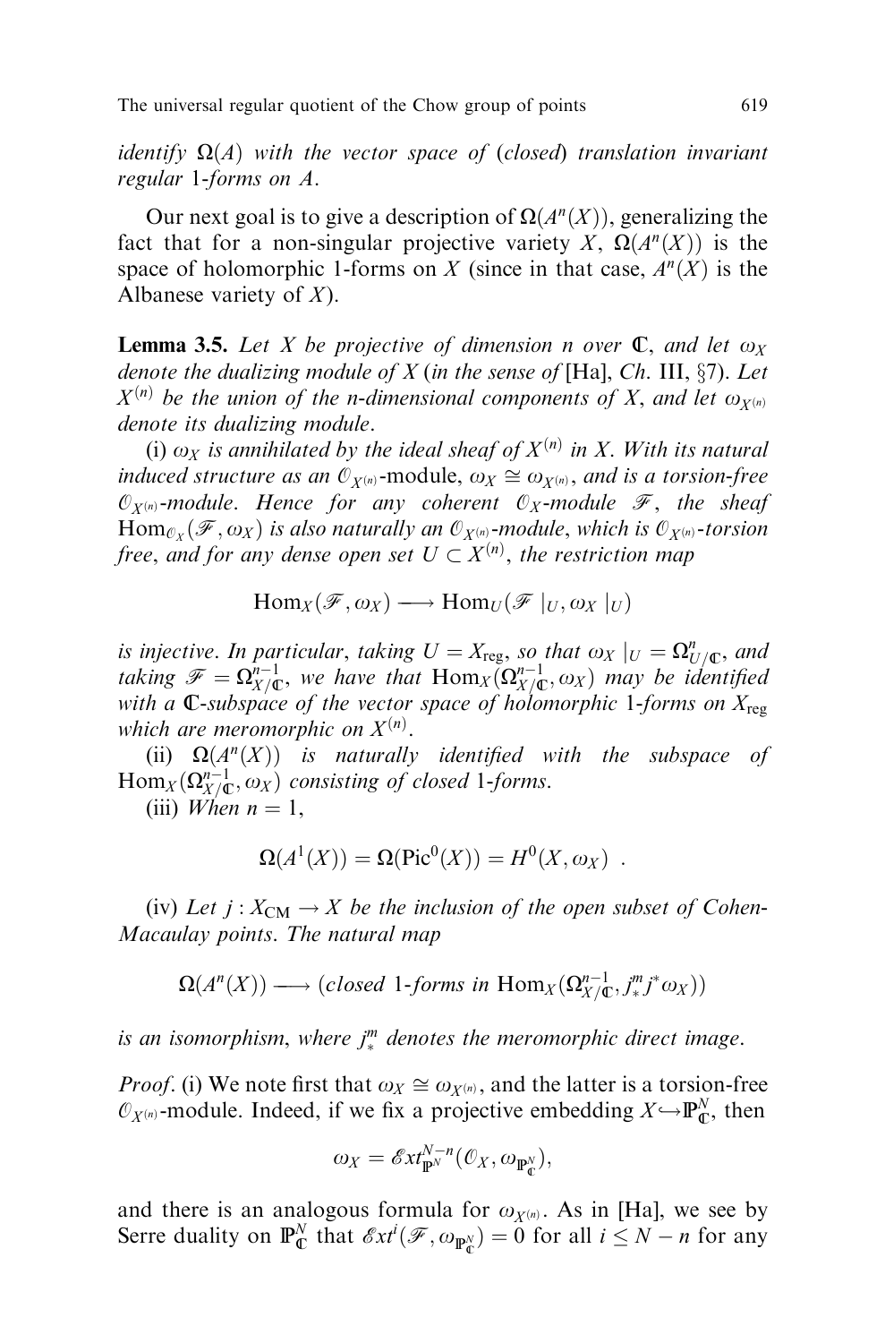*identify* $\Omega(A)$ *with the vector space of* (*closed*) *translation invariant regular* 1-*forms on* $A$.

Our next goal is to give a description of $\Omega(A^n(X))$, generalizing the fact that for a non-singular projective variety $X$, $\Omega(A^n(X))$ is the space of holomorphic 1-forms on $X$ (since in that case, $A^n(X)$ is the Albanese variety of $X$).

**Lemma 3.5.** *Let* $X$ *be projective of dimension* $n$ *over* $\mathbb{C}$, *and let* $\omega_X$ *denote the dualizing module of* $X$ (*in the sense of* [Ha], *Ch.* III, §7). *Let* $X^{(n)}$ *be the union of the* $n$-*dimensional components of* $X$, *and let* $\omega_{X^{(n)}}$ *denote its dualizing module*.

(i) $\omega_X$ *is annihilated by the ideal sheaf of* $X^{(n)}$ *in* $X$. *With its natural induced structure as an* $\mathcal{O}_{X^{(n)}}$-module, $\omega_X \cong \omega_{X^{(n)}}$, *and is a torsion-free* $\mathcal{O}_{X^{(n)}}$-*module. Hence for any coherent* $\mathcal{O}_X$-*module* $\mathcal{F}$, *the sheaf* $\mathrm{Hom}_{\mathcal{O}_X}(\mathcal{F}, \omega_X)$ *is also naturally an* $\mathcal{O}_{X^{(n)}}$-*module, which is* $\mathcal{O}_{X^{(n)}}$-*torsion free, and for any dense open set* $U \subset X^{(n)}$, *the restriction map*

$$\mathrm{Hom}_X(\mathcal{F}, \omega_X) \longrightarrow \mathrm{Hom}_U(\mathcal{F}\mid_U, \omega_X\mid_U)$$

*is injective. In particular, taking* $U = X_{\mathrm{reg}}$, *so that* $\omega_X\mid_U = \Omega^n_{U/\mathbb{C}}$, *and taking* $\mathcal{F} = \Omega^{n-1}_{X/\mathbb{C}}$, *we have that* $\mathrm{Hom}_X(\Omega^{n-1}_{X/\mathbb{C}}, \omega_X)$ *may be identified with a* $\mathbb{C}$-*subspace of the vector space of holomorphic* 1-*forms on* $X_{\mathrm{reg}}$ *which are meromorphic on* $X^{(n)}$.

(ii) $\Omega(A^n(X))$ *is naturally identified with the subspace of* $\mathrm{Hom}_X(\Omega^{n-1}_{X/\mathbb{C}}, \omega_X)$ *consisting of closed* 1-*forms*.

(iii) *When* $n = 1$,

$$\Omega(A^1(X)) = \Omega(\mathrm{Pic}^0(X)) = H^0(X, \omega_X) \ .$$

(iv) *Let* $j : X_{\mathrm{CM}} \to X$ *be the inclusion of the open subset of Cohen-Macaulay points. The natural map*

$$\Omega(A^n(X)) \longrightarrow (\textit{closed } 1\textit{-forms in } \mathrm{Hom}_X(\Omega^{n-1}_{X/\mathbb{C}}, j^m_* j^* \omega_X))$$

*is an isomorphism, where* $j^m_*$ *denotes the meromorphic direct image*.

*Proof*. (i) We note first that $\omega_X \cong \omega_{X^{(n)}}$, and the latter is a torsion-free $\mathcal{O}_{X^{(n)}}$-module. Indeed, if we fix a projective embedding $X \hookrightarrow \mathbb{P}^N_{\mathbb{C}}$, then

$$\omega_X = \mathcal{E}xt^{N-n}_{\mathbb{P}^N}(\mathcal{O}_X, \omega_{\mathbb{P}^N_{\mathbb{C}}}),$$

and there is an analogous formula for $\omega_{X^{(n)}}$. As in [Ha], we see by Serre duality on $\mathbb{P}^N_{\mathbb{C}}$ that $\mathcal{E}xt^i(\mathcal{F}, \omega_{\mathbb{P}^N_{\mathbb{C}}}) = 0$ for all $i \leq N - n$ for any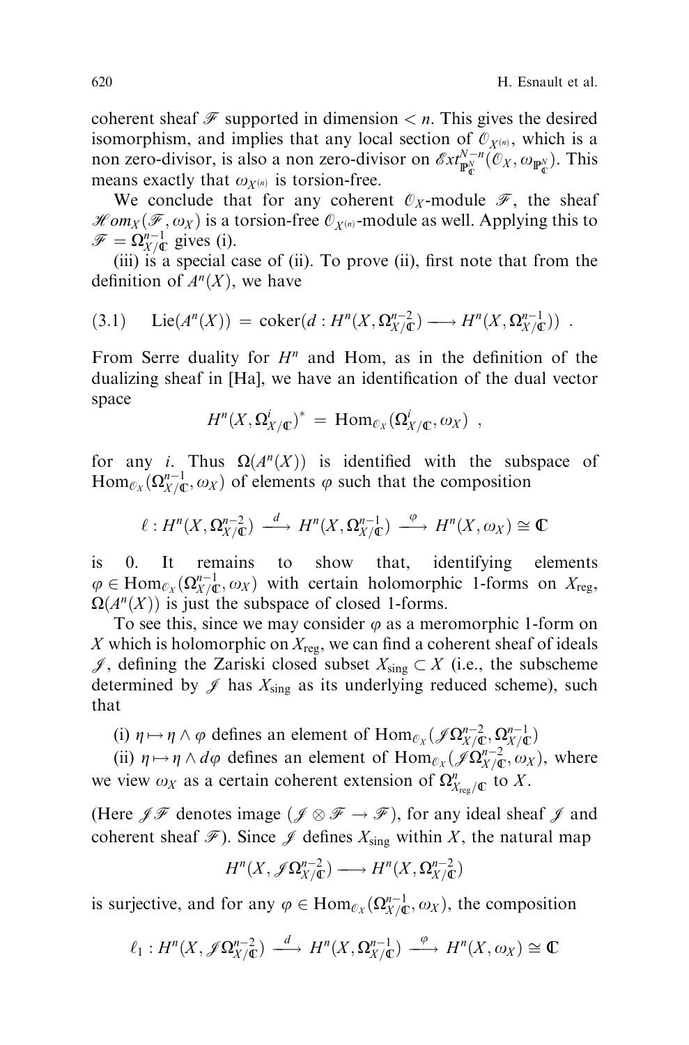coherent sheaf $\mathscr{F}$ supported in dimension $< n$. This gives the desired isomorphism, and implies that any local section of $\mathcal{O}_{X^{(n)}}$, which is a non zero-divisor, is also a non zero-divisor on $\mathscr{E}xt^{N-n}_{\mathbb{P}^N_{\mathbb{C}}}(\mathcal{O}_X, \omega_{\mathbb{P}^N_{\mathbb{C}}})$. This means exactly that $\omega_{X^{(n)}}$ is torsion-free.

We conclude that for any coherent $\mathcal{O}_X$-module $\mathscr{F}$, the sheaf $\mathscr{H}om_X(\mathscr{F}, \omega_X)$ is a torsion-free $\mathcal{O}_{X^{(n)}}$-module as well. Applying this to $\mathscr{F} = \Omega^{n-1}_{X/\mathbb{C}}$ gives (i).

(iii) is a special case of (ii). To prove (ii), first note that from the definition of $A^n(X)$, we have

$$\text{(3.1)} \qquad \mathrm{Lie}(A^n(X)) = \mathrm{coker}(d : H^n(X, \Omega^{n-2}_{X/\mathbb{C}}) \longrightarrow H^n(X, \Omega^{n-1}_{X/\mathbb{C}})) \ .$$

From Serre duality for $H^n$ and Hom, as in the definition of the dualizing sheaf in [Ha], we have an identification of the dual vector space

$$H^n(X, \Omega^i_{X/\mathbb{C}})^* = \mathrm{Hom}_{\mathcal{O}_X}(\Omega^i_{X/\mathbb{C}}, \omega_X) \ ,$$

for any $i$. Thus $\Omega(A^n(X))$ is identified with the subspace of $\mathrm{Hom}_{\mathcal{O}_X}(\Omega^{n-1}_{X/\mathbb{C}}, \omega_X)$ of elements $\varphi$ such that the composition

$$\ell : H^n(X, \Omega^{n-2}_{X/\mathbb{C}}) \xrightarrow{\ d\ } H^n(X, \Omega^{n-1}_{X/\mathbb{C}}) \xrightarrow{\ \varphi\ } H^n(X, \omega_X) \cong \mathbb{C}$$

is 0. It remains to show that, identifying elements $\varphi \in \mathrm{Hom}_{\mathcal{O}_X}(\Omega^{n-1}_{X/\mathbb{C}}, \omega_X)$ with certain holomorphic 1-forms on $X_{\mathrm{reg}}$, $\Omega(A^n(X))$ is just the subspace of closed 1-forms.

To see this, since we may consider $\varphi$ as a meromorphic 1-form on $X$ which is holomorphic on $X_{\mathrm{reg}}$, we can find a coherent sheaf of ideals $\mathscr{J}$, defining the Zariski closed subset $X_{\mathrm{sing}} \subset X$ (i.e., the subscheme determined by $\mathscr{J}$ has $X_{\mathrm{sing}}$ as its underlying reduced scheme), such that

(i) $\eta \mapsto \eta \wedge \varphi$ defines an element of $\mathrm{Hom}_{\mathcal{O}_X}(\mathscr{J}\Omega^{n-2}_{X/\mathbb{C}}, \Omega^{n-1}_{X/\mathbb{C}})$

(ii) $\eta \mapsto \eta \wedge d\varphi$ defines an element of $\mathrm{Hom}_{\mathcal{O}_X}(\mathscr{J}\Omega^{n-2}_{X/\mathbb{C}}, \omega_X)$, where we view $\omega_X$ as a certain coherent extension of $\Omega^n_{X_{\mathrm{reg}}/\mathbb{C}}$ to $X$.

(Here $\mathscr{J}\mathscr{F}$ denotes image $(\mathscr{J} \otimes \mathscr{F} \to \mathscr{F})$, for any ideal sheaf $\mathscr{J}$ and coherent sheaf $\mathscr{F}$). Since $\mathscr{J}$ defines $X_{\mathrm{sing}}$ within $X$, the natural map

$$H^n(X, \mathscr{J}\Omega^{n-2}_{X/\mathbb{C}}) \longrightarrow H^n(X, \Omega^{n-2}_{X/\mathbb{C}})$$

is surjective, and for any $\varphi \in \mathrm{Hom}_{\mathcal{O}_X}(\Omega^{n-1}_{X/\mathbb{C}}, \omega_X)$, the composition

$$\ell_1 : H^n(X, \mathscr{J}\Omega^{n-2}_{X/\mathbb{C}}) \xrightarrow{\ d\ } H^n(X, \Omega^{n-1}_{X/\mathbb{C}}) \xrightarrow{\ \varphi\ } H^n(X, \omega_X) \cong \mathbb{C}$$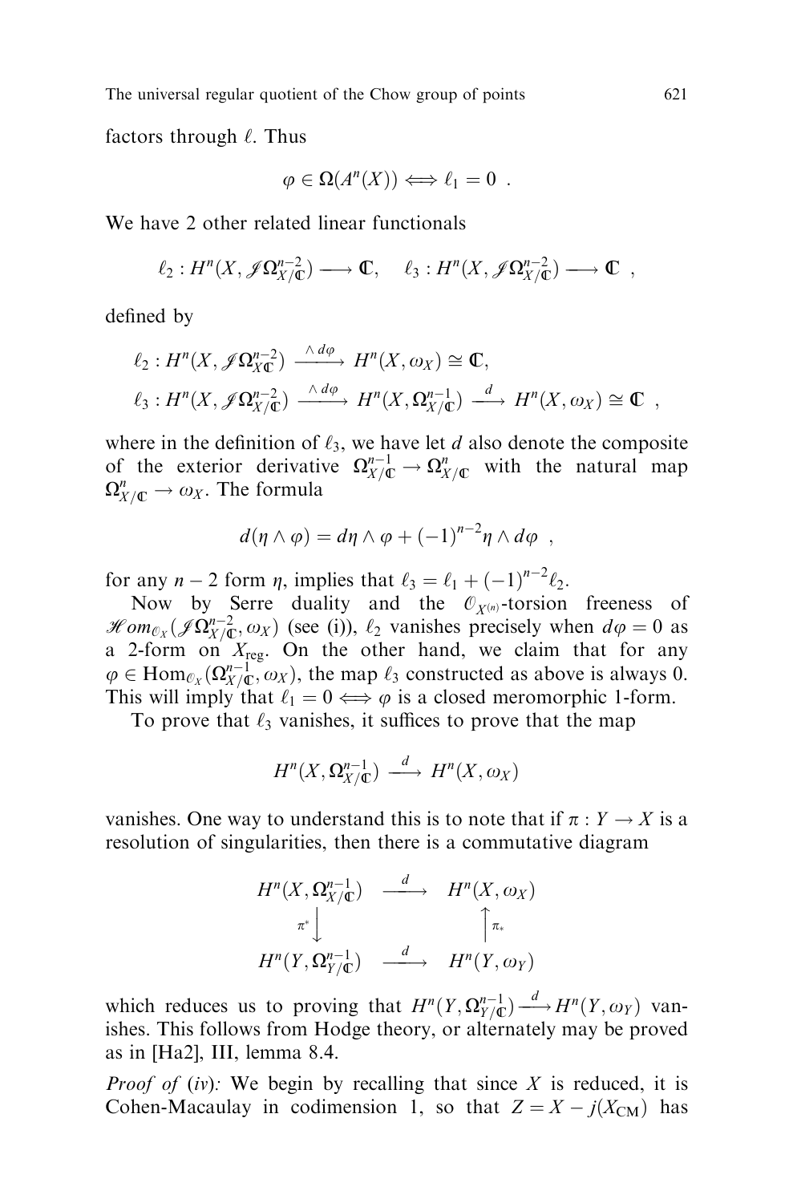factors through $\ell$. Thus

$$\varphi \in \Omega(A^n(X)) \Longleftrightarrow \ell_1 = 0 \ .$$

We have 2 other related linear functionals

$$\ell_2 : H^n(X, \mathscr{J}\Omega^{n-2}_{X/\mathbb{C}}) \longrightarrow \mathbb{C}, \quad \ell_3 : H^n(X, \mathscr{J}\Omega^{n-2}_{X/\mathbb{C}}) \longrightarrow \mathbb{C} \ ,$$

defined by

$$\ell_2 : H^n(X, \mathscr{J}\Omega^{n-2}_{X\mathbb{C}}) \xrightarrow{\wedge d\varphi} H^n(X, \omega_X) \cong \mathbb{C},$$

$$\ell_3 : H^n(X, \mathscr{J}\Omega^{n-2}_{X/\mathbb{C}}) \xrightarrow{\wedge d\varphi} H^n(X, \Omega^{n-1}_{X/\mathbb{C}}) \xrightarrow{d} H^n(X, \omega_X) \cong \mathbb{C} \ ,$$

where in the definition of $\ell_3$, we have let $d$ also denote the composite of the exterior derivative $\Omega^{n-1}_{X/\mathbb{C}} \to \Omega^n_{X/\mathbb{C}}$ with the natural map $\Omega^n_{X/\mathbb{C}} \to \omega_X$. The formula

$$d(\eta \wedge \varphi) = d\eta \wedge \varphi + (-1)^{n-2}\eta \wedge d\varphi \ ,$$

for any $n-2$ form $\eta$, implies that $\ell_3 = \ell_1 + (-1)^{n-2}\ell_2$.

Now by Serre duality and the $\mathcal{O}_{X^{(n)}}$-torsion freeness of $\mathscr{H}om_{\mathcal{O}_X}(\mathscr{J}\Omega^{n-2}_{X/\mathbb{C}}, \omega_X)$ (see (i)), $\ell_2$ vanishes precisely when $d\varphi = 0$ as a 2-form on $X_{\text{reg}}$. On the other hand, we claim that for any $\varphi \in \text{Hom}_{\mathcal{O}_X}(\Omega^{n-1}_{X/\mathbb{C}}, \omega_X)$, the map $\ell_3$ constructed as above is always 0. This will imply that $\ell_1 = 0 \Longleftrightarrow \varphi$ is a closed meromorphic 1-form.

To prove that $\ell_3$ vanishes, it suffices to prove that the map

$$H^n(X, \Omega^{n-1}_{X/\mathbb{C}}) \xrightarrow{d} H^n(X, \omega_X)$$

vanishes. One way to understand this is to note that if $\pi : Y \to X$ is a resolution of singularities, then there is a commutative diagram

$$\begin{array}{ccc} H^n(X, \Omega^{n-1}_{X/\mathbb{C}}) & \xrightarrow{d} & H^n(X, \omega_X) \\ \pi^* \downarrow & & \uparrow \pi_* \\ H^n(Y, \Omega^{n-1}_{Y/\mathbb{C}}) & \xrightarrow{d} & H^n(Y, \omega_Y) \end{array}$$

which reduces us to proving that $H^n(Y, \Omega^{n-1}_{Y/\mathbb{C}}) \xrightarrow{d} H^n(Y, \omega_Y)$ vanishes. This follows from Hodge theory, or alternately may be proved as in [Ha2], III, lemma 8.4.

*Proof of (iv):* We begin by recalling that since $X$ is reduced, it is Cohen-Macaulay in codimension 1, so that $Z = X - j(X_{\text{CM}})$ has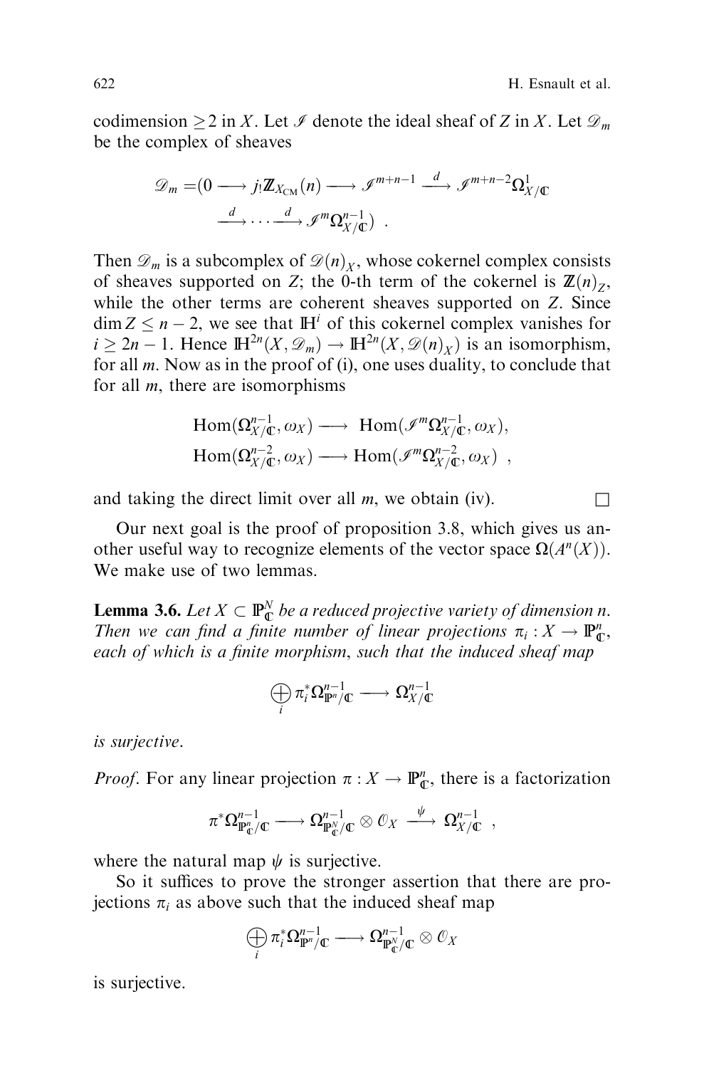codimension $\geq 2$ in $X$. Let $\mathscr{I}$ denote the ideal sheaf of $Z$ in $X$. Let $\mathscr{D}_m$ be the complex of sheaves

$$\mathscr{D}_m = (0 \longrightarrow j_! \mathbb{Z}_{X_{\mathrm{CM}}}(n) \longrightarrow \mathscr{I}^{m+n-1} \xrightarrow{d} \mathscr{I}^{m+n-2}\Omega^1_{X/\mathbb{C}} \xrightarrow{d} \cdots \xrightarrow{d} \mathscr{I}^m \Omega^{n-1}_{X/\mathbb{C}}) \ .$$

Then $\mathscr{D}_m$ is a subcomplex of $\mathscr{D}(n)_X$, whose cokernel complex consists of sheaves supported on $Z$; the 0-th term of the cokernel is $\mathbb{Z}(n)_Z$, while the other terms are coherent sheaves supported on $Z$. Since $\dim Z \leq n-2$, we see that $\mathbb{H}^i$ of this cokernel complex vanishes for $i \geq 2n-1$. Hence $\mathbb{H}^{2n}(X, \mathscr{D}_m) \to \mathbb{H}^{2n}(X, \mathscr{D}(n)_X)$ is an isomorphism, for all $m$. Now as in the proof of (i), one uses duality, to conclude that for all $m$, there are isomorphisms

$$\begin{aligned}\mathrm{Hom}(\Omega^{n-1}_{X/\mathbb{C}}, \omega_X) &\longrightarrow \mathrm{Hom}(\mathscr{I}^m \Omega^{n-1}_{X/\mathbb{C}}, \omega_X), \\ \mathrm{Hom}(\Omega^{n-2}_{X/\mathbb{C}}, \omega_X) &\longrightarrow \mathrm{Hom}(\mathscr{I}^m \Omega^{n-2}_{X/\mathbb{C}}, \omega_X) \ ,\end{aligned}$$

and taking the direct limit over all $m$, we obtain (iv). □

Our next goal is the proof of proposition 3.8, which gives us another useful way to recognize elements of the vector space $\Omega(A^n(X))$. We make use of two lemmas.

**Lemma 3.6.** *Let $X \subset \mathbb{P}^N_{\mathbb{C}}$ be a reduced projective variety of dimension $n$. Then we can find a finite number of linear projections $\pi_i : X \to \mathbb{P}^n_{\mathbb{C}}$, each of which is a finite morphism, such that the induced sheaf map*

$$\bigoplus_i \pi_i^* \Omega^{n-1}_{\mathbb{P}^n/\mathbb{C}} \longrightarrow \Omega^{n-1}_{X/\mathbb{C}}$$

*is surjective.*

*Proof*. For any linear projection $\pi : X \to \mathbb{P}^n_{\mathbb{C}}$, there is a factorization

$$\pi^* \Omega^{n-1}_{\mathbb{P}^n_{\mathbb{C}}/\mathbb{C}} \longrightarrow \Omega^{n-1}_{\mathbb{P}^N_{\mathbb{C}}/\mathbb{C}} \otimes \mathcal{O}_X \xrightarrow{\psi} \Omega^{n-1}_{X/\mathbb{C}} \ ,$$

where the natural map $\psi$ is surjective.

So it suffices to prove the stronger assertion that there are projections $\pi_i$ as above such that the induced sheaf map

$$\bigoplus_i \pi_i^* \Omega^{n-1}_{\mathbb{P}^n/\mathbb{C}} \longrightarrow \Omega^{n-1}_{\mathbb{P}^N_{\mathbb{C}}/\mathbb{C}} \otimes \mathcal{O}_X$$

is surjective.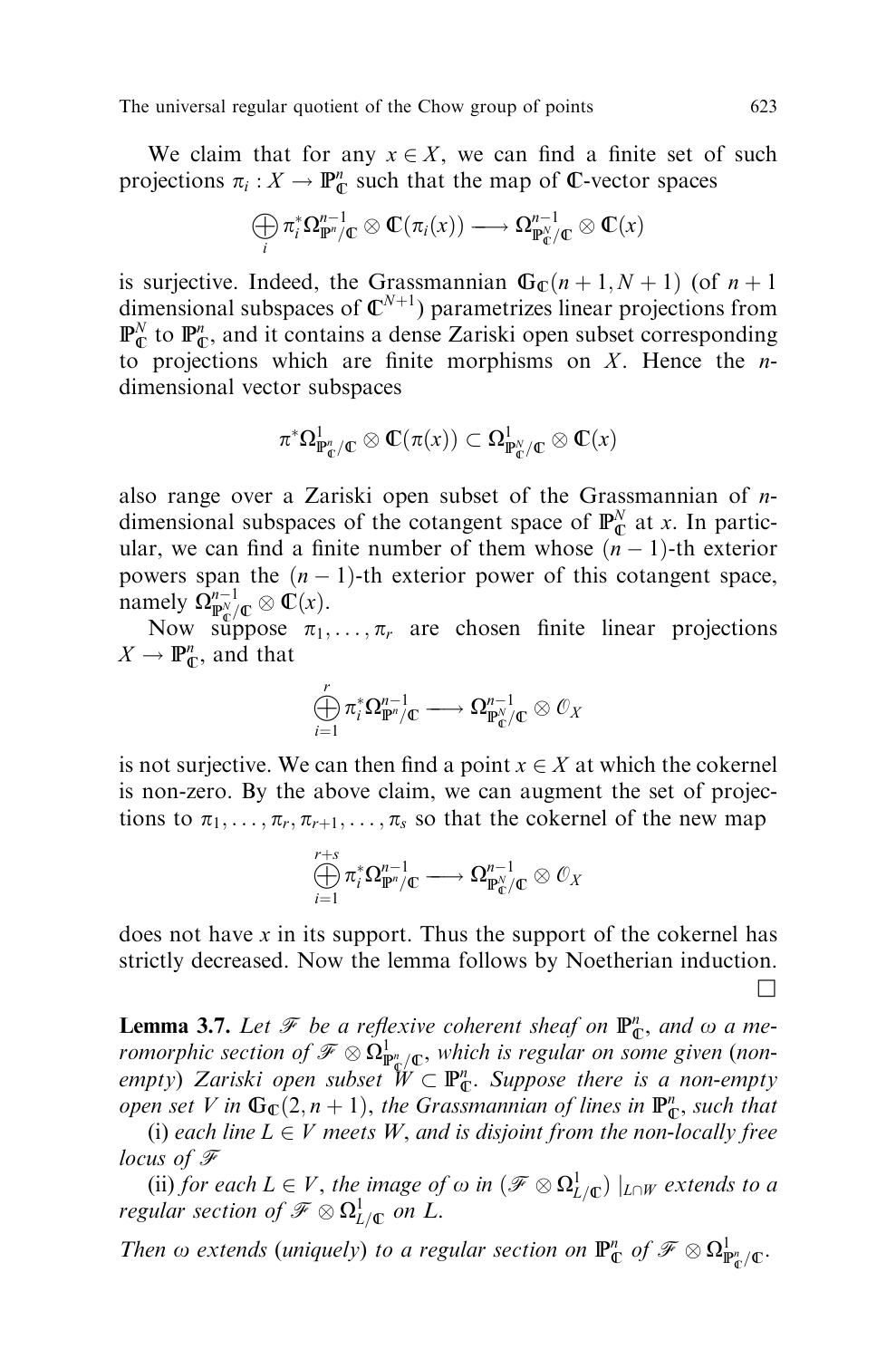We claim that for any $x \in X$, we can find a finite set of such projections $\pi_i : X \to \mathbb{P}^n_{\mathbb{C}}$ such that the map of $\mathbb{C}$-vector spaces

$$\bigoplus_i \pi_i^* \Omega^{n-1}_{\mathbb{P}^n/\mathbb{C}} \otimes \mathbb{C}(\pi_i(x)) \longrightarrow \Omega^{n-1}_{\mathbb{P}^N_{\mathbb{C}}/\mathbb{C}} \otimes \mathbb{C}(x)$$

is surjective. Indeed, the Grassmannian $\mathbb{G}_{\mathbb{C}}(n+1, N+1)$ (of $n+1$ dimensional subspaces of $\mathbb{C}^{N+1}$) parametrizes linear projections from $\mathbb{P}^N_{\mathbb{C}}$ to $\mathbb{P}^n_{\mathbb{C}}$, and it contains a dense Zariski open subset corresponding to projections which are finite morphisms on $X$. Hence the $n$-dimensional vector subspaces

$$\pi^* \Omega^1_{\mathbb{P}^n_{\mathbb{C}}/\mathbb{C}} \otimes \mathbb{C}(\pi(x)) \subset \Omega^1_{\mathbb{P}^N_{\mathbb{C}}/\mathbb{C}} \otimes \mathbb{C}(x)$$

also range over a Zariski open subset of the Grassmannian of $n$-dimensional subspaces of the cotangent space of $\mathbb{P}^N_{\mathbb{C}}$ at $x$. In particular, we can find a finite number of them whose $(n-1)$-th exterior powers span the $(n-1)$-th exterior power of this cotangent space, namely $\Omega^{n-1}_{\mathbb{P}^N_{\mathbb{C}}/\mathbb{C}} \otimes \mathbb{C}(x)$.

Now suppose $\pi_1, \ldots, \pi_r$ are chosen finite linear projections $X \to \mathbb{P}^n_{\mathbb{C}}$, and that

$$\bigoplus_{i=1}^r \pi_i^* \Omega^{n-1}_{\mathbb{P}^n/\mathbb{C}} \longrightarrow \Omega^{n-1}_{\mathbb{P}^N_{\mathbb{C}}/\mathbb{C}} \otimes \mathcal{O}_X$$

is not surjective. We can then find a point $x \in X$ at which the cokernel is non-zero. By the above claim, we can augment the set of projections to $\pi_1, \ldots, \pi_r, \pi_{r+1}, \ldots, \pi_s$ so that the cokernel of the new map

$$\bigoplus_{i=1}^{r+s} \pi_i^* \Omega^{n-1}_{\mathbb{P}^n/\mathbb{C}} \longrightarrow \Omega^{n-1}_{\mathbb{P}^N_{\mathbb{C}}/\mathbb{C}} \otimes \mathcal{O}_X$$

does not have $x$ in its support. Thus the support of the cokernel has strictly decreased. Now the lemma follows by Noetherian induction. □

**Lemma 3.7.** *Let $\mathcal{F}$ be a reflexive coherent sheaf on $\mathbb{P}^n_{\mathbb{C}}$, and $\omega$ a meromorphic section of $\mathcal{F} \otimes \Omega^1_{\mathbb{P}^n_{\mathbb{C}}/\mathbb{C}}$, which is regular on some given (non-empty) Zariski open subset $W \subset \mathbb{P}^n_{\mathbb{C}}$. Suppose there is a non-empty open set $V$ in $\mathbb{G}_{\mathbb{C}}(2, n+1)$, the Grassmannian of lines in $\mathbb{P}^n_{\mathbb{C}}$, such that*

(i) *each line $L \in V$ meets $W$, and is disjoint from the non-locally free locus of $\mathcal{F}$*

(ii) *for each $L \in V$, the image of $\omega$ in $(\mathcal{F} \otimes \Omega^1_{L/\mathbb{C}})\,|_{L \cap W}$ extends to a regular section of $\mathcal{F} \otimes \Omega^1_{L/\mathbb{C}}$ on $L$.*

*Then $\omega$ extends (uniquely) to a regular section on $\mathbb{P}^n_{\mathbb{C}}$ of $\mathcal{F} \otimes \Omega^1_{\mathbb{P}^n_{\mathbb{C}}/\mathbb{C}}$.*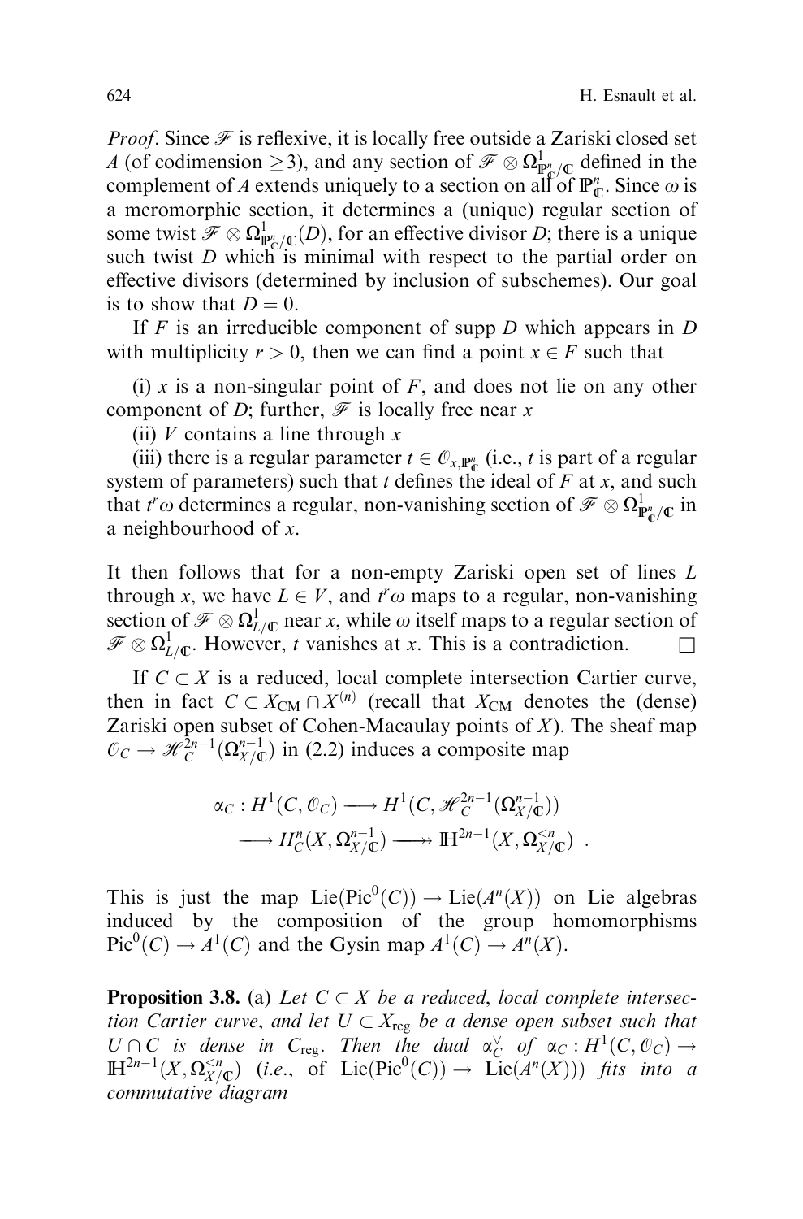*Proof*. Since $\mathscr{F}$ is reflexive, it is locally free outside a Zariski closed set $A$ (of codimension $\geq 3$), and any section of $\mathscr{F} \otimes \Omega^1_{\mathbb{P}^n_{\mathbb{C}}/\mathbb{C}}$ defined in the complement of $A$ extends uniquely to a section on all of $\mathbb{P}^n_{\mathbb{C}}$. Since $\omega$ is a meromorphic section, it determines a (unique) regular section of some twist $\mathscr{F} \otimes \Omega^1_{\mathbb{P}^n_{\mathbb{C}}/\mathbb{C}}(D)$, for an effective divisor $D$; there is a unique such twist $D$ which is minimal with respect to the partial order on effective divisors (determined by inclusion of subschemes). Our goal is to show that $D = 0$.

If $F$ is an irreducible component of supp $D$ which appears in $D$ with multiplicity $r > 0$, then we can find a point $x \in F$ such that

(i) $x$ is a non-singular point of $F$, and does not lie on any other component of $D$; further, $\mathscr{F}$ is locally free near $x$

(ii) $V$ contains a line through $x$

(iii) there is a regular parameter $t \in \mathcal{O}_{x,\mathbb{P}^n_{\mathbb{C}}}$ (i.e., $t$ is part of a regular system of parameters) such that $t$ defines the ideal of $F$ at $x$, and such that $t^r\omega$ determines a regular, non-vanishing section of $\mathscr{F} \otimes \Omega^1_{\mathbb{P}^n_{\mathbb{C}}/\mathbb{C}}$ in a neighbourhood of $x$.

It then follows that for a non-empty Zariski open set of lines $L$ through $x$, we have $L \in V$, and $t^r\omega$ maps to a regular, non-vanishing section of $\mathscr{F} \otimes \Omega^1_{L/\mathbb{C}}$ near $x$, while $\omega$ itself maps to a regular section of $\mathscr{F} \otimes \Omega^1_{L/\mathbb{C}}$. However, $t$ vanishes at $x$. This is a contradiction. $\square$

If $C \subset X$ is a reduced, local complete intersection Cartier curve, then in fact $C \subset X_{\mathrm{CM}} \cap X^{(n)}$ (recall that $X_{\mathrm{CM}}$ denotes the (dense) Zariski open subset of Cohen-Macaulay points of $X$). The sheaf map $\mathcal{O}_C \to \mathscr{H}^{2n-1}_C(\Omega^{n-1}_{X/\mathbb{C}})$ in (2.2) induces a composite map

$$\begin{aligned}\alpha_C : H^1(C, \mathcal{O}_C) &\longrightarrow H^1(C, \mathscr{H}^{2n-1}_C(\Omega^{n-1}_{X/\mathbb{C}}))\\ &\longrightarrow H^n_C(X, \Omega^{n-1}_{X/\mathbb{C}}) \longrightarrow\!\!\!\!\!\rightarrow \mathbb{H}^{2n-1}(X, \Omega^{<n}_{X/\mathbb{C}}) \ .\end{aligned}$$

This is just the map $\mathrm{Lie}(\mathrm{Pic}^0(C)) \to \mathrm{Lie}(A^n(X))$ on Lie algebras induced by the composition of the group homomorphisms $\mathrm{Pic}^0(C) \to A^1(C)$ and the Gysin map $A^1(C) \to A^n(X)$.

**Proposition 3.8.** (a) *Let $C \subset X$ be a reduced, local complete intersection Cartier curve, and let $U \subset X_{\mathrm{reg}}$ be a dense open subset such that $U \cap C$ is dense in $C_{\mathrm{reg}}$. Then the dual $\alpha^\vee_C$ of $\alpha_C : H^1(C, \mathcal{O}_C) \to \mathbb{H}^{2n-1}(X, \Omega^{<n}_{X/\mathbb{C}})$ (i.e., of $\mathrm{Lie}(\mathrm{Pic}^0(C)) \to \mathrm{Lie}(A^n(X))$) fits into a commutative diagram*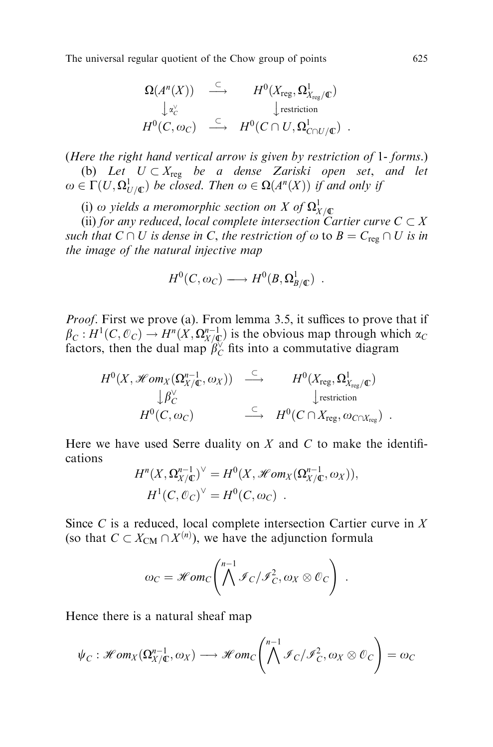$$
\begin{array}{ccc}
\Omega(A^n(X)) & \stackrel{\subset}{\longrightarrow} & H^0(X_{\rm reg}, \Omega^1_{X_{\rm reg}/\mathbb{C}}) \\
\big\downarrow \alpha_C^\vee & & \big\downarrow \text{restriction} \\
H^0(C, \omega_C) & \stackrel{\subset}{\longrightarrow} & H^0(C \cap U, \Omega^1_{C\cap U/\mathbb{C}}) \ .
\end{array}
$$

(*Here the right hand vertical arrow is given by restriction of* 1*- forms.*)

(b) *Let* $U \subset X_{\rm reg}$ *be a dense Zariski open set, and let* $\omega \in \Gamma(U, \Omega^1_{U/\mathbb{C}})$ *be closed. Then* $\omega \in \Omega(A^n(X))$ *if and only if*

(i) $\omega$ *yields a meromorphic section on* $X$ *of* $\Omega^1_{X/\mathbb{C}}$

(ii) *for any reduced, local complete intersection Cartier curve* $C \subset X$ *such that* $C \cap U$ *is dense in* $C$, *the restriction of* $\omega$ to $B = C_{\rm reg} \cap U$ *is in the image of the natural injective map*

$$
H^0(C, \omega_C) \longrightarrow H^0(B, \Omega^1_{B/\mathbb{C}}) \ .
$$

*Proof*. First we prove (a). From lemma 3.5, it suffices to prove that if $\beta_C : H^1(C, \mathcal{O}_C) \to H^n(X, \Omega^{n-1}_{X/\mathbb{C}})$ is the obvious map through which $\alpha_C$ factors, then the dual map $\beta_C^\vee$ fits into a commutative diagram

$$
\begin{array}{ccc}
H^0(X, \mathcal{H}om_X(\Omega^{n-1}_{X/\mathbb{C}}, \omega_X)) & \stackrel{\subset}{\longrightarrow} & H^0(X_{\rm reg}, \Omega^1_{X_{\rm reg}/\mathbb{C}}) \\
\big\downarrow \beta_C^\vee & & \big\downarrow \text{restriction} \\
H^0(C, \omega_C) & \stackrel{\subset}{\longrightarrow} & H^0(C \cap X_{\rm reg}, \omega_{C\cap X_{\rm reg}}) \ .
\end{array}
$$

Here we have used Serre duality on $X$ and $C$ to make the identifications

$$
H^n(X, \Omega^{n-1}_{X/\mathbb{C}})^\vee = H^0(X, \mathcal{H}om_X(\Omega^{n-1}_{X/\mathbb{C}}, \omega_X)),
$$
$$
H^1(C, \mathcal{O}_C)^\vee = H^0(C, \omega_C) \ .
$$

Since $C$ is a reduced, local complete intersection Cartier curve in $X$ (so that $C \subset X_{\rm CM} \cap X^{(n)}$), we have the adjunction formula

$$
\omega_C = \mathcal{H}om_C\left(\bigwedge^{n-1} \mathcal{I}_C/\mathcal{I}_C^2, \omega_X \otimes \mathcal{O}_C\right) \ .
$$

Hence there is a natural sheaf map

$$
\psi_C : \mathcal{H}om_X(\Omega^{n-1}_{X/\mathbb{C}}, \omega_X) \longrightarrow \mathcal{H}om_C\left(\bigwedge^{n-1} \mathcal{I}_C/\mathcal{I}_C^2, \omega_X \otimes \mathcal{O}_C\right) = \omega_C
$$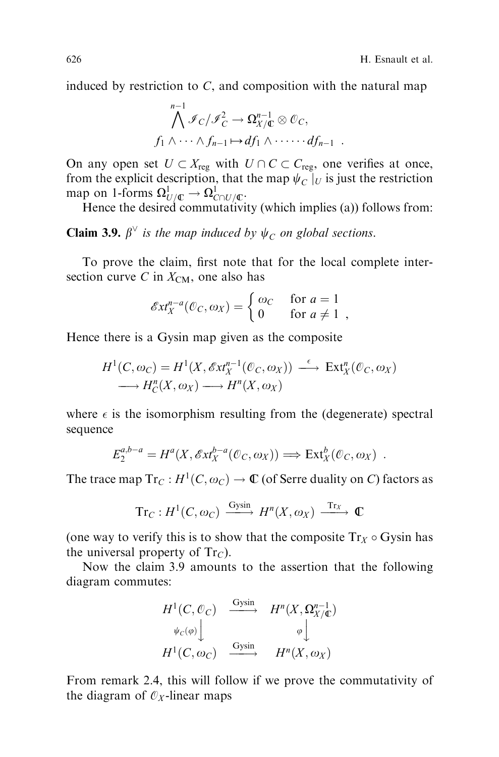induced by restriction to $C$, and composition with the natural map

$$\bigwedge^{n-1} \mathscr{I}_C/\mathscr{I}_C^2 \to \Omega^{n-1}_{X/\mathbb{C}} \otimes \mathcal{O}_C,$$
$$f_1 \wedge \cdots \wedge f_{n-1} \mapsto df_1 \wedge \cdots \cdots df_{n-1} \ .$$

On any open set $U \subset X_{\text{reg}}$ with $U \cap C \subset C_{\text{reg}}$, one verifies at once, from the explicit description, that the map $\psi_C \mid_U$ is just the restriction map on 1-forms $\Omega^1_{U/\mathbb{C}} \to \Omega^1_{C \cap U/\mathbb{C}}$.

Hence the desired commutativity (which implies (a)) follows from:

**Claim 3.9.** *$\beta^\vee$ is the map induced by $\psi_C$ on global sections.*

To prove the claim, first note that for the local complete intersection curve $C$ in $X_{\text{CM}}$, one also has

$$\mathscr{E}xt^{n-a}_X(\mathcal{O}_C, \omega_X) = \begin{cases} \omega_C & \text{for } a = 1 \\ 0 & \text{for } a \neq 1 \end{cases} ,$$

Hence there is a Gysin map given as the composite

$$H^1(C, \omega_C) = H^1(X, \mathscr{E}xt^{n-1}_X(\mathcal{O}_C, \omega_X)) \xrightarrow{\ \epsilon\ } \operatorname{Ext}^n_X(\mathcal{O}_C, \omega_X)$$
$$\longrightarrow H^n_C(X, \omega_X) \longrightarrow H^n(X, \omega_X)$$

where $\epsilon$ is the isomorphism resulting from the (degenerate) spectral sequence

$$E_2^{a, b-a} = H^a(X, \mathscr{E}xt^{b-a}_X(\mathcal{O}_C, \omega_X)) \Longrightarrow \operatorname{Ext}^b_X(\mathcal{O}_C, \omega_X) \ .$$

The trace map $\operatorname{Tr}_C : H^1(C, \omega_C) \to \mathbb{C}$ (of Serre duality on $C$) factors as

$$\operatorname{Tr}_C : H^1(C, \omega_C) \xrightarrow{\text{Gysin}} H^n(X, \omega_X) \xrightarrow{\operatorname{Tr}_X} \mathbb{C}$$

(one way to verify this is to show that the composite $\operatorname{Tr}_X \circ \text{Gysin}$ has the universal property of $\operatorname{Tr}_C$).

Now the claim 3.9 amounts to the assertion that the following diagram commutes:

$$\begin{array}{ccc} H^1(C, \mathcal{O}_C) & \xrightarrow{\text{Gysin}} & H^n(X, \Omega^{n-1}_{X/\mathbb{C}}) \\ {\scriptstyle \psi_C(\varphi)} \downarrow & & {\scriptstyle \varphi} \downarrow \\ H^1(C, \omega_C) & \xrightarrow{\text{Gysin}} & H^n(X, \omega_X) \end{array}$$

From remark 2.4, this will follow if we prove the commutativity of the diagram of $\mathcal{O}_X$-linear maps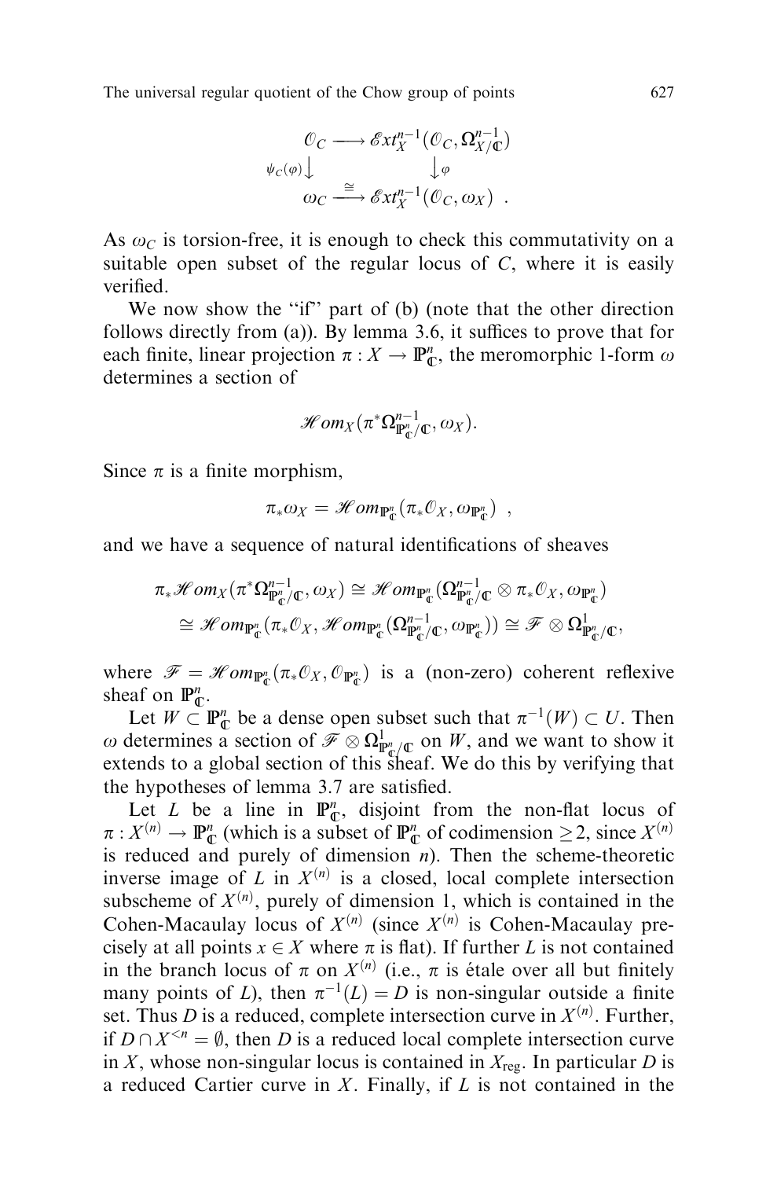$$
\begin{array}{ccc}
\mathcal{O}_C & \longrightarrow & \mathcal{E}xt_X^{n-1}(\mathcal{O}_C, \Omega^{n-1}_{X/\mathbb{C}}) \\
\psi_C(\varphi)\big\downarrow & & \big\downarrow\varphi \\
\omega_C & \xrightarrow{\cong} & \mathcal{E}xt_X^{n-1}(\mathcal{O}_C, \omega_X) \end{array} .
$$

As $\omega_C$ is torsion-free, it is enough to check this commutativity on a suitable open subset of the regular locus of $C$, where it is easily verified.

We now show the "if" part of (b) (note that the other direction follows directly from (a)). By lemma 3.6, it suffices to prove that for each finite, linear projection $\pi : X \to \mathbb{P}^n_{\mathbb{C}}$, the meromorphic 1-form $\omega$ determines a section of

$$
\mathcal{H}om_X(\pi^*\Omega^{n-1}_{\mathbb{P}^n_{\mathbb{C}}/\mathbb{C}}, \omega_X).
$$

Since $\pi$ is a finite morphism,

$$
\pi_*\omega_X = \mathcal{H}om_{\mathbb{P}^n_{\mathbb{C}}}(\pi_*\mathcal{O}_X, \omega_{\mathbb{P}^n_{\mathbb{C}}}) \ ,
$$

and we have a sequence of natural identifications of sheaves

$$
\begin{aligned}
\pi_*\mathcal{H}om_X(\pi^*\Omega^{n-1}_{\mathbb{P}^n_{\mathbb{C}}/\mathbb{C}}, \omega_X) &\cong \mathcal{H}om_{\mathbb{P}^n_{\mathbb{C}}}(\Omega^{n-1}_{\mathbb{P}^n_{\mathbb{C}}/\mathbb{C}} \otimes \pi_*\mathcal{O}_X, \omega_{\mathbb{P}^n_{\mathbb{C}}}) \\
&\cong \mathcal{H}om_{\mathbb{P}^n_{\mathbb{C}}}(\pi_*\mathcal{O}_X, \mathcal{H}om_{\mathbb{P}^n_{\mathbb{C}}}(\Omega^{n-1}_{\mathbb{P}^n_{\mathbb{C}}/\mathbb{C}}, \omega_{\mathbb{P}^n_{\mathbb{C}}})) \cong \mathcal{F} \otimes \Omega^1_{\mathbb{P}^n_{\mathbb{C}}/\mathbb{C}},
\end{aligned}
$$

where $\mathcal{F} = \mathcal{H}om_{\mathbb{P}^n_{\mathbb{C}}}(\pi_*\mathcal{O}_X, \mathcal{O}_{\mathbb{P}^n_{\mathbb{C}}})$ is a (non-zero) coherent reflexive sheaf on $\mathbb{P}^n_{\mathbb{C}}$.

Let $W \subset \mathbb{P}^n_{\mathbb{C}}$ be a dense open subset such that $\pi^{-1}(W) \subset U$. Then $\omega$ determines a section of $\mathcal{F} \otimes \Omega^1_{\mathbb{P}^n_{\mathbb{C}}/\mathbb{C}}$ on $W$, and we want to show it extends to a global section of this sheaf. We do this by verifying that the hypotheses of lemma 3.7 are satisfied.

Let $L$ be a line in $\mathbb{P}^n_{\mathbb{C}}$, disjoint from the non-flat locus of $\pi : X^{(n)} \to \mathbb{P}^n_{\mathbb{C}}$ (which is a subset of $\mathbb{P}^n_{\mathbb{C}}$ of codimension $\geq 2$, since $X^{(n)}$ is reduced and purely of dimension $n$). Then the scheme-theoretic inverse image of $L$ in $X^{(n)}$ is a closed, local complete intersection subscheme of $X^{(n)}$, purely of dimension 1, which is contained in the Cohen-Macaulay locus of $X^{(n)}$ (since $X^{(n)}$ is Cohen-Macaulay precisely at all points $x \in X$ where $\pi$ is flat). If further $L$ is not contained in the branch locus of $\pi$ on $X^{(n)}$ (i.e., $\pi$ is étale over all but finitely many points of $L$), then $\pi^{-1}(L) = D$ is non-singular outside a finite set. Thus $D$ is a reduced, complete intersection curve in $X^{(n)}$. Further, if $D \cap X^{<n} = \emptyset$, then $D$ is a reduced local complete intersection curve in $X$, whose non-singular locus is contained in $X_{\text{reg}}$. In particular $D$ is a reduced Cartier curve in $X$. Finally, if $L$ is not contained in the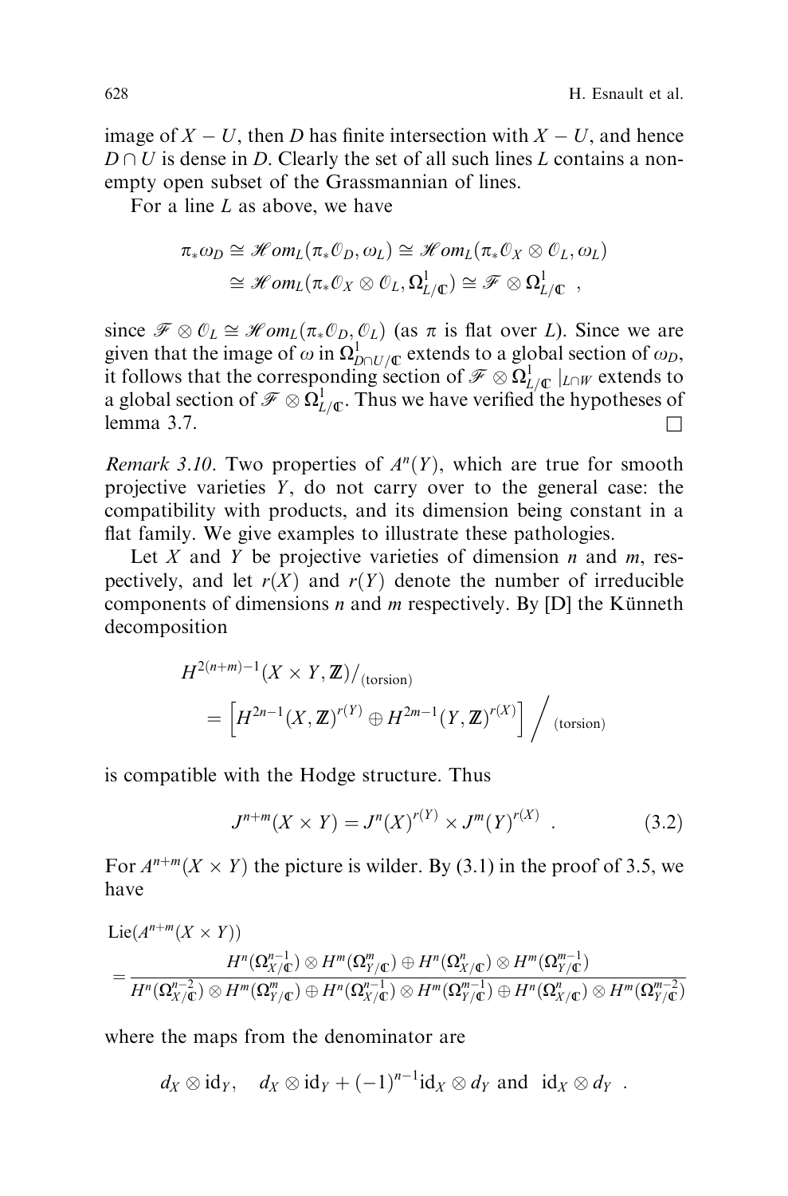image of $X - U$, then $D$ has finite intersection with $X - U$, and hence $D \cap U$ is dense in $D$. Clearly the set of all such lines $L$ contains a non-empty open subset of the Grassmannian of lines.

For a line $L$ as above, we have

$$\pi_* \omega_D \cong \mathscr{H}om_L(\pi_* \mathcal{O}_D, \omega_L) \cong \mathscr{H}om_L(\pi_* \mathcal{O}_X \otimes \mathcal{O}_L, \omega_L)$$
$$\cong \mathscr{H}om_L(\pi_* \mathcal{O}_X \otimes \mathcal{O}_L, \Omega^1_{L/\mathbb{C}}) \cong \mathscr{F} \otimes \Omega^1_{L/\mathbb{C}} \ ,$$

since $\mathscr{F} \otimes \mathcal{O}_L \cong \mathscr{H}om_L(\pi_* \mathcal{O}_D, \mathcal{O}_L)$ (as $\pi$ is flat over $L$). Since we are given that the image of $\omega$ in $\Omega^1_{D \cap U/\mathbb{C}}$ extends to a global section of $\omega_D$, it follows that the corresponding section of $\mathscr{F} \otimes \Omega^1_{L/\mathbb{C}} \mid_{L \cap W}$ extends to a global section of $\mathscr{F} \otimes \Omega^1_{L/\mathbb{C}}$. Thus we have verified the hypotheses of lemma 3.7. □

*Remark 3.10*. Two properties of $A^n(Y)$, which are true for smooth projective varieties $Y$, do not carry over to the general case: the compatibility with products, and its dimension being constant in a flat family. We give examples to illustrate these pathologies.

Let $X$ and $Y$ be projective varieties of dimension $n$ and $m$, respectively, and let $r(X)$ and $r(Y)$ denote the number of irreducible components of dimensions $n$ and $m$ respectively. By [D] the Künneth decomposition

$$H^{2(n+m)-1}(X \times Y, \mathbb{Z})/_{\text{(torsion)}} = \left[ H^{2n-1}(X, \mathbb{Z})^{r(Y)} \oplus H^{2m-1}(Y, \mathbb{Z})^{r(X)} \right] \bigg/_{\text{(torsion)}}$$

is compatible with the Hodge structure. Thus

$$J^{n+m}(X \times Y) = J^n(X)^{r(Y)} \times J^m(Y)^{r(X)} \ . \tag{3.2}$$

For $A^{n+m}(X \times Y)$ the picture is wilder. By (3.1) in the proof of 3.5, we have

$$\mathrm{Lie}(A^{n+m}(X \times Y)) = \frac{H^n(\Omega^{n-1}_{X/\mathbb{C}}) \otimes H^m(\Omega^m_{Y/\mathbb{C}}) \oplus H^n(\Omega^n_{X/\mathbb{C}}) \otimes H^m(\Omega^{m-1}_{Y/\mathbb{C}})}{H^n(\Omega^{n-2}_{X/\mathbb{C}}) \otimes H^m(\Omega^m_{Y/\mathbb{C}}) \oplus H^n(\Omega^{n-1}_{X/\mathbb{C}}) \otimes H^m(\Omega^{m-1}_{Y/\mathbb{C}}) \oplus H^n(\Omega^n_{X/\mathbb{C}}) \otimes H^m(\Omega^{m-2}_{Y/\mathbb{C}})}$$

where the maps from the denominator are

$$d_X \otimes \mathrm{id}_Y, \quad d_X \otimes \mathrm{id}_Y + (-1)^{n-1} \mathrm{id}_X \otimes d_Y \ \text{and} \ \ \mathrm{id}_X \otimes d_Y \ .$$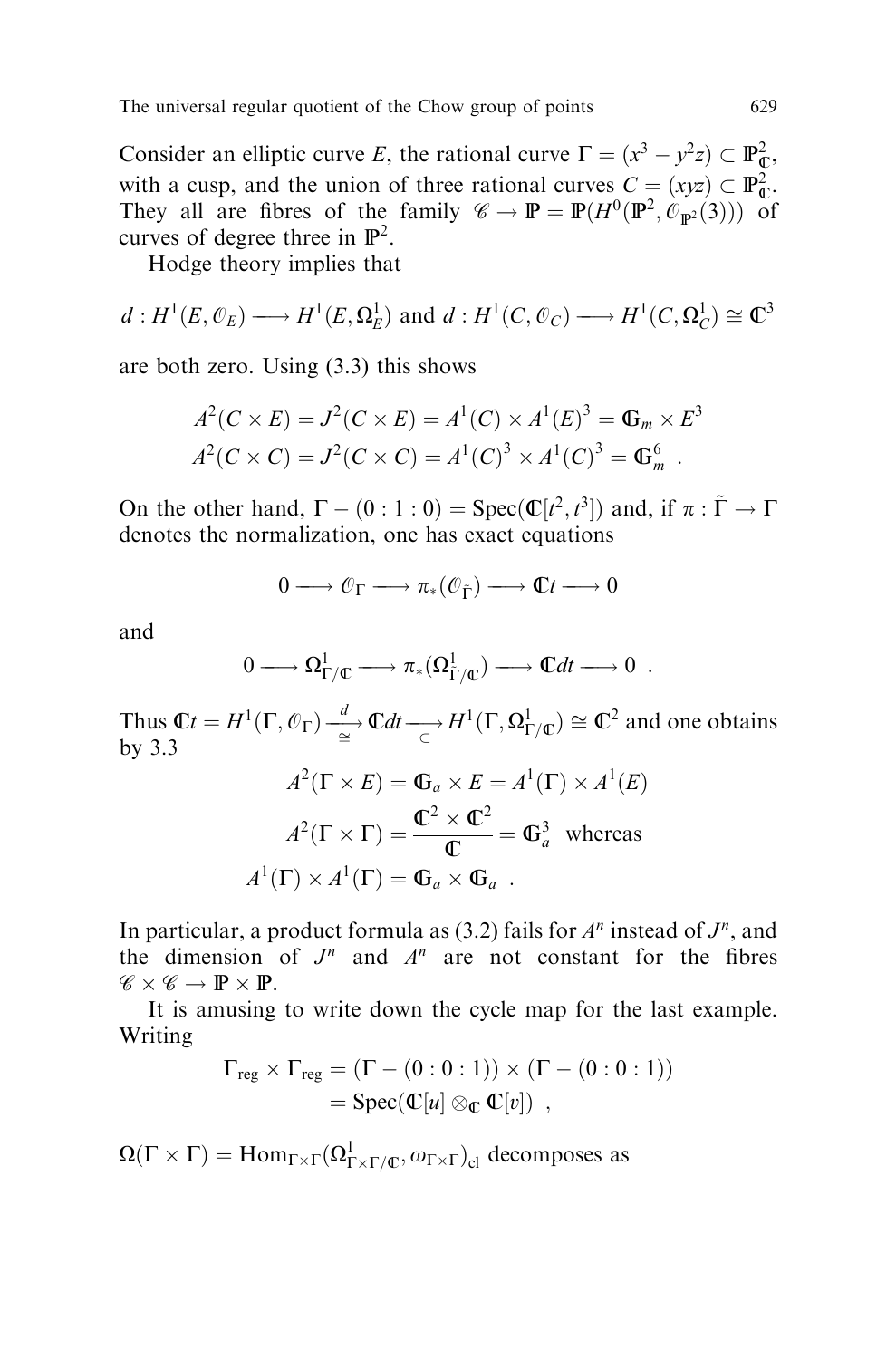Consider an elliptic curve $E$, the rational curve $\Gamma = (x^3 - y^2 z) \subset \mathbb{P}^2_{\mathbb{C}}$, with a cusp, and the union of three rational curves $C = (xyz) \subset \mathbb{P}^2_{\mathbb{C}}$. They all are fibres of the family $\mathscr{C} \to \mathbb{P} = \mathbb{P}(H^0(\mathbb{P}^2, \mathcal{O}_{\mathbb{P}^2}(3)))$ of curves of degree three in $\mathbb{P}^2$.

Hodge theory implies that

$$d : H^1(E, \mathcal{O}_E) \longrightarrow H^1(E, \Omega^1_E) \text{ and } d : H^1(C, \mathcal{O}_C) \longrightarrow H^1(C, \Omega^1_C) \cong \mathbb{C}^3$$

are both zero. Using (3.3) this shows

$$\begin{aligned} A^2(C \times E) &= J^2(C \times E) = A^1(C) \times A^1(E)^3 = \mathbb{G}_m \times E^3 \\ A^2(C \times C) &= J^2(C \times C) = A^1(C)^3 \times A^1(C)^3 = \mathbb{G}_m^6 \ . \end{aligned}$$

On the other hand, $\Gamma - (0:1:0) = \operatorname{Spec}(\mathbb{C}[t^2, t^3])$ and, if $\pi : \tilde{\Gamma} \to \Gamma$ denotes the normalization, one has exact equations

$$0 \longrightarrow \mathcal{O}_\Gamma \longrightarrow \pi_*(\mathcal{O}_{\tilde{\Gamma}}) \longrightarrow \mathbb{C}t \longrightarrow 0$$

and

$$0 \longrightarrow \Omega^1_{\Gamma/\mathbb{C}} \longrightarrow \pi_*(\Omega^1_{\tilde{\Gamma}/\mathbb{C}}) \longrightarrow \mathbb{C}dt \longrightarrow 0 \ .$$

Thus $\mathbb{C}t = H^1(\Gamma, \mathcal{O}_\Gamma) \xrightarrow[\cong]{d} \mathbb{C}dt \underset{\subset}{\longrightarrow} H^1(\Gamma, \Omega^1_{\Gamma/\mathbb{C}}) \cong \mathbb{C}^2$ and one obtains by 3.3

$$\begin{aligned} A^2(\Gamma \times E) &= \mathbb{G}_a \times E = A^1(\Gamma) \times A^1(E) \\ A^2(\Gamma \times \Gamma) &= \frac{\mathbb{C}^2 \times \mathbb{C}^2}{\mathbb{C}} = \mathbb{G}_a^3 \quad \text{whereas} \\ A^1(\Gamma) \times A^1(\Gamma) &= \mathbb{G}_a \times \mathbb{G}_a \ . \end{aligned}$$

In particular, a product formula as (3.2) fails for $A^n$ instead of $J^n$, and the dimension of $J^n$ and $A^n$ are not constant for the fibres $\mathscr{C} \times \mathscr{C} \to \mathbb{P} \times \mathbb{P}$.

It is amusing to write down the cycle map for the last example. Writing

$$\begin{aligned} \Gamma_{\text{reg}} \times \Gamma_{\text{reg}} &= (\Gamma - (0:0:1)) \times (\Gamma - (0:0:1)) \\ &= \operatorname{Spec}(\mathbb{C}[u] \otimes_{\mathbb{C}} \mathbb{C}[v]) \ , \end{aligned}$$

$\Omega(\Gamma \times \Gamma) = \operatorname{Hom}_{\Gamma \times \Gamma}(\Omega^1_{\Gamma \times \Gamma/\mathbb{C}}, \omega_{\Gamma \times \Gamma})_{\text{cl}}$ decomposes as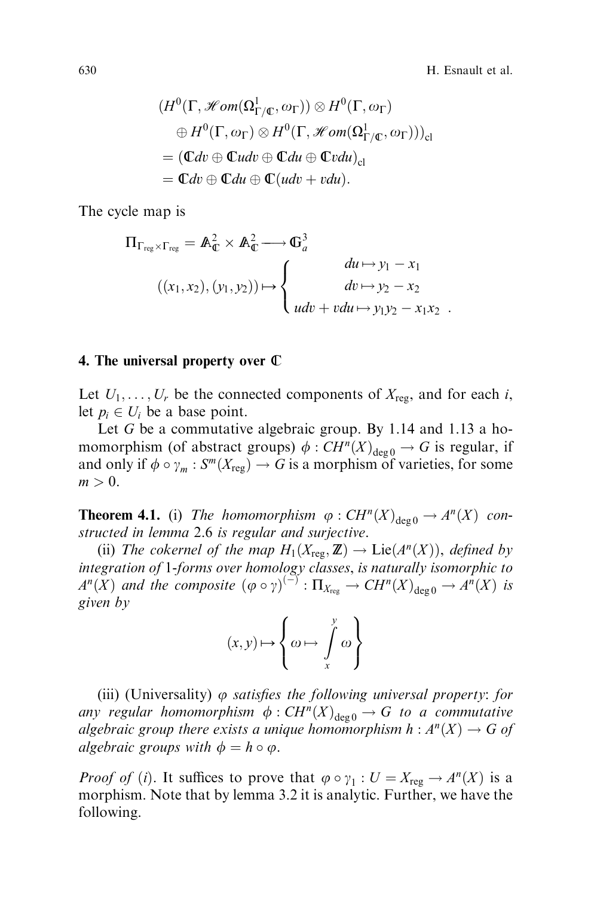$$
\begin{aligned}
&(H^0(\Gamma, \mathscr{H}om(\Omega^1_{\Gamma/\mathbb{C}}, \omega_\Gamma)) \otimes H^0(\Gamma, \omega_\Gamma) \\
&\quad \oplus H^0(\Gamma, \omega_\Gamma) \otimes H^0(\Gamma, \mathscr{H}om(\Omega^1_{\Gamma/\mathbb{C}}, \omega_\Gamma)))_{\mathrm{cl}} \\
&= (\mathbb{C}dv \oplus \mathbb{C}udv \oplus \mathbb{C}du \oplus \mathbb{C}vdu)_{\mathrm{cl}} \\
&= \mathbb{C}dv \oplus \mathbb{C}du \oplus \mathbb{C}(udv + vdu).
\end{aligned}
$$

The cycle map is

$$
\Pi_{\Gamma_{\mathrm{reg}} \times \Gamma_{\mathrm{reg}}} = \mathbb{A}^2_{\mathbb{C}} \times \mathbb{A}^2_{\mathbb{C}} \longrightarrow \mathbb{G}_a^3
$$

$$
((x_1, x_2), (y_1, y_2)) \mapsto \begin{cases} du \mapsto y_1 - x_1 \\ dv \mapsto y_2 - x_2 \\ udv + vdu \mapsto y_1 y_2 - x_1 x_2 \end{cases}.
$$

## 4. The universal property over $\mathbb{C}$

Let $U_1, \ldots, U_r$ be the connected components of $X_{\mathrm{reg}}$, and for each $i$, let $p_i \in U_i$ be a base point.

Let $G$ be a commutative algebraic group. By 1.14 and 1.13 a homomorphism (of abstract groups) $\phi : CH^n(X)_{\deg 0} \to G$ is regular, if and only if $\phi \circ \gamma_m : S^m(X_{\mathrm{reg}}) \to G$ is a morphism of varieties, for some $m > 0$.

**Theorem 4.1.** (i) *The homomorphism $\varphi : CH^n(X)_{\deg 0} \to A^n(X)$ constructed in lemma 2.6 is regular and surjective.*

(ii) *The cokernel of the map $H_1(X_{\mathrm{reg}}, \mathbb{Z}) \to \mathrm{Lie}(A^n(X))$, defined by integration of 1-forms over homology classes, is naturally isomorphic to $A^n(X)$ and the composite $(\varphi \circ \gamma)^{(-)} : \Pi_{X_{\mathrm{reg}}} \to CH^n(X)_{\deg 0} \to A^n(X)$ is given by*

$$
(x, y) \mapsto \left\{ \omega \mapsto \int_x^y \omega \right\}
$$

(iii) (Universality) *$\varphi$ satisfies the following universal property: for any regular homomorphism $\phi : CH^n(X)_{\deg 0} \to G$ to a commutative algebraic group there exists a unique homomorphism $h : A^n(X) \to G$ of algebraic groups with $\phi = h \circ \varphi$.*

*Proof of (i).* It suffices to prove that $\varphi \circ \gamma_1 : U = X_{\mathrm{reg}} \to A^n(X)$ is a morphism. Note that by lemma 3.2 it is analytic. Further, we have the following.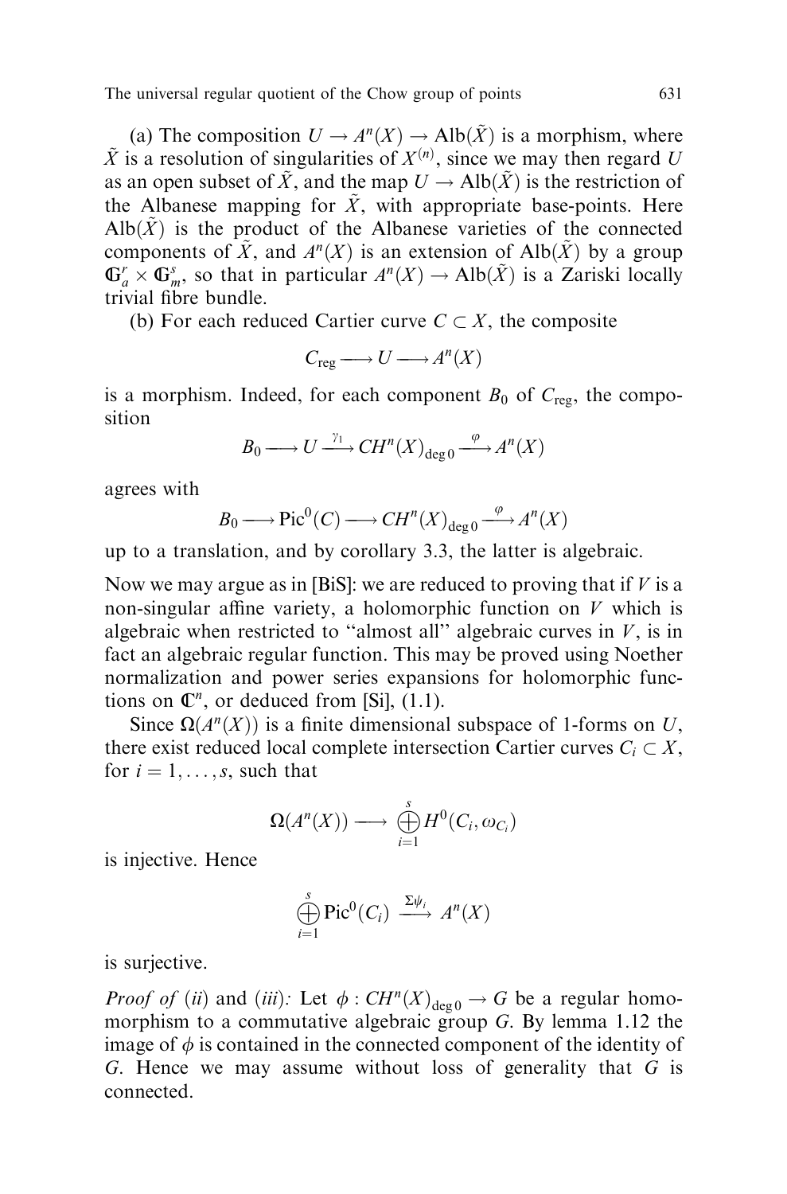(a) The composition $U \to A^n(X) \to \mathrm{Alb}(\tilde{X})$ is a morphism, where $\tilde{X}$ is a resolution of singularities of $X^{(n)}$, since we may then regard $U$ as an open subset of $\tilde{X}$, and the map $U \to \mathrm{Alb}(\tilde{X})$ is the restriction of the Albanese mapping for $\tilde{X}$, with appropriate base-points. Here $\mathrm{Alb}(\tilde{X})$ is the product of the Albanese varieties of the connected components of $\tilde{X}$, and $A^n(X)$ is an extension of $\mathrm{Alb}(\tilde{X})$ by a group $\mathbb{G}_a^r \times \mathbb{G}_m^s$, so that in particular $A^n(X) \to \mathrm{Alb}(\tilde{X})$ is a Zariski locally trivial fibre bundle.

(b) For each reduced Cartier curve $C \subset X$, the composite

$$C_{\mathrm{reg}} \longrightarrow U \longrightarrow A^n(X)$$

is a morphism. Indeed, for each component $B_0$ of $C_{\mathrm{reg}}$, the composition

$$B_0 \longrightarrow U \xrightarrow{\gamma_1} CH^n(X)_{\deg 0} \xrightarrow{\varphi} A^n(X)$$

agrees with

$$B_0 \longrightarrow \mathrm{Pic}^0(C) \longrightarrow CH^n(X)_{\deg 0} \xrightarrow{\varphi} A^n(X)$$

up to a translation, and by corollary 3.3, the latter is algebraic.

Now we may argue as in [BiS]: we are reduced to proving that if $V$ is a non-singular affine variety, a holomorphic function on $V$ which is algebraic when restricted to "almost all" algebraic curves in $V$, is in fact an algebraic regular function. This may be proved using Noether normalization and power series expansions for holomorphic functions on $\mathbb{C}^n$, or deduced from [Si], (1.1).

Since $\Omega(A^n(X))$ is a finite dimensional subspace of 1-forms on $U$, there exist reduced local complete intersection Cartier curves $C_i \subset X$, for $i = 1, \dots, s$, such that

$$\Omega(A^n(X)) \longrightarrow \bigoplus_{i=1}^{s} H^0(C_i, \omega_{C_i})$$

is injective. Hence

$$\bigoplus_{i=1}^{s} \mathrm{Pic}^0(C_i) \xrightarrow{\Sigma\psi_i} A^n(X)$$

is surjective.

*Proof of* (*ii*) and (*iii*): Let $\phi : CH^n(X)_{\deg 0} \to G$ be a regular homomorphism to a commutative algebraic group $G$. By lemma 1.12 the image of $\phi$ is contained in the connected component of the identity of $G$. Hence we may assume without loss of generality that $G$ is connected.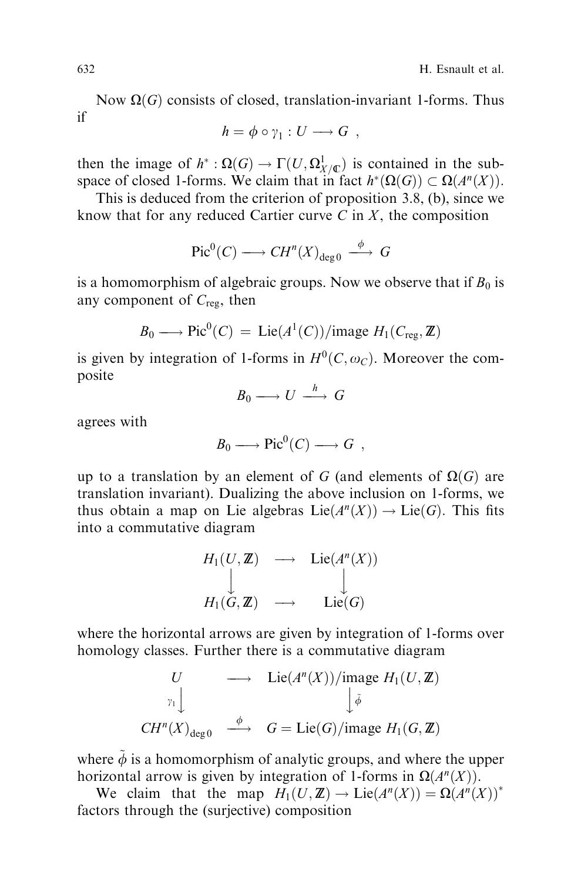Now $\Omega(G)$ consists of closed, translation-invariant 1-forms. Thus if

$$h = \phi \circ \gamma_1 : U \longrightarrow G \ ,$$

then the image of $h^* : \Omega(G) \to \Gamma(U, \Omega^1_{X/\mathbb{C}})$ is contained in the subspace of closed 1-forms. We claim that in fact $h^*(\Omega(G)) \subset \Omega(A^n(X))$.

This is deduced from the criterion of proposition 3.8, (b), since we know that for any reduced Cartier curve $C$ in $X$, the composition

$$\mathrm{Pic}^0(C) \longrightarrow CH^n(X)_{\deg 0} \xrightarrow{\ \phi\ } G$$

is a homomorphism of algebraic groups. Now we observe that if $B_0$ is any component of $C_{\mathrm{reg}}$, then

$$B_0 \longrightarrow \mathrm{Pic}^0(C) \ = \ \mathrm{Lie}(A^1(C))/\mathrm{image}\ H_1(C_{\mathrm{reg}}, \mathbb{Z})$$

is given by integration of 1-forms in $H^0(C, \omega_C)$. Moreover the composite

$$B_0 \longrightarrow U \xrightarrow{\ h\ } G$$

agrees with

$$B_0 \longrightarrow \mathrm{Pic}^0(C) \longrightarrow G \ ,$$

up to a translation by an element of $G$ (and elements of $\Omega(G)$ are translation invariant). Dualizing the above inclusion on 1-forms, we thus obtain a map on Lie algebras $\mathrm{Lie}(A^n(X)) \to \mathrm{Lie}(G)$. This fits into a commutative diagram

$$\begin{array}{ccc} H_1(U, \mathbb{Z}) & \longrightarrow & \mathrm{Lie}(A^n(X)) \\ \downarrow & & \downarrow \\ H_1(G, \mathbb{Z}) & \longrightarrow & \mathrm{Lie}(G) \end{array}$$

where the horizontal arrows are given by integration of 1-forms over homology classes. Further there is a commutative diagram

$$\begin{array}{ccc} U & \longrightarrow & \mathrm{Lie}(A^n(X))/\mathrm{image}\ H_1(U, \mathbb{Z}) \\ {\scriptstyle \gamma_1}\downarrow & & \downarrow {\scriptstyle \tilde{\phi}} \\ CH^n(X)_{\deg 0} & \xrightarrow{\ \phi\ } & G = \mathrm{Lie}(G)/\mathrm{image}\ H_1(G, \mathbb{Z}) \end{array}$$

where $\tilde{\phi}$ is a homomorphism of analytic groups, and where the upper horizontal arrow is given by integration of 1-forms in $\Omega(A^n(X))$.

We claim that the map $H_1(U, \mathbb{Z}) \to \mathrm{Lie}(A^n(X)) = \Omega(A^n(X))^*$ factors through the (surjective) composition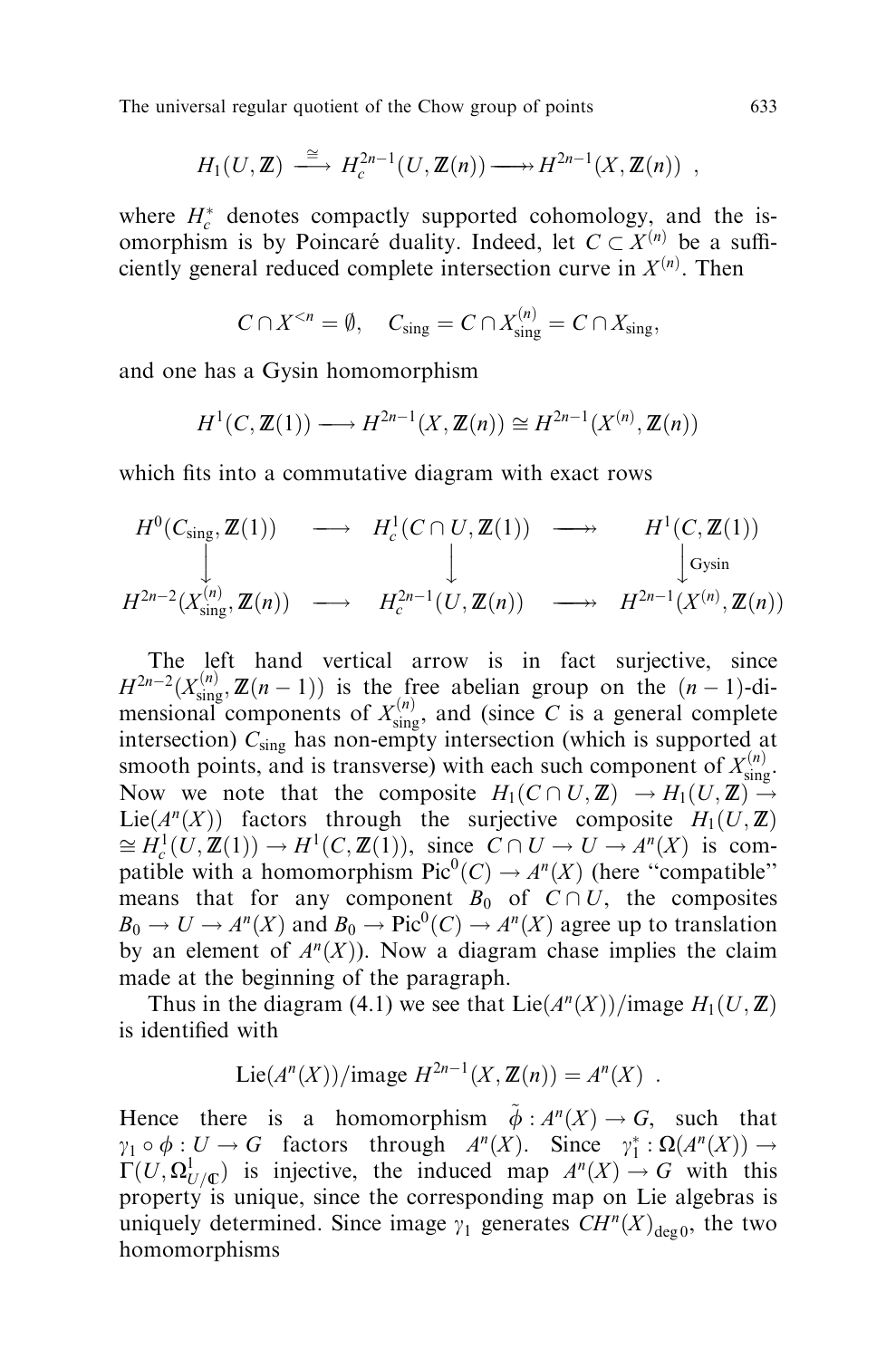$$H_1(U,\mathbb{Z}) \xrightarrow{\cong} H_c^{2n-1}(U,\mathbb{Z}(n)) \longrightarrow\!\!\!\!\rightarrow H^{2n-1}(X,\mathbb{Z}(n)) \ ,$$

where $H_c^*$ denotes compactly supported cohomology, and the isomorphism is by Poincaré duality. Indeed, let $C \subset X^{(n)}$ be a sufficiently general reduced complete intersection curve in $X^{(n)}$. Then

$$C \cap X^{<n} = \emptyset, \quad C_{\mathrm{sing}} = C \cap X^{(n)}_{\mathrm{sing}} = C \cap X_{\mathrm{sing}},$$

and one has a Gysin homomorphism

$$H^1(C,\mathbb{Z}(1)) \longrightarrow H^{2n-1}(X,\mathbb{Z}(n)) \cong H^{2n-1}(X^{(n)},\mathbb{Z}(n))$$

which fits into a commutative diagram with exact rows

$$\begin{array}{ccccc}
H^0(C_{\mathrm{sing}},\mathbb{Z}(1)) & \longrightarrow & H^1_c(C\cap U,\mathbb{Z}(1)) & \longrightarrow\!\!\!\!\rightarrow & H^1(C,\mathbb{Z}(1)) \\
\downarrow & & \downarrow & & \downarrow{\scriptstyle \mathrm{Gysin}} \\
H^{2n-2}(X^{(n)}_{\mathrm{sing}},\mathbb{Z}(n)) & \longrightarrow & H^{2n-1}_c(U,\mathbb{Z}(n)) & \longrightarrow\!\!\!\!\rightarrow & H^{2n-1}(X^{(n)},\mathbb{Z}(n))
\end{array}$$

The left hand vertical arrow is in fact surjective, since $H^{2n-2}(X^{(n)}_{\mathrm{sing}},\mathbb{Z}(n-1))$ is the free abelian group on the $(n-1)$-dimensional components of $X^{(n)}_{\mathrm{sing}}$, and (since $C$ is a general complete intersection) $C_{\mathrm{sing}}$ has non-empty intersection (which is supported at smooth points, and is transverse) with each such component of $X^{(n)}_{\mathrm{sing}}$. Now we note that the composite $H_1(C\cap U,\mathbb{Z}) \to H_1(U,\mathbb{Z}) \to \mathrm{Lie}(A^n(X))$ factors through the surjective composite $H_1(U,\mathbb{Z}) \cong H^1_c(U,\mathbb{Z}(1)) \to H^1(C,\mathbb{Z}(1))$, since $C\cap U \to U \to A^n(X)$ is compatible with a homomorphism $\mathrm{Pic}^0(C) \to A^n(X)$ (here "compatible" means that for any component $B_0$ of $C\cap U$, the composites $B_0 \to U \to A^n(X)$ and $B_0 \to \mathrm{Pic}^0(C) \to A^n(X)$ agree up to translation by an element of $A^n(X)$). Now a diagram chase implies the claim made at the beginning of the paragraph.

Thus in the diagram (4.1) we see that $\mathrm{Lie}(A^n(X))/\mathrm{image}\ H_1(U,\mathbb{Z})$ is identified with

$$\mathrm{Lie}(A^n(X))/\mathrm{image}\ H^{2n-1}(X,\mathbb{Z}(n)) = A^n(X) \ .$$

Hence there is a homomorphism $\tilde{\phi}: A^n(X) \to G$, such that $\gamma_1 \circ \phi : U \to G$ factors through $A^n(X)$. Since $\gamma_1^* : \Omega(A^n(X)) \to \Gamma(U,\Omega^1_{U/\mathbb{C}})$ is injective, the induced map $A^n(X) \to G$ with this property is unique, since the corresponding map on Lie algebras is uniquely determined. Since image $\gamma_1$ generates $CH^n(X)_{\deg 0}$, the two homomorphisms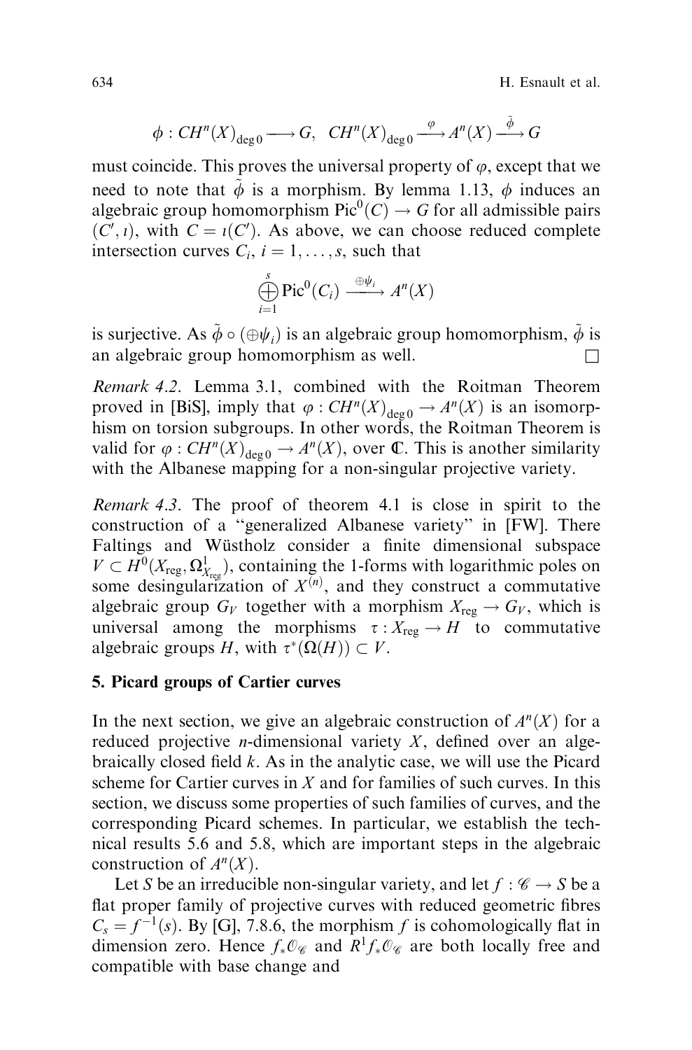$$\phi : CH^n(X)_{\deg 0} \longrightarrow G, \quad CH^n(X)_{\deg 0} \xrightarrow{\varphi} A^n(X) \xrightarrow{\tilde{\phi}} G$$

must coincide. This proves the universal property of $\varphi$, except that we need to note that $\tilde{\phi}$ is a morphism. By lemma 1.13, $\phi$ induces an algebraic group homomorphism $\mathrm{Pic}^0(C) \to G$ for all admissible pairs $(C', \iota)$, with $C = \iota(C')$. As above, we can choose reduced complete intersection curves $C_i$, $i = 1, \ldots, s$, such that

$$\bigoplus_{i=1}^{s} \mathrm{Pic}^0(C_i) \xrightarrow{\oplus \psi_i} A^n(X)$$

is surjective. As $\tilde{\phi} \circ (\oplus \psi_i)$ is an algebraic group homomorphism, $\tilde{\phi}$ is an algebraic group homomorphism as well. □

*Remark 4.2.* Lemma 3.1, combined with the Roitman Theorem proved in [BiS], imply that $\varphi : CH^n(X)_{\deg 0} \to A^n(X)$ is an isomorphism on torsion subgroups. In other words, the Roitman Theorem is valid for $\varphi : CH^n(X)_{\deg 0} \to A^n(X)$, over $\mathbb{C}$. This is another similarity with the Albanese mapping for a non-singular projective variety.

*Remark 4.3.* The proof of theorem 4.1 is close in spirit to the construction of a "generalized Albanese variety" in [FW]. There Faltings and Wüstholz consider a finite dimensional subspace $V \subset H^0(X_{\mathrm{reg}}, \Omega^1_{X_{\mathrm{reg}}})$, containing the 1-forms with logarithmic poles on some desingularization of $X^{(n)}$, and they construct a commutative algebraic group $G_V$ together with a morphism $X_{\mathrm{reg}} \to G_V$, which is universal among the morphisms $\tau : X_{\mathrm{reg}} \to H$ to commutative algebraic groups $H$, with $\tau^*(\Omega(H)) \subset V$.

## 5. Picard groups of Cartier curves

In the next section, we give an algebraic construction of $A^n(X)$ for a reduced projective $n$-dimensional variety $X$, defined over an algebraically closed field $k$. As in the analytic case, we will use the Picard scheme for Cartier curves in $X$ and for families of such curves. In this section, we discuss some properties of such families of curves, and the corresponding Picard schemes. In particular, we establish the technical results 5.6 and 5.8, which are important steps in the algebraic construction of $A^n(X)$.

Let $S$ be an irreducible non-singular variety, and let $f : \mathscr{C} \to S$ be a flat proper family of projective curves with reduced geometric fibres $C_s = f^{-1}(s)$. By [G], 7.8.6, the morphism $f$ is cohomologically flat in dimension zero. Hence $f_*\mathcal{O}_{\mathscr{C}}$ and $R^1 f_* \mathcal{O}_{\mathscr{C}}$ are both locally free and compatible with base change and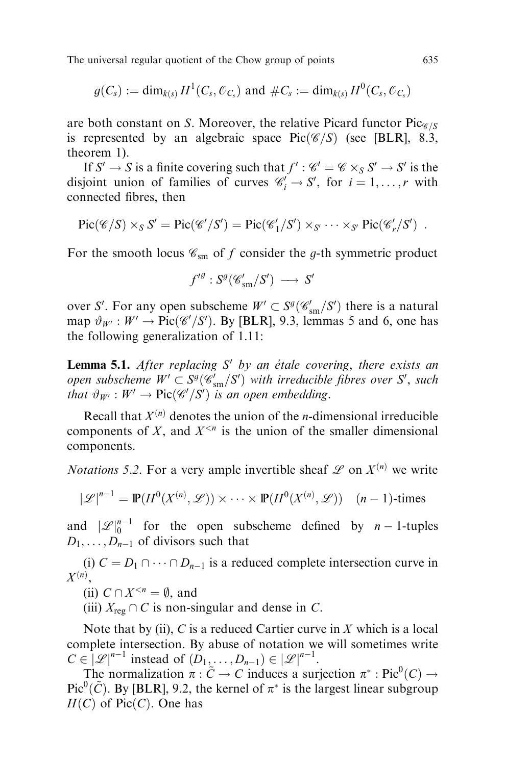$$g(C_s) := \dim_{k(s)} H^1(C_s, \mathcal{O}_{C_s}) \text{ and } \#C_s := \dim_{k(s)} H^0(C_s, \mathcal{O}_{C_s})$$

are both constant on $S$. Moreover, the relative Picard functor $\mathrm{Pic}_{\mathscr{C}/S}$ is represented by an algebraic space $\mathrm{Pic}(\mathscr{C}/S)$ (see [BLR], 8.3, theorem 1).

If $S' \to S$ is a finite covering such that $f' : \mathscr{C}' = \mathscr{C} \times_S S' \to S'$ is the disjoint union of families of curves $\mathscr{C}'_i \to S'$, for $i = 1, \ldots, r$ with connected fibres, then

$$\mathrm{Pic}(\mathscr{C}/S) \times_S S' = \mathrm{Pic}(\mathscr{C}'/S') = \mathrm{Pic}(\mathscr{C}'_1/S') \times_{S'} \cdots \times_{S'} \mathrm{Pic}(\mathscr{C}'_r/S') \ .$$

For the smooth locus $\mathscr{C}_{\mathrm{sm}}$ of $f$ consider the $g$-th symmetric product

$$f'^g : S^g(\mathscr{C}'_{\mathrm{sm}}/S') \longrightarrow S'$$

over $S'$. For any open subscheme $W' \subset S^g(\mathscr{C}'_{\mathrm{sm}}/S')$ there is a natural map $\vartheta_{W'} : W' \to \mathrm{Pic}(\mathscr{C}'/S')$. By [BLR], 9.3, lemmas 5 and 6, one has the following generalization of 1.11:

**Lemma 5.1.** *After replacing $S'$ by an étale covering, there exists an open subscheme $W' \subset S^g(\mathscr{C}'_{\mathrm{sm}}/S')$ with irreducible fibres over $S'$, such that $\vartheta_{W'} : W' \to \mathrm{Pic}(\mathscr{C}'/S')$ is an open embedding.*

Recall that $X^{(n)}$ denotes the union of the $n$-dimensional irreducible components of $X$, and $X^{<n}$ is the union of the smaller dimensional components.

*Notations 5.2.* For a very ample invertible sheaf $\mathscr{L}$ on $X^{(n)}$ we write

$$|\mathscr{L}|^{n-1} = \mathbb{P}(H^0(X^{(n)}, \mathscr{L})) \times \cdots \times \mathbb{P}(H^0(X^{(n)}, \mathscr{L})) \quad (n-1)\text{-times}$$

and $|\mathscr{L}|_0^{n-1}$ for the open subscheme defined by $n-1$-tuples $D_1, \ldots, D_{n-1}$ of divisors such that

(i) $C = D_1 \cap \cdots \cap D_{n-1}$ is a reduced complete intersection curve in $X^{(n)}$,

(ii) $C \cap X^{<n} = \emptyset$, and

(iii) $X_{\mathrm{reg}} \cap C$ is non-singular and dense in $C$.

Note that by (ii), $C$ is a reduced Cartier curve in $X$ which is a local complete intersection. By abuse of notation we will sometimes write $C \in |\mathscr{L}|^{n-1}$ instead of $(D_1, \ldots, D_{n-1}) \in |\mathscr{L}|^{n-1}$.

The normalization $\pi : \tilde{C} \to C$ induces a surjection $\pi^* : \mathrm{Pic}^0(C) \to \mathrm{Pic}^0(\tilde{C})$. By [BLR], 9.2, the kernel of $\pi^*$ is the largest linear subgroup $H(C)$ of $\mathrm{Pic}(C)$. One has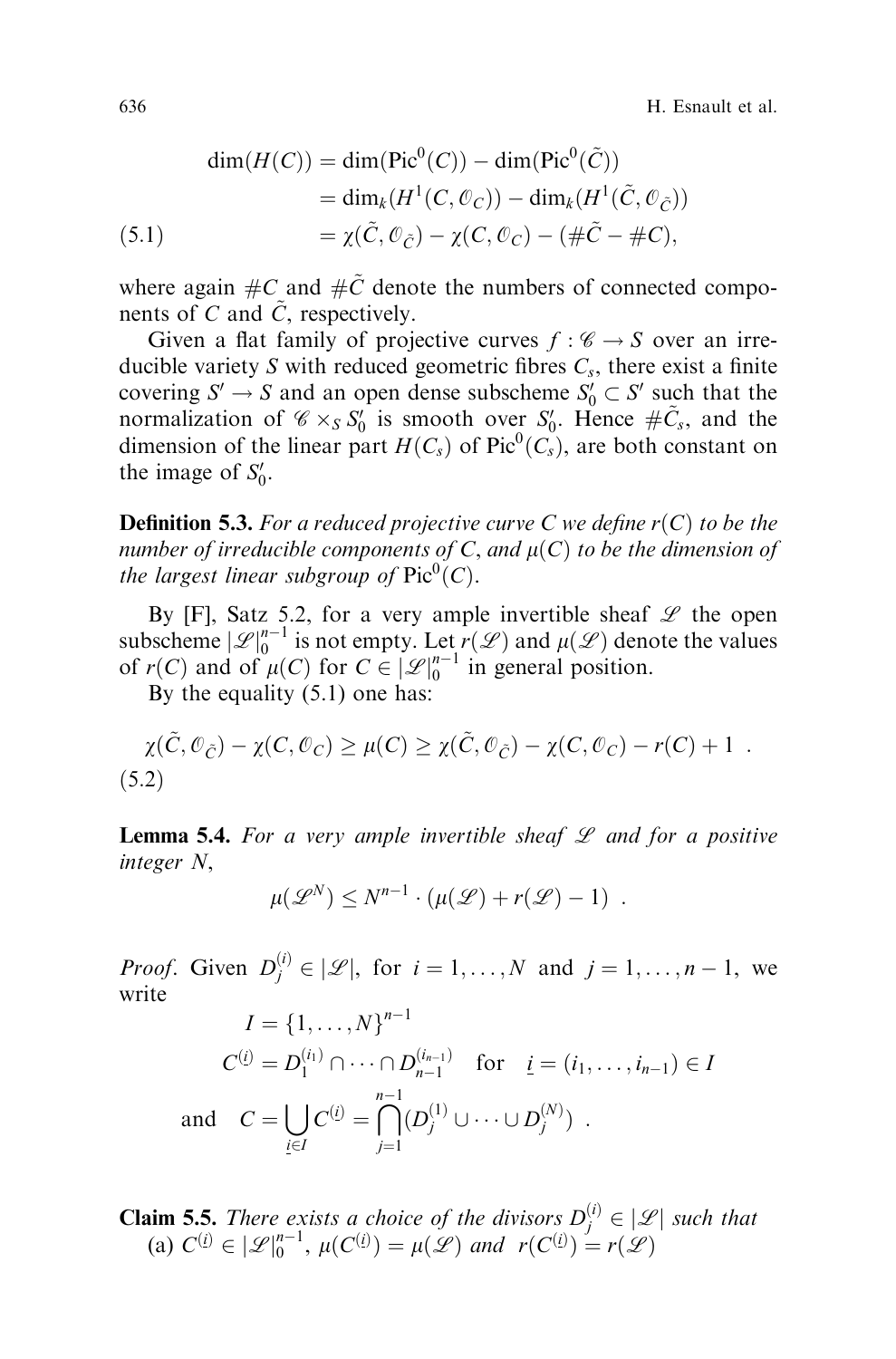$$
\begin{aligned}
\dim(H(C)) &= \dim(\mathrm{Pic}^0(C)) - \dim(\mathrm{Pic}^0(\tilde{C})) \\
&= \dim_k(H^1(C, \mathcal{O}_C)) - \dim_k(H^1(\tilde{C}, \mathcal{O}_{\tilde{C}})) \\
&= \chi(\tilde{C}, \mathcal{O}_{\tilde{C}}) - \chi(C, \mathcal{O}_C) - (\#\tilde{C} - \#C),
\end{aligned} \tag{5.1}
$$

where again $\#C$ and $\#\tilde{C}$ denote the numbers of connected components of $C$ and $\tilde{C}$, respectively.

Given a flat family of projective curves $f : \mathscr{C} \to S$ over an irreducible variety $S$ with reduced geometric fibres $C_s$, there exist a finite covering $S' \to S$ and an open dense subscheme $S'_0 \subset S'$ such that the normalization of $\mathscr{C} \times_S S'_0$ is smooth over $S'_0$. Hence $\#\tilde{C}_s$, and the dimension of the linear part $H(C_s)$ of $\mathrm{Pic}^0(C_s)$, are both constant on the image of $S'_0$.

**Definition 5.3.** *For a reduced projective curve $C$ we define $r(C)$ to be the number of irreducible components of $C$, and $\mu(C)$ to be the dimension of the largest linear subgroup of $\mathrm{Pic}^0(C)$.*

By [F], Satz 5.2, for a very ample invertible sheaf $\mathscr{L}$ the open subscheme $|\mathscr{L}|_0^{n-1}$ is not empty. Let $r(\mathscr{L})$ and $\mu(\mathscr{L})$ denote the values of $r(C)$ and of $\mu(C)$ for $C \in |\mathscr{L}|_0^{n-1}$ in general position.

By the equality (5.1) one has:

$$
\chi(\tilde{C}, \mathcal{O}_{\tilde{C}}) - \chi(C, \mathcal{O}_C) \geq \mu(C) \geq \chi(\tilde{C}, \mathcal{O}_{\tilde{C}}) - \chi(C, \mathcal{O}_C) - r(C) + 1 \ . \tag{5.2}
$$

**Lemma 5.4.** *For a very ample invertible sheaf $\mathscr{L}$ and for a positive integer $N$,*

$$
\mu(\mathscr{L}^N) \leq N^{n-1} \cdot (\mu(\mathscr{L}) + r(\mathscr{L}) - 1) \ .
$$

*Proof.* Given $D_j^{(i)} \in |\mathscr{L}|$, for $i = 1, \ldots, N$ and $j = 1, \ldots, n-1$, we write

$$
\begin{aligned}
& I = \{1, \ldots, N\}^{n-1} \\
& C^{(\underline{i})} = D_1^{(i_1)} \cap \cdots \cap D_{n-1}^{(i_{n-1})} \quad \text{for} \quad \underline{i} = (i_1, \ldots, i_{n-1}) \in I \\
\text{and} \quad & C = \bigcup_{\underline{i} \in I} C^{(\underline{i})} = \bigcap_{j=1}^{n-1} (D_j^{(1)} \cup \cdots \cup D_j^{(N)}) \ .
\end{aligned}
$$

**Claim 5.5.** *There exists a choice of the divisors $D_j^{(i)} \in |\mathscr{L}|$ such that*
(a) $C^{(\underline{i})} \in |\mathscr{L}|_0^{n-1}$, $\mu(C^{(\underline{i})}) = \mu(\mathscr{L})$ *and* $r(C^{(\underline{i})}) = r(\mathscr{L})$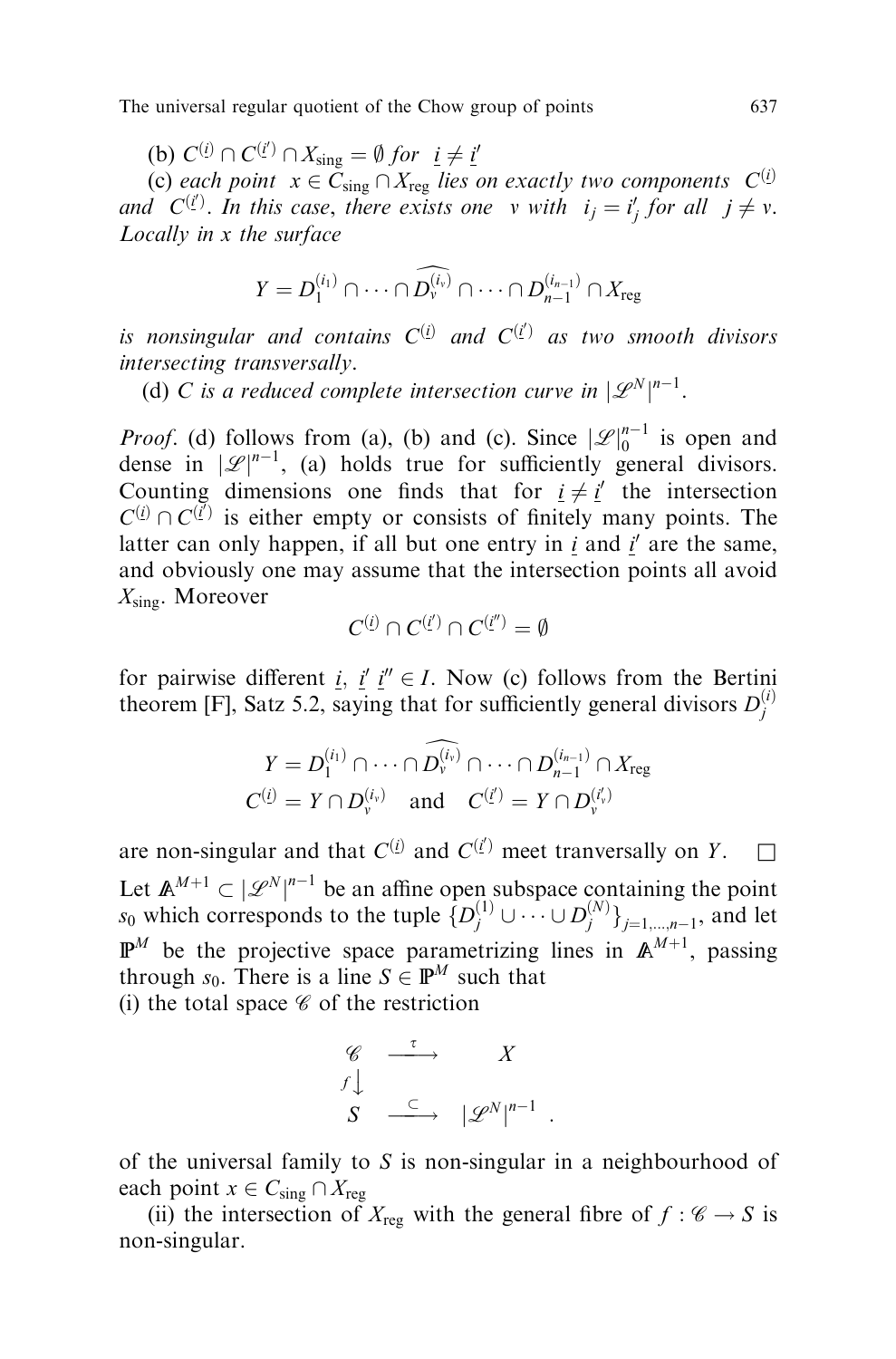(b) $C^{(\underline{i})} \cap C^{(\underline{i}')} \cap X_{\text{sing}} = \emptyset$ *for* $\underline{i} \neq \underline{i}'$

(c) *each point* $x \in C_{\text{sing}} \cap X_{\text{reg}}$ *lies on exactly two components* $C^{(\underline{i})}$ *and* $C^{(\underline{i}')}$. *In this case, there exists one* $v$ *with* $i_j = i'_j$ *for all* $j \neq v$. *Locally in x the surface*

$$Y = D_1^{(i_1)} \cap \cdots \cap \widehat{D_v^{(i_v)}} \cap \cdots \cap D_{n-1}^{(i_{n-1})} \cap X_{\text{reg}}$$

*is nonsingular and contains* $C^{(\underline{i})}$ *and* $C^{(\underline{i}')}$ *as two smooth divisors intersecting transversally*.

(d) *C is a reduced complete intersection curve in* $|\mathscr{L}^N|^{n-1}$.

*Proof*. (d) follows from (a), (b) and (c). Since $|\mathscr{L}|_0^{n-1}$ is open and dense in $|\mathscr{L}|^{n-1}$, (a) holds true for sufficiently general divisors. Counting dimensions one finds that for $\underline{i} \neq \underline{i}'$ the intersection $C^{(\underline{i})} \cap C^{(\underline{i}')}$ is either empty or consists of finitely many points. The latter can only happen, if all but one entry in $\underline{i}$ and $\underline{i}'$ are the same, and obviously one may assume that the intersection points all avoid $X_{\text{sing}}$. Moreover

$$C^{(\underline{i})} \cap C^{(\underline{i}')} \cap C^{(\underline{i}'')} = \emptyset$$

for pairwise different $\underline{i}$, $\underline{i}'$ $\underline{i}'' \in I$. Now (c) follows from the Bertini theorem [F], Satz 5.2, saying that for sufficiently general divisors $D_j^{(i)}$

$$Y = D_1^{(i_1)} \cap \cdots \cap \widehat{D_v^{(i_v)}} \cap \cdots \cap D_{n-1}^{(i_{n-1})} \cap X_{\text{reg}}$$
$$C^{(\underline{i})} = Y \cap D_v^{(i_v)} \quad \text{and} \quad C^{(\underline{i}')} = Y \cap D_v^{(i'_v)}$$

are non-singular and that $C^{(\underline{i})}$ and $C^{(\underline{i}')}$ meet tranversally on $Y$. $\square$

Let $\mathbb{A}^{M+1} \subset |\mathscr{L}^N|^{n-1}$ be an affine open subspace containing the point $s_0$ which corresponds to the tuple $\{D_j^{(1)} \cup \cdots \cup D_j^{(N)}\}_{j=1,\ldots,n-1}$, and let $\mathbb{P}^M$ be the projective space parametrizing lines in $\mathbb{A}^{M+1}$, passing through $s_0$. There is a line $S \in \mathbb{P}^M$ such that

(i) the total space $\mathscr{C}$ of the restriction

$$\begin{array}{ccc} \mathscr{C} & \xrightarrow{\tau} & X \\ {\scriptstyle f}\downarrow & & \\ S & \xrightarrow{\subset} & |\mathscr{L}^N|^{n-1} \end{array} .$$

of the universal family to $S$ is non-singular in a neighbourhood of each point $x \in C_{\text{sing}} \cap X_{\text{reg}}$

(ii) the intersection of $X_{\text{reg}}$ with the general fibre of $f : \mathscr{C} \to S$ is non-singular.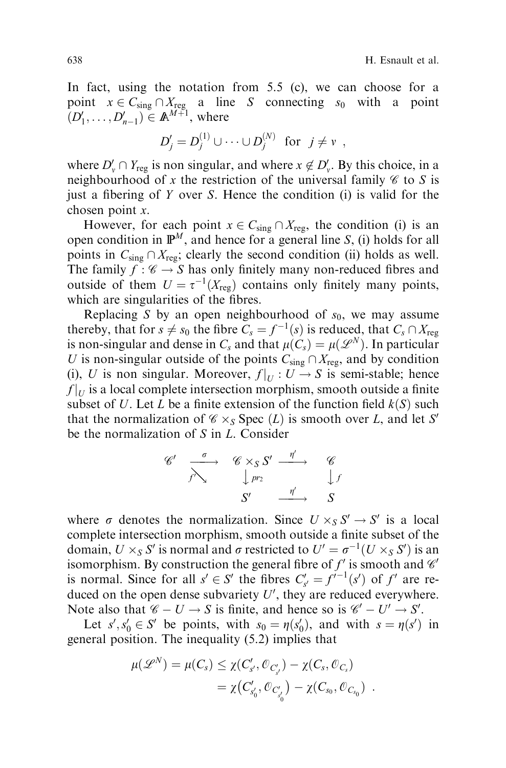In fact, using the notation from 5.5 (c), we can choose for a point $x \in C_{\rm sing} \cap X_{\rm reg}$ a line $S$ connecting $s_0$ with a point $(D'_1, \ldots, D'_{n-1}) \in \mathbb{A}^{M+1}$, where

$$D'_j = D_j^{(1)} \cup \cdots \cup D_j^{(N)} \quad \text{for} \quad j \neq v \ ,$$

where $D'_v \cap Y_{\rm reg}$ is non singular, and where $x \notin D'_v$. By this choice, in a neighbourhood of $x$ the restriction of the universal family $\mathscr{C}$ to $S$ is just a fibering of $Y$ over $S$. Hence the condition (i) is valid for the chosen point $x$.

However, for each point $x \in C_{\rm sing} \cap X_{\rm reg}$, the condition (i) is an open condition in $\mathbb{P}^M$, and hence for a general line $S$, (i) holds for all points in $C_{\rm sing} \cap X_{\rm reg}$; clearly the second condition (ii) holds as well. The family $f : \mathscr{C} \to S$ has only finitely many non-reduced fibres and outside of them $U = \tau^{-1}(X_{\rm reg})$ contains only finitely many points, which are singularities of the fibres.

Replacing $S$ by an open neighbourhood of $s_0$, we may assume thereby, that for $s \neq s_0$ the fibre $C_s = f^{-1}(s)$ is reduced, that $C_s \cap X_{\rm reg}$ is non-singular and dense in $C_s$ and that $\mu(C_s) = \mu(\mathscr{L}^N)$. In particular $U$ is non-singular outside of the points $C_{\rm sing} \cap X_{\rm reg}$, and by condition (i), $U$ is non singular. Moreover, $f|_U : U \to S$ is semi-stable; hence $f|_U$ is a local complete intersection morphism, smooth outside a finite subset of $U$. Let $L$ be a finite extension of the function field $k(S)$ such that the normalization of $\mathscr{C} \times_S \operatorname{Spec}(L)$ is smooth over $L$, and let $S'$ be the normalization of $S$ in $L$. Consider

$$\begin{array}{ccccc}
\mathscr{C}' & \xrightarrow{\ \sigma\ } & \mathscr{C} \times_S S' & \xrightarrow{\ \eta'\ } & \mathscr{C} \\
& {\scriptstyle f'}\searrow & \big\downarrow {\scriptstyle pr_2} & & \big\downarrow {\scriptstyle f} \\
& & S' & \xrightarrow{\ \eta'\ } & S
\end{array}$$

where $\sigma$ denotes the normalization. Since $U \times_S S' \to S'$ is a local complete intersection morphism, smooth outside a finite subset of the domain, $U \times_S S'$ is normal and $\sigma$ restricted to $U' = \sigma^{-1}(U \times_S S')$ is an isomorphism. By construction the general fibre of $f'$ is smooth and $\mathscr{C}'$ is normal. Since for all $s' \in S'$ the fibres $C'_{s'} = f'^{-1}(s')$ of $f'$ are reduced on the open dense subvariety $U'$, they are reduced everywhere. Note also that $\mathscr{C} - U \to S$ is finite, and hence so is $\mathscr{C}' - U' \to S'$.

Let $s', s'_0 \in S'$ be points, with $s_0 = \eta(s'_0)$, and with $s = \eta(s')$ in general position. The inequality (5.2) implies that

$$\begin{aligned}
\mu(\mathscr{L}^N) = \mu(C_s) &\leq \chi(C'_{s'}, \mathcal{O}_{C'_{s'}}) - \chi(C_s, \mathcal{O}_{C_s}) \\
&= \chi\big(C'_{s'_0}, \mathcal{O}_{C'_{s'_0}}\big) - \chi(C_{s_0}, \mathcal{O}_{C_{s_0}}) \ .
\end{aligned}$$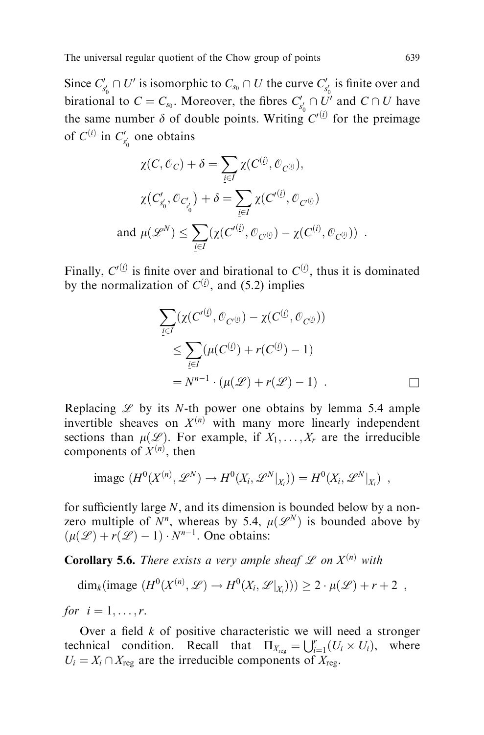Since $C'_{s'_0} \cap U'$ is isomorphic to $C_{s_0} \cap U$ the curve $C'_{s'_0}$ is finite over and birational to $C = C_{s_0}$. Moreover, the fibres $C'_{s'_0} \cap U'$ and $C \cap U$ have the same number $\delta$ of double points. Writing $C'^{(\underline{i})}$ for the preimage of $C^{(\underline{i})}$ in $C'_{s'_0}$ one obtains

$$
\begin{aligned}
\chi(C, \mathcal{O}_C) + \delta &= \sum_{\underline{i} \in I} \chi(C^{(\underline{i})}, \mathcal{O}_{C^{(\underline{i})}}), \\
\chi\big(C'_{s'_0}, \mathcal{O}_{C'_{s'_0}}\big) + \delta &= \sum_{\underline{i} \in I} \chi(C'^{(\underline{i})}, \mathcal{O}_{C'^{(\underline{i})}}) \\
\text{and } \mu(\mathcal{L}^N) &\leq \sum_{\underline{i} \in I} (\chi(C'^{(\underline{i})}, \mathcal{O}_{C'^{(\underline{i})}}) - \chi(C^{(\underline{i})}, \mathcal{O}_{C^{(\underline{i})}})) \ .
\end{aligned}
$$

Finally, $C'^{(\underline{i})}$ is finite over and birational to $C^{(\underline{i})}$, thus it is dominated by the normalization of $C^{(\underline{i})}$, and (5.2) implies

$$
\begin{aligned}
&\sum_{\underline{i} \in I} (\chi(C'^{(\underline{i})}, \mathcal{O}_{C'^{(\underline{i})}}) - \chi(C^{(\underline{i})}, \mathcal{O}_{C^{(\underline{i})}})) \\
&\quad \leq \sum_{\underline{i} \in I} (\mu(C^{(\underline{i})}) + r(C^{(\underline{i})}) - 1) \\
&\quad = N^{n-1} \cdot (\mu(\mathcal{L}) + r(\mathcal{L}) - 1) \ .
\end{aligned}
$$

□

Replacing $\mathcal{L}$ by its $N$-th power one obtains by lemma 5.4 ample invertible sheaves on $X^{(n)}$ with many more linearly independent sections than $\mu(\mathcal{L})$. For example, if $X_1, \ldots, X_r$ are the irreducible components of $X^{(n)}$, then

$$
\text{image } (H^0(X^{(n)}, \mathcal{L}^N) \to H^0(X_i, \mathcal{L}^N|_{X_i})) = H^0(X_i, \mathcal{L}^N|_{X_i}) \ ,
$$

for sufficiently large $N$, and its dimension is bounded below by a non-zero multiple of $N^n$, whereas by 5.4, $\mu(\mathcal{L}^N)$ is bounded above by $(\mu(\mathcal{L}) + r(\mathcal{L}) - 1) \cdot N^{n-1}$. One obtains:

**Corollary 5.6.** *There exists a very ample sheaf $\mathcal{L}$ on $X^{(n)}$ with*

$$
\dim_k(\text{image } (H^0(X^{(n)}, \mathcal{L}) \to H^0(X_i, \mathcal{L}|_{X_i}))) \geq 2 \cdot \mu(\mathcal{L}) + r + 2 \ ,
$$

*for* $i = 1, \ldots, r$.

Over a field $k$ of positive characteristic we will need a stronger technical condition. Recall that $\Pi_{X_{\text{reg}}} = \bigcup_{i=1}^r (U_i \times U_i)$, where $U_i = X_i \cap X_{\text{reg}}$ are the irreducible components of $X_{\text{reg}}$.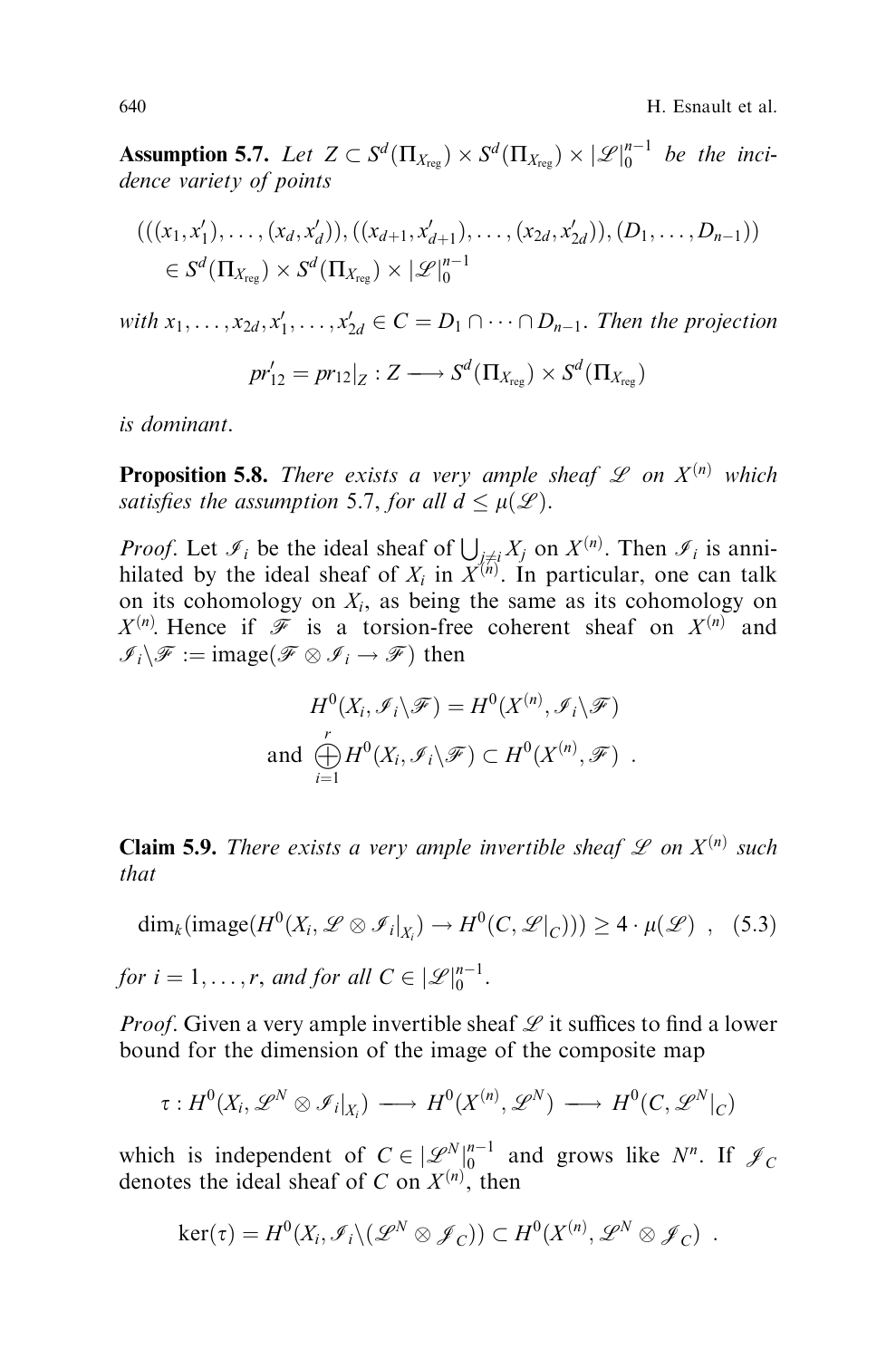**Assumption 5.7.** *Let* $Z \subset S^d(\Pi_{X_{\rm reg}}) \times S^d(\Pi_{X_{\rm reg}}) \times |\mathscr{L}|_0^{n-1}$ *be the incidence variety of points*

$$(((x_1, x_1'), \ldots, (x_d, x_d')), ((x_{d+1}, x_{d+1}'), \ldots, (x_{2d}, x_{2d}')), (D_1, \ldots, D_{n-1})) \in S^d(\Pi_{X_{\rm reg}}) \times S^d(\Pi_{X_{\rm reg}}) \times |\mathscr{L}|_0^{n-1}$$

*with* $x_1, \ldots, x_{2d}, x_1', \ldots, x_{2d}' \in C = D_1 \cap \cdots \cap D_{n-1}$. *Then the projection*

$$pr_{12}' = pr_{12}|_Z : Z \longrightarrow S^d(\Pi_{X_{\rm reg}}) \times S^d(\Pi_{X_{\rm reg}})$$

*is dominant.*

**Proposition 5.8.** *There exists a very ample sheaf* $\mathscr{L}$ *on* $X^{(n)}$ *which satisfies the assumption 5.7, for all* $d \le \mu(\mathscr{L})$.

*Proof*. Let $\mathscr{I}_i$ be the ideal sheaf of $\bigcup_{j \neq i} X_j$ on $X^{(n)}$. Then $\mathscr{I}_i$ is annihilated by the ideal sheaf of $X_i$ in $X^{(n)}$. In particular, one can talk on its cohomology on $X_i$, as being the same as its cohomology on $X^{(n)}$. Hence if $\mathscr{F}$ is a torsion-free coherent sheaf on $X^{(n)}$ and $\mathscr{I}_i \backslash \mathscr{F} := \mathrm{image}(\mathscr{F} \otimes \mathscr{I}_i \to \mathscr{F})$ then

$$H^0(X_i, \mathscr{I}_i \backslash \mathscr{F}) = H^0(X^{(n)}, \mathscr{I}_i \backslash \mathscr{F})$$
$$\text{and } \bigoplus_{i=1}^{r} H^0(X_i, \mathscr{I}_i \backslash \mathscr{F}) \subset H^0(X^{(n)}, \mathscr{F}) \ .$$

**Claim 5.9.** *There exists a very ample invertible sheaf* $\mathscr{L}$ *on* $X^{(n)}$ *such that*

$$\dim_k(\mathrm{image}(H^0(X_i, \mathscr{L} \otimes \mathscr{I}_i|_{X_i}) \to H^0(C, \mathscr{L}|_C))) \ge 4 \cdot \mu(\mathscr{L}) \ , \quad (5.3)$$

*for* $i = 1, \ldots, r$, *and for all* $C \in |\mathscr{L}|_0^{n-1}$.

*Proof*. Given a very ample invertible sheaf $\mathscr{L}$ it suffices to find a lower bound for the dimension of the image of the composite map

$$\tau : H^0(X_i, \mathscr{L}^N \otimes \mathscr{I}_i|_{X_i}) \longrightarrow H^0(X^{(n)}, \mathscr{L}^N) \longrightarrow H^0(C, \mathscr{L}^N|_C)$$

which is independent of $C \in |\mathscr{L}^N|_0^{n-1}$ and grows like $N^n$. If $\mathscr{J}_C$ denotes the ideal sheaf of $C$ on $X^{(n)}$, then

$$\ker(\tau) = H^0(X_i, \mathscr{I}_i \backslash (\mathscr{L}^N \otimes \mathscr{J}_C)) \subset H^0(X^{(n)}, \mathscr{L}^N \otimes \mathscr{J}_C) \ .$$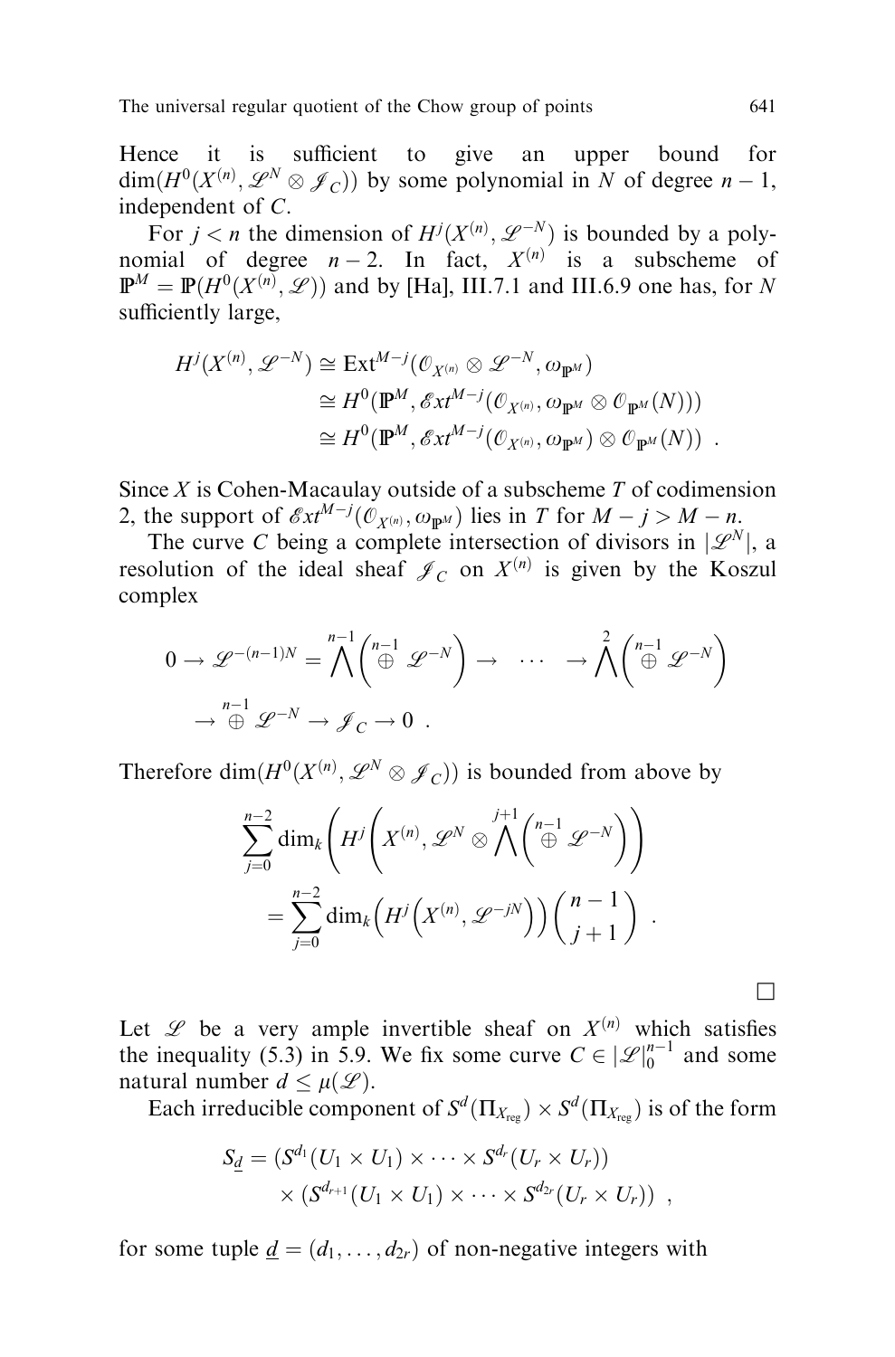Hence it is sufficient to give an upper bound for $\dim(H^0(X^{(n)}, \mathscr{L}^N \otimes \mathscr{J}_C))$ by some polynomial in $N$ of degree $n-1$, independent of $C$.

For $j < n$ the dimension of $H^j(X^{(n)}, \mathscr{L}^{-N})$ is bounded by a polynomial of degree $n-2$. In fact, $X^{(n)}$ is a subscheme of $\mathbb{P}^M = \mathbb{P}(H^0(X^{(n)}, \mathscr{L}))$ and by [Ha], III.7.1 and III.6.9 one has, for $N$ sufficiently large,

$$
\begin{aligned}
H^j(X^{(n)}, \mathscr{L}^{-N}) &\cong \operatorname{Ext}^{M-j}(\mathscr{O}_{X^{(n)}} \otimes \mathscr{L}^{-N}, \omega_{\mathbb{P}^M}) \\
&\cong H^0(\mathbb{P}^M, \mathscr{E}xt^{M-j}(\mathscr{O}_{X^{(n)}}, \omega_{\mathbb{P}^M} \otimes \mathscr{O}_{\mathbb{P}^M}(N))) \\
&\cong H^0(\mathbb{P}^M, \mathscr{E}xt^{M-j}(\mathscr{O}_{X^{(n)}}, \omega_{\mathbb{P}^M}) \otimes \mathscr{O}_{\mathbb{P}^M}(N)) \ .
\end{aligned}
$$

Since $X$ is Cohen-Macaulay outside of a subscheme $T$ of codimension 2, the support of $\mathscr{E}xt^{M-j}(\mathscr{O}_{X^{(n)}}, \omega_{\mathbb{P}^M})$ lies in $T$ for $M - j > M - n$.

The curve $C$ being a complete intersection of divisors in $|\mathscr{L}^N|$, a resolution of the ideal sheaf $\mathscr{J}_C$ on $X^{(n)}$ is given by the Koszul complex

$$
\begin{aligned}
0 \to \mathscr{L}^{-(n-1)N} = \bigwedge^{n-1}\left(\overset{n-1}{\oplus}\ \mathscr{L}^{-N}\right) \to \quad \cdots \quad \to \bigwedge^{2}\left(\overset{n-1}{\oplus}\ \mathscr{L}^{-N}\right) \\
\to \overset{n-1}{\oplus}\ \mathscr{L}^{-N} \to \mathscr{J}_C \to 0 \ .
\end{aligned}
$$

Therefore $\dim(H^0(X^{(n)}, \mathscr{L}^N \otimes \mathscr{J}_C))$ is bounded from above by

$$
\begin{aligned}
&\sum_{j=0}^{n-2} \dim_k\left(H^j\left(X^{(n)}, \mathscr{L}^N \otimes \bigwedge^{j+1}\left(\overset{n-1}{\oplus}\ \mathscr{L}^{-N}\right)\right)\right) \\
&\qquad = \sum_{j=0}^{n-2} \dim_k\left(H^j\left(X^{(n)}, \mathscr{L}^{-jN}\right)\right)\binom{n-1}{j+1} \ .
\end{aligned}
$$

□

Let $\mathscr{L}$ be a very ample invertible sheaf on $X^{(n)}$ which satisfies the inequality (5.3) in 5.9. We fix some curve $C \in |\mathscr{L}|_0^{n-1}$ and some natural number $d \leq \mu(\mathscr{L})$.

Each irreducible component of $S^d(\Pi_{X_{\mathrm{reg}}}) \times S^d(\Pi_{X_{\mathrm{reg}}})$ is of the form

$$
\begin{aligned}
S_{\underline{d}} = &(S^{d_1}(U_1 \times U_1) \times \cdots \times S^{d_r}(U_r \times U_r)) \\
&\times (S^{d_{r+1}}(U_1 \times U_1) \times \cdots \times S^{d_{2r}}(U_r \times U_r)) \ ,
\end{aligned}
$$

for some tuple $\underline{d} = (d_1, \ldots, d_{2r})$ of non-negative integers with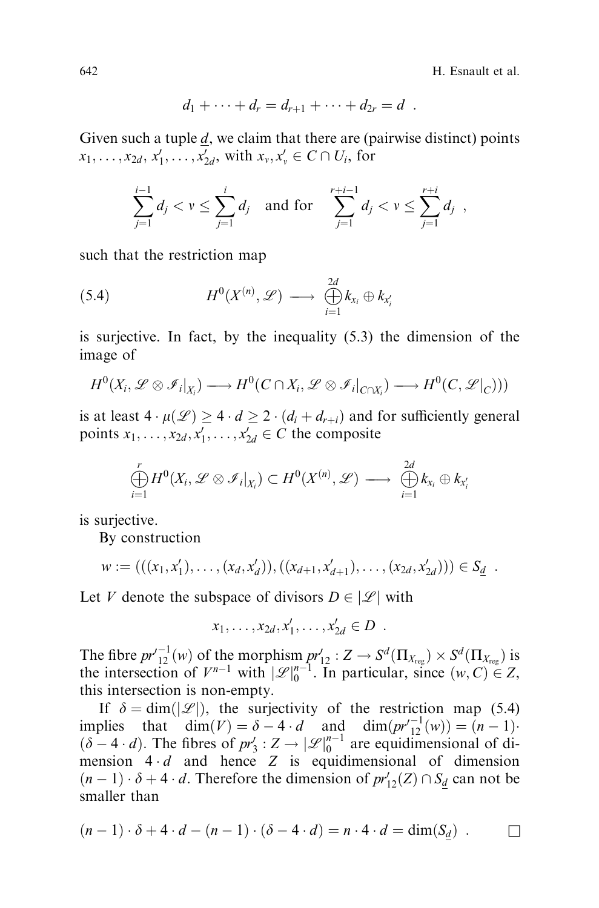$$d_1 + \cdots + d_r = d_{r+1} + \cdots + d_{2r} = d \ .$$

Given such a tuple $\underline{d}$, we claim that there are (pairwise distinct) points $x_1, \ldots, x_{2d}, x'_1, \ldots, x'_{2d}$, with $x_v, x'_v \in C \cap U_i$, for

$$\sum_{j=1}^{i-1} d_j < v \leq \sum_{j=1}^{i} d_j \quad \text{and for} \quad \sum_{j=1}^{r+i-1} d_j < v \leq \sum_{j=1}^{r+i} d_j \ ,$$

such that the restriction map

$$H^0(X^{(n)}, \mathscr{L}) \longrightarrow \bigoplus_{i=1}^{2d} k_{x_i} \oplus k_{x'_i} \tag{5.4}$$

is surjective. In fact, by the inequality (5.3) the dimension of the image of

$$H^0(X_i, \mathscr{L} \otimes \mathscr{I}_i|_{X_i}) \longrightarrow H^0(C \cap X_i, \mathscr{L} \otimes \mathscr{I}_i|_{C \cap X_i}) \longrightarrow H^0(C, \mathscr{L}|_C)))$$

is at least $4 \cdot \mu(\mathscr{L}) \geq 4 \cdot d \geq 2 \cdot (d_i + d_{r+i})$ and for sufficiently general points $x_1, \ldots, x_{2d}, x'_1, \ldots, x'_{2d} \in C$ the composite

$$\bigoplus_{i=1}^{r} H^0(X_i, \mathscr{L} \otimes \mathscr{I}_i|_{X_i}) \subset H^0(X^{(n)}, \mathscr{L}) \longrightarrow \bigoplus_{i=1}^{2d} k_{x_i} \oplus k_{x'_i}$$

is surjective.

By construction

$$w := (((x_1, x'_1), \ldots, (x_d, x'_d)), ((x_{d+1}, x'_{d+1}), \ldots, (x_{2d}, x'_{2d}))) \in S_{\underline{d}} \ .$$

Let $V$ denote the subspace of divisors $D \in |\mathscr{L}|$ with

$$x_1, \ldots, x_{2d}, x'_1, \ldots, x'_{2d} \in D \ .$$

The fibre $pr'^{-1}_{12}(w)$ of the morphism $pr'_{12} : Z \to S^d(\Pi_{X_{\text{reg}}}) \times S^d(\Pi_{X_{\text{reg}}})$ is the intersection of $V^{n-1}$ with $|\mathscr{L}|_0^{n-1}$. In particular, since $(w, C) \in Z$, this intersection is non-empty.

If $\delta = \dim(|\mathscr{L}|)$, the surjectivity of the restriction map (5.4) implies that $\dim(V) = \delta - 4 \cdot d$ and $\dim(pr'^{-1}_{12}(w)) = (n-1) \cdot (\delta - 4 \cdot d)$. The fibres of $pr'_3 : Z \to |\mathscr{L}|_0^{n-1}$ are equidimensional of dimension $4 \cdot d$ and hence $Z$ is equidimensional of dimension $(n-1) \cdot \delta + 4 \cdot d$. Therefore the dimension of $pr'_{12}(Z) \cap S_{\underline{d}}$ can not be smaller than

$$(n-1) \cdot \delta + 4 \cdot d - (n-1) \cdot (\delta - 4 \cdot d) = n \cdot 4 \cdot d = \dim(S_{\underline{d}}) \ . \qquad \square$$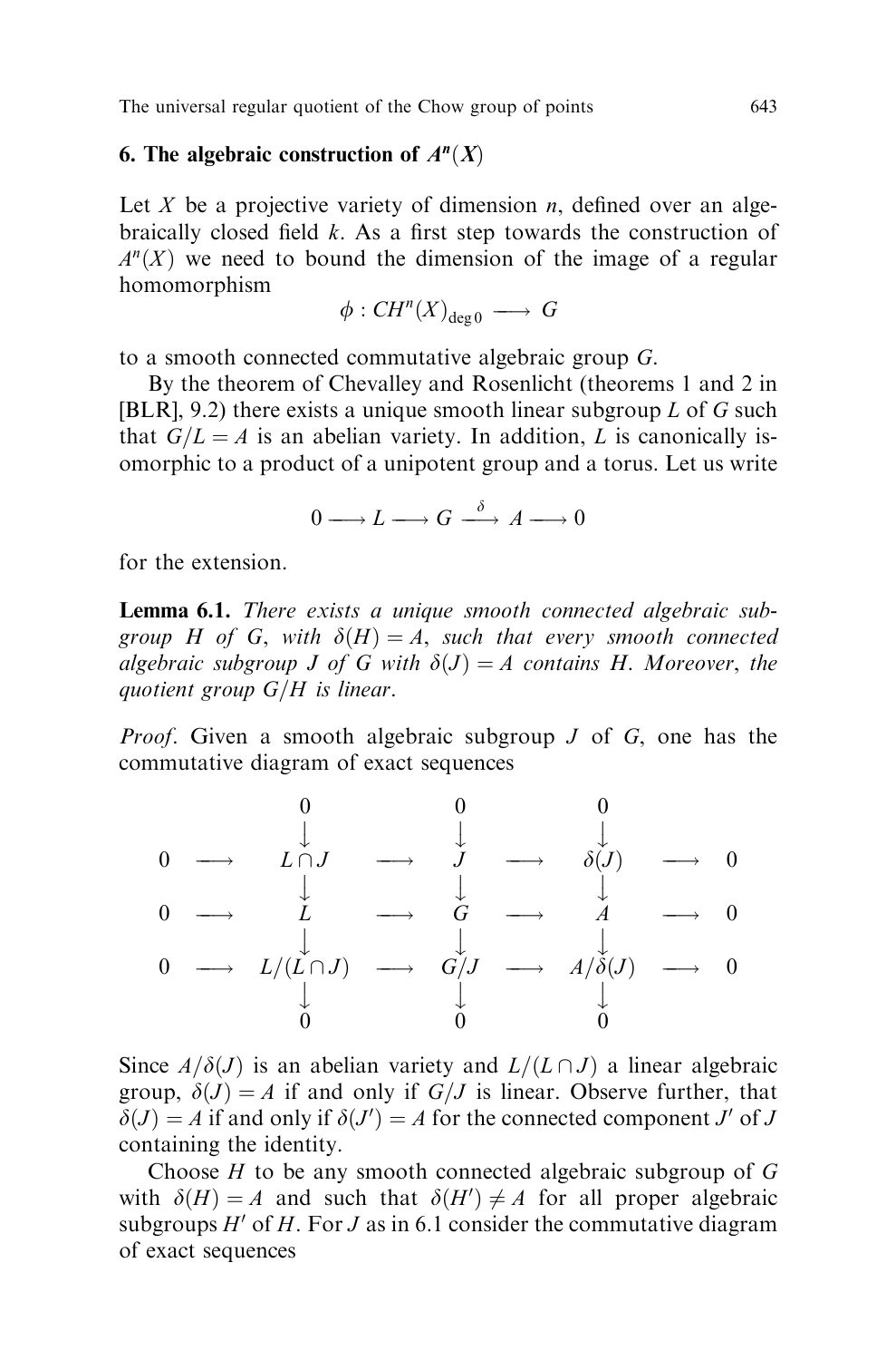## 6. The algebraic construction of $A^n(X)$

Let $X$ be a projective variety of dimension $n$, defined over an algebraically closed field $k$. As a first step towards the construction of $A^n(X)$ we need to bound the dimension of the image of a regular homomorphism

$$\phi : CH^n(X)_{\deg 0} \longrightarrow G$$

to a smooth connected commutative algebraic group $G$.

By the theorem of Chevalley and Rosenlicht (theorems 1 and 2 in [BLR], 9.2) there exists a unique smooth linear subgroup $L$ of $G$ such that $G/L = A$ is an abelian variety. In addition, $L$ is canonically isomorphic to a product of a unipotent group and a torus. Let us write

$$0 \longrightarrow L \longrightarrow G \xrightarrow{\ \delta\ } A \longrightarrow 0$$

for the extension.

**Lemma 6.1.** *There exists a unique smooth connected algebraic subgroup $H$ of $G$, with $\delta(H) = A$, such that every smooth connected algebraic subgroup $J$ of $G$ with $\delta(J) = A$ contains $H$. Moreover, the quotient group $G/H$ is linear.*

*Proof*. Given a smooth algebraic subgroup $J$ of $G$, one has the commutative diagram of exact sequences

$$\begin{array}{ccccccccc}
 & & 0 & & 0 & & 0 & & \\
 & & \downarrow & & \downarrow & & \downarrow & & \\
0 & \longrightarrow & L \cap J & \longrightarrow & J & \longrightarrow & \delta(J) & \longrightarrow & 0 \\
 & & \downarrow & & \downarrow & & \downarrow & & \\
0 & \longrightarrow & L & \longrightarrow & G & \longrightarrow & A & \longrightarrow & 0 \\
 & & \downarrow & & \downarrow & & \downarrow & & \\
0 & \longrightarrow & L/(L \cap J) & \longrightarrow & G/J & \longrightarrow & A/\delta(J) & \longrightarrow & 0 \\
 & & \downarrow & & \downarrow & & \downarrow & & \\
 & & 0 & & 0 & & 0 & &
\end{array}$$

Since $A/\delta(J)$ is an abelian variety and $L/(L \cap J)$ a linear algebraic group, $\delta(J) = A$ if and only if $G/J$ is linear. Observe further, that $\delta(J) = A$ if and only if $\delta(J') = A$ for the connected component $J'$ of $J$ containing the identity.

Choose $H$ to be any smooth connected algebraic subgroup of $G$ with $\delta(H) = A$ and such that $\delta(H') \neq A$ for all proper algebraic subgroups $H'$ of $H$. For $J$ as in 6.1 consider the commutative diagram of exact sequences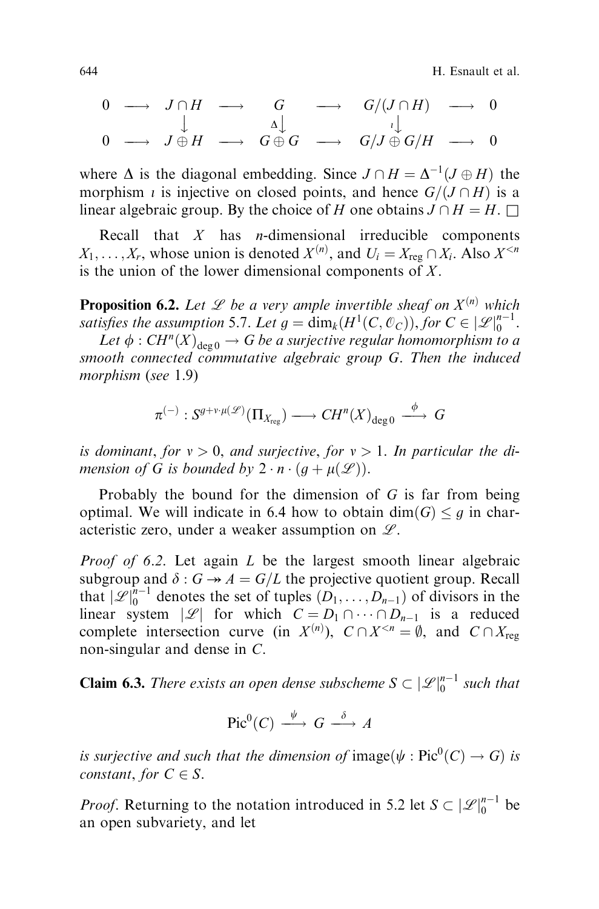$$
\begin{array}{ccccccccc}
0 & \longrightarrow & J\cap H & \longrightarrow & G & \longrightarrow & G/(J\cap H) & \longrightarrow & 0 \\
 & & \downarrow & & \Delta\downarrow & & \iota\downarrow & & \\
0 & \longrightarrow & J\oplus H & \longrightarrow & G\oplus G & \longrightarrow & G/J\oplus G/H & \longrightarrow & 0
\end{array}
$$

where $\Delta$ is the diagonal embedding. Since $J\cap H = \Delta^{-1}(J\oplus H)$ the morphism $\iota$ is injective on closed points, and hence $G/(J\cap H)$ is a linear algebraic group. By the choice of $H$ one obtains $J\cap H = H$. $\square$

Recall that $X$ has $n$-dimensional irreducible components $X_1,\ldots,X_r$, whose union is denoted $X^{(n)}$, and $U_i = X_{\mathrm{reg}}\cap X_i$. Also $X^{<n}$ is the union of the lower dimensional components of $X$.

**Proposition 6.2.** *Let $\mathscr{L}$ be a very ample invertible sheaf on $X^{(n)}$ which satisfies the assumption 5.7. Let $g = \dim_k(H^1(C,\mathcal{O}_C))$, for $C\in|\mathscr{L}|_0^{n-1}$.*

*Let $\phi : CH^n(X)_{\deg 0}\to G$ be a surjective regular homomorphism to a smooth connected commutative algebraic group $G$. Then the induced morphism (see 1.9)*

$$
\pi^{(-)} : S^{g+\nu\cdot\mu(\mathscr{L})}(\Pi_{X_{\mathrm{reg}}}) \longrightarrow CH^n(X)_{\deg 0} \xrightarrow{\ \phi\ } G
$$

*is dominant, for $\nu > 0$, and surjective, for $\nu > 1$. In particular the dimension of $G$ is bounded by $2\cdot n\cdot(g+\mu(\mathscr{L}))$.*

Probably the bound for the dimension of $G$ is far from being optimal. We will indicate in 6.4 how to obtain $\dim(G)\le g$ in characteristic zero, under a weaker assumption on $\mathscr{L}$.

*Proof of 6.2.* Let again $L$ be the largest smooth linear algebraic subgroup and $\delta : G \twoheadrightarrow A = G/L$ the projective quotient group. Recall that $|\mathscr{L}|_0^{n-1}$ denotes the set of tuples $(D_1,\ldots,D_{n-1})$ of divisors in the linear system $|\mathscr{L}|$ for which $C = D_1\cap\cdots\cap D_{n-1}$ is a reduced complete intersection curve (in $X^{(n)}$), $C\cap X^{<n} = \emptyset$, and $C\cap X_{\mathrm{reg}}$ non-singular and dense in $C$.

**Claim 6.3.** *There exists an open dense subscheme $S\subset|\mathscr{L}|_0^{n-1}$ such that*

$$
\mathrm{Pic}^0(C) \xrightarrow{\ \psi\ } G \xrightarrow{\ \delta\ } A
$$

*is surjective and such that the dimension of* $\mathrm{image}(\psi : \mathrm{Pic}^0(C)\to G)$ *is constant, for $C\in S$.*

*Proof*. Returning to the notation introduced in 5.2 let $S\subset|\mathscr{L}|_0^{n-1}$ be an open subvariety, and let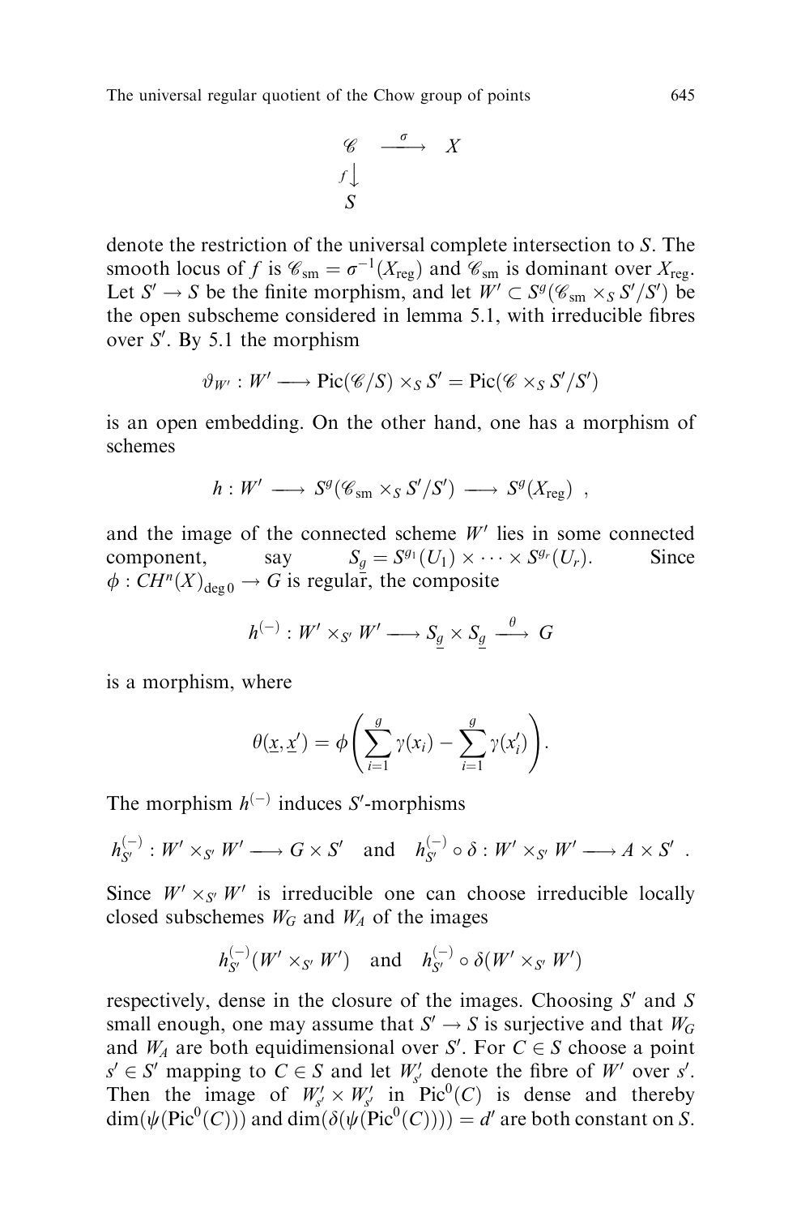$$\begin{array}{ccc} \mathscr{C} & \xrightarrow{\sigma} & X \\ {\scriptstyle f}\downarrow & & \\ S & & \end{array}$$

denote the restriction of the universal complete intersection to $S$. The smooth locus of $f$ is $\mathscr{C}_{\mathrm{sm}} = \sigma^{-1}(X_{\mathrm{reg}})$ and $\mathscr{C}_{\mathrm{sm}}$ is dominant over $X_{\mathrm{reg}}$. Let $S' \to S$ be the finite morphism, and let $W' \subset S^g(\mathscr{C}_{\mathrm{sm}} \times_S S'/S')$ be the open subscheme considered in lemma 5.1, with irreducible fibres over $S'$. By 5.1 the morphism

$$\vartheta_{W'} : W' \longrightarrow \mathrm{Pic}(\mathscr{C}/S) \times_S S' = \mathrm{Pic}(\mathscr{C} \times_S S'/S')$$

is an open embedding. On the other hand, one has a morphism of schemes

$$h : W' \longrightarrow S^g(\mathscr{C}_{\mathrm{sm}} \times_S S'/S') \longrightarrow S^g(X_{\mathrm{reg}}) \ ,$$

and the image of the connected scheme $W'$ lies in some connected component, say $S_{\underline{g}} = S^{g_1}(U_1) \times \cdots \times S^{g_r}(U_r)$. Since $\phi : CH^n(X)_{\deg 0} \to G$ is regular, the composite

$$h^{(-)} : W' \times_{S'} W' \longrightarrow S_{\underline{g}} \times S_{\underline{g}} \xrightarrow{\ \theta\ } G$$

is a morphism, where

$$\theta(\underline{x}, \underline{x}') = \phi\left(\sum_{i=1}^{g} \gamma(x_i) - \sum_{i=1}^{g} \gamma(x_i')\right).$$

The morphism $h^{(-)}$ induces $S'$-morphisms

$$h^{(-)}_{S'} : W' \times_{S'} W' \longrightarrow G \times S' \quad \text{and} \quad h^{(-)}_{S'} \circ \delta : W' \times_{S'} W' \longrightarrow A \times S' \ .$$

Since $W' \times_{S'} W'$ is irreducible one can choose irreducible locally closed subschemes $W_G$ and $W_A$ of the images

$$h^{(-)}_{S'}(W' \times_{S'} W') \quad \text{and} \quad h^{(-)}_{S'} \circ \delta(W' \times_{S'} W')$$

respectively, dense in the closure of the images. Choosing $S'$ and $S$ small enough, one may assume that $S' \to S$ is surjective and that $W_G$ and $W_A$ are both equidimensional over $S'$. For $C \in S$ choose a point $s' \in S'$ mapping to $C \in S$ and let $W'_{s'}$ denote the fibre of $W'$ over $s'$. Then the image of $W'_{s'} \times W'_{s'}$ in $\mathrm{Pic}^0(C)$ is dense and thereby $\dim(\psi(\mathrm{Pic}^0(C)))$ and $\dim(\delta(\psi(\mathrm{Pic}^0(C)))) = d'$ are both constant on $S$.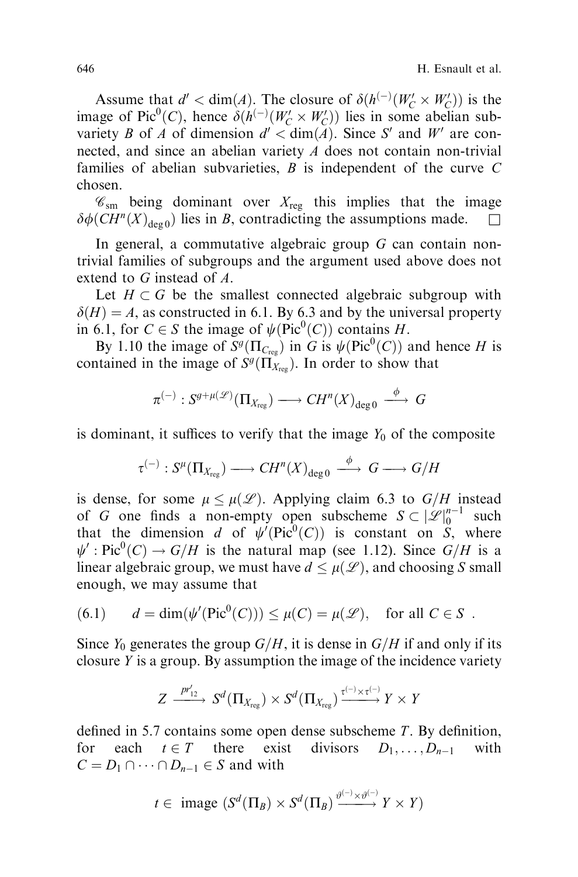Assume that $d' < \dim(A)$. The closure of $\delta(h^{(-)}(W'_C \times W'_C))$ is the image of $\mathrm{Pic}^0(C)$, hence $\delta(h^{(-)}(W'_C \times W'_C))$ lies in some abelian subvariety $B$ of $A$ of dimension $d' < \dim(A)$. Since $S'$ and $W'$ are connected, and since an abelian variety $A$ does not contain non-trivial families of abelian subvarieties, $B$ is independent of the curve $C$ chosen.

$\mathscr{C}_{\mathrm{sm}}$ being dominant over $X_{\mathrm{reg}}$ this implies that the image $\delta\phi(CH^n(X)_{\deg 0})$ lies in $B$, contradicting the assumptions made. $\square$

In general, a commutative algebraic group $G$ can contain non-trivial families of subgroups and the argument used above does not extend to $G$ instead of $A$.

Let $H \subset G$ be the smallest connected algebraic subgroup with $\delta(H) = A$, as constructed in 6.1. By 6.3 and by the universal property in 6.1, for $C \in S$ the image of $\psi(\mathrm{Pic}^0(C))$ contains $H$.

By 1.10 the image of $S^g(\Pi_{C_{\mathrm{reg}}})$ in $G$ is $\psi(\mathrm{Pic}^0(C))$ and hence $H$ is contained in the image of $S^g(\Pi_{X_{\mathrm{reg}}})$. In order to show that

$$\pi^{(-)} : S^{g+\mu(\mathscr{L})}(\Pi_{X_{\mathrm{reg}}}) \longrightarrow CH^n(X)_{\deg 0} \xrightarrow{\ \phi\ } G$$

is dominant, it suffices to verify that the image $Y_0$ of the composite

$$\tau^{(-)} : S^{\mu}(\Pi_{X_{\mathrm{reg}}}) \longrightarrow CH^n(X)_{\deg 0} \xrightarrow{\ \phi\ } G \longrightarrow G/H$$

is dense, for some $\mu \le \mu(\mathscr{L})$. Applying claim 6.3 to $G/H$ instead of $G$ one finds a non-empty open subscheme $S \subset |\mathscr{L}|_0^{n-1}$ such that the dimension $d$ of $\psi'(\mathrm{Pic}^0(C))$ is constant on $S$, where $\psi' : \mathrm{Pic}^0(C) \to G/H$ is the natural map (see 1.12). Since $G/H$ is a linear algebraic group, we must have $d \le \mu(\mathscr{L})$, and choosing $S$ small enough, we may assume that

$$d = \dim(\psi'(\mathrm{Pic}^0(C))) \le \mu(C) = \mu(\mathscr{L}), \quad \text{for all } C \in S \ . \tag{6.1}$$

Since $Y_0$ generates the group $G/H$, it is dense in $G/H$ if and only if its closure $Y$ is a group. By assumption the image of the incidence variety

$$Z \xrightarrow{\ pr'_{12}\ } S^d(\Pi_{X_{\mathrm{reg}}}) \times S^d(\Pi_{X_{\mathrm{reg}}}) \xrightarrow{\ \tau^{(-)} \times \tau^{(-)}\ } Y \times Y$$

defined in 5.7 contains some open dense subscheme $T$. By definition, for each $t \in T$ there exist divisors $D_1, \ldots, D_{n-1}$ with $C = D_1 \cap \cdots \cap D_{n-1} \in S$ and with

$$t \in \text{ image } (S^d(\Pi_B) \times S^d(\Pi_B) \xrightarrow{\ \vartheta^{(-)} \times \vartheta^{(-)}\ } Y \times Y)$$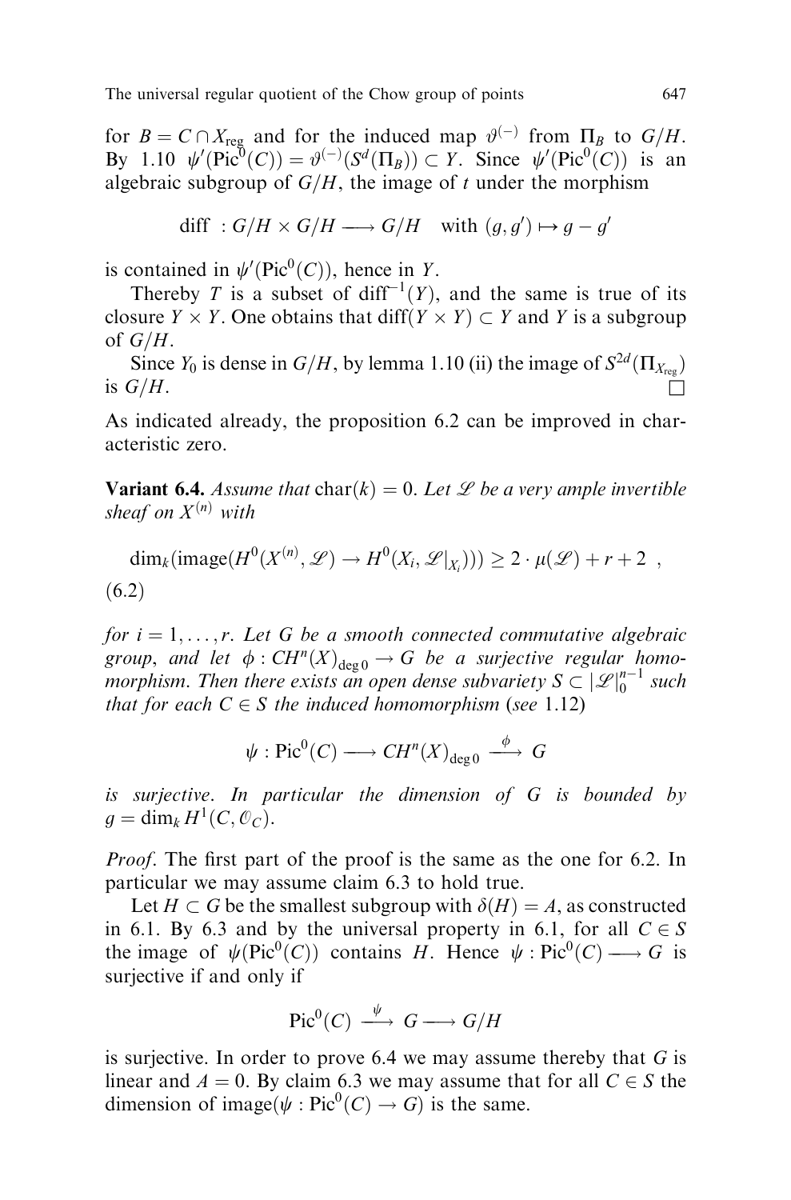for $B = C \cap X_{\text{reg}}$ and for the induced map $\vartheta^{(-)}$ from $\Pi_B$ to $G/H$. By 1.10 $\psi'(\text{Pic}^0(C)) = \vartheta^{(-)}(S^d(\Pi_B)) \subset Y$. Since $\psi'(\text{Pic}^0(C))$ is an algebraic subgroup of $G/H$, the image of $t$ under the morphism

$$\text{diff} \; : G/H \times G/H \longrightarrow G/H \quad \text{with } (g, g') \mapsto g - g'$$

is contained in $\psi'(\text{Pic}^0(C))$, hence in $Y$.

Thereby $T$ is a subset of $\text{diff}^{-1}(Y)$, and the same is true of its closure $Y \times Y$. One obtains that $\text{diff}(Y \times Y) \subset Y$ and $Y$ is a subgroup of $G/H$.

Since $Y_0$ is dense in $G/H$, by lemma 1.10 (ii) the image of $S^{2d}(\Pi_{X_{\text{reg}}})$ is $G/H$. □

As indicated already, the proposition 6.2 can be improved in characteristic zero.

**Variant 6.4.** *Assume that* $\text{char}(k) = 0$. *Let* $\mathscr{L}$ *be a very ample invertible sheaf on* $X^{(n)}$ *with*

$$\dim_k(\text{image}(H^0(X^{(n)}, \mathscr{L}) \to H^0(X_i, \mathscr{L}|_{X_i}))) \geq 2 \cdot \mu(\mathscr{L}) + r + 2 \;, \tag{6.2}$$

*for* $i = 1, \ldots, r$. *Let* $G$ *be a smooth connected commutative algebraic group, and let* $\phi : CH^n(X)_{\deg 0} \to G$ *be a surjective regular homomorphism. Then there exists an open dense subvariety* $S \subset |\mathscr{L}|_0^{n-1}$ *such that for each* $C \in S$ *the induced homomorphism* (*see* 1.12)

$$\psi : \text{Pic}^0(C) \longrightarrow CH^n(X)_{\deg 0} \xrightarrow{\phi} G$$

*is surjective. In particular the dimension of* $G$ *is bounded by* $g = \dim_k H^1(C, \mathcal{O}_C)$.

*Proof*. The first part of the proof is the same as the one for 6.2. In particular we may assume claim 6.3 to hold true.

Let $H \subset G$ be the smallest subgroup with $\delta(H) = A$, as constructed in 6.1. By 6.3 and by the universal property in 6.1, for all $C \in S$ the image of $\psi(\text{Pic}^0(C))$ contains $H$. Hence $\psi : \text{Pic}^0(C) \longrightarrow G$ is surjective if and only if

$$\text{Pic}^0(C) \xrightarrow{\psi} G \longrightarrow G/H$$

is surjective. In order to prove 6.4 we may assume thereby that $G$ is linear and $A = 0$. By claim 6.3 we may assume that for all $C \in S$ the dimension of $\text{image}(\psi : \text{Pic}^0(C) \to G)$ is the same.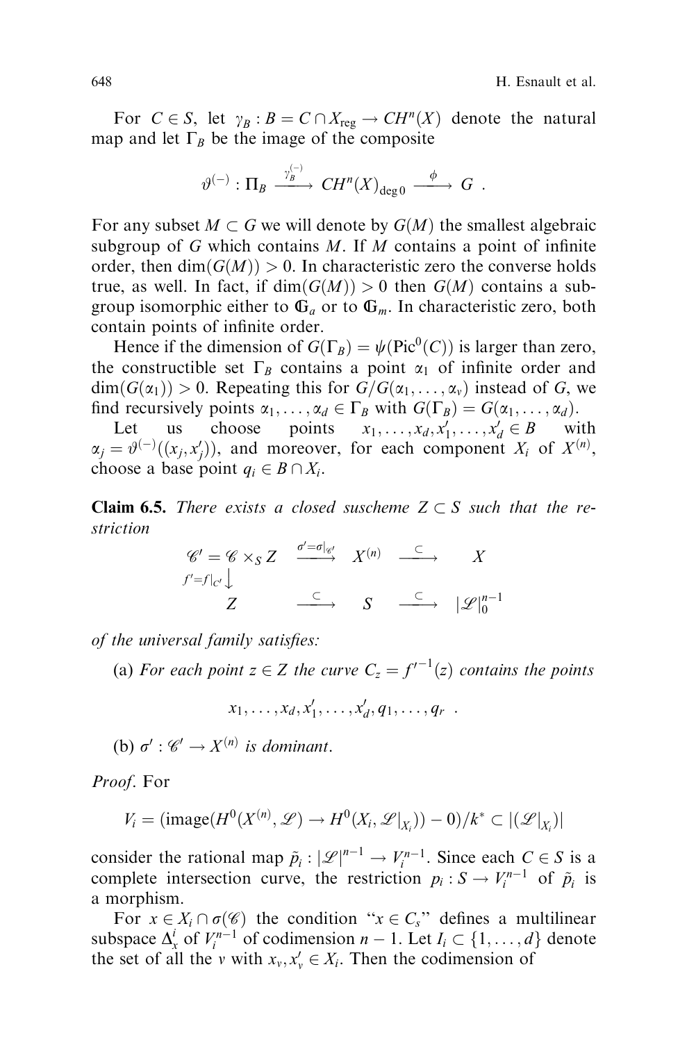For $C \in S$, let $\gamma_B : B = C \cap X_{\mathrm{reg}} \to CH^n(X)$ denote the natural map and let $\Gamma_B$ be the image of the composite

$$\vartheta^{(-)} : \Pi_B \xrightarrow{\gamma_B^{(-)}} CH^n(X)_{\deg 0} \xrightarrow{\phi} G \ .$$

For any subset $M \subset G$ we will denote by $G(M)$ the smallest algebraic subgroup of $G$ which contains $M$. If $M$ contains a point of infinite order, then $\dim(G(M)) > 0$. In characteristic zero the converse holds true, as well. In fact, if $\dim(G(M)) > 0$ then $G(M)$ contains a subgroup isomorphic either to $\mathbb{G}_a$ or to $\mathbb{G}_m$. In characteristic zero, both contain points of infinite order.

Hence if the dimension of $G(\Gamma_B) = \psi(\mathrm{Pic}^0(C))$ is larger than zero, the constructible set $\Gamma_B$ contains a point $\alpha_1$ of infinite order and $\dim(G(\alpha_1)) > 0$. Repeating this for $G/G(\alpha_1, \ldots, \alpha_v)$ instead of $G$, we find recursively points $\alpha_1, \ldots, \alpha_d \in \Gamma_B$ with $G(\Gamma_B) = G(\alpha_1, \ldots, \alpha_d)$.

Let us choose points $x_1, \ldots, x_d, x'_1, \ldots, x'_d \in B$ with $\alpha_j = \vartheta^{(-)}((x_j, x'_j))$, and moreover, for each component $X_i$ of $X^{(n)}$, choose a base point $q_i \in B \cap X_i$.

**Claim 6.5.** *There exists a closed suscheme $Z \subset S$ such that the restriction*

$$\begin{array}{ccccc}
\mathscr{C}' = \mathscr{C} \times_S Z & \xrightarrow{\sigma' = \sigma|_{\mathscr{C}'}} & X^{(n)} & \xrightarrow{\subset} & X \\
{\scriptstyle f' = f|_{C'}} \downarrow & & & & \\
Z & \xrightarrow{\subset} & S & \xrightarrow{\subset} & |\mathscr{L}|_0^{n-1}
\end{array}$$

*of the universal family satisfies:*

(a) *For each point $z \in Z$ the curve $C_z = {f'}^{-1}(z)$ contains the points*

$$x_1, \ldots, x_d, x'_1, \ldots, x'_d, q_1, \ldots, q_r \ .$$

(b) *$\sigma' : \mathscr{C}' \to X^{(n)}$ is dominant.*

*Proof.* For

$$V_i = (\mathrm{image}(H^0(X^{(n)}, \mathscr{L}) \to H^0(X_i, \mathscr{L}|_{X_i})) - 0)/k^* \subset |(\mathscr{L}|_{X_i})|$$

consider the rational map $\tilde{p}_i : |\mathscr{L}|^{n-1} \to V_i^{n-1}$. Since each $C \in S$ is a complete intersection curve, the restriction $p_i : S \to V_i^{n-1}$ of $\tilde{p}_i$ is a morphism.

For $x \in X_i \cap \sigma(\mathscr{C})$ the condition "$x \in C_s$" defines a multilinear subspace $\Delta_x^i$ of $V_i^{n-1}$ of codimension $n-1$. Let $I_i \subset \{1, \ldots, d\}$ denote the set of all the $v$ with $x_v, x'_v \in X_i$. Then the codimension of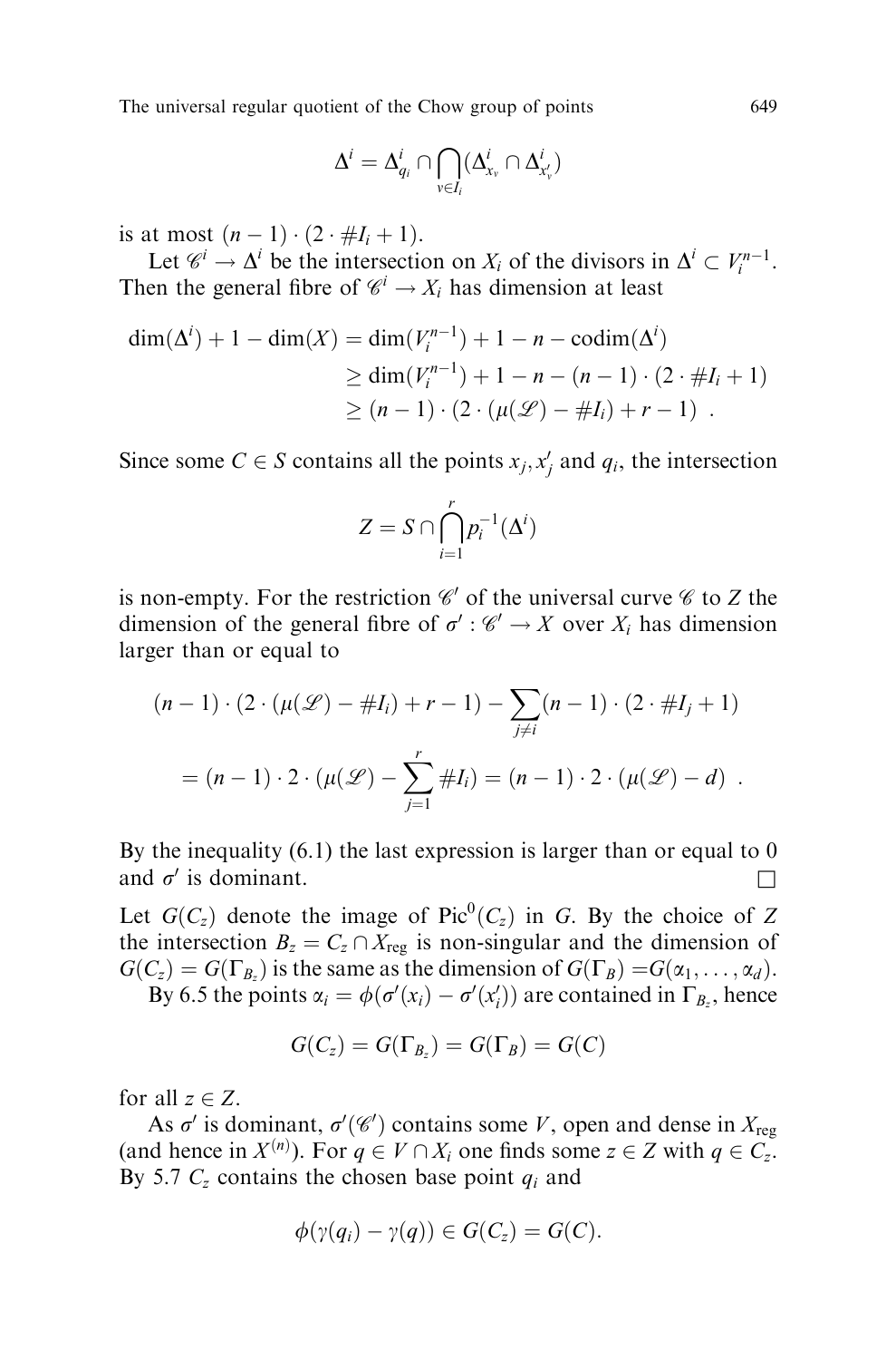$$\Delta^i = \Delta^i_{q_i} \cap \bigcap_{v \in I_i} (\Delta^i_{x_v} \cap \Delta^i_{x'_v})$$

is at most $(n-1) \cdot (2 \cdot \# I_i + 1)$.

Let $\mathscr{C}^i \to \Delta^i$ be the intersection on $X_i$ of the divisors in $\Delta^i \subset V_i^{n-1}$. Then the general fibre of $\mathscr{C}^i \to X_i$ has dimension at least

$$\begin{aligned}
\dim(\Delta^i) + 1 - \dim(X) &= \dim(V_i^{n-1}) + 1 - n - \operatorname{codim}(\Delta^i) \\
&\geq \dim(V_i^{n-1}) + 1 - n - (n-1) \cdot (2 \cdot \# I_i + 1) \\
&\geq (n-1) \cdot (2 \cdot (\mu(\mathscr{L}) - \# I_i) + r - 1) \ .
\end{aligned}$$

Since some $C \in S$ contains all the points $x_j, x'_j$ and $q_i$, the intersection

$$Z = S \cap \bigcap_{i=1}^{r} p_i^{-1}(\Delta^i)$$

is non-empty. For the restriction $\mathscr{C}'$ of the universal curve $\mathscr{C}$ to $Z$ the dimension of the general fibre of $\sigma' : \mathscr{C}' \to X$ over $X_i$ has dimension larger than or equal to

$$\begin{aligned}
&(n-1) \cdot (2 \cdot (\mu(\mathscr{L}) - \# I_i) + r - 1) - \sum_{j \neq i} (n-1) \cdot (2 \cdot \# I_j + 1) \\
&\quad = (n-1) \cdot 2 \cdot (\mu(\mathscr{L}) - \sum_{j=1}^{r} \# I_i) = (n-1) \cdot 2 \cdot (\mu(\mathscr{L}) - d) \ .
\end{aligned}$$

By the inequality (6.1) the last expression is larger than or equal to 0 and $\sigma'$ is dominant. $\square$

Let $G(C_z)$ denote the image of $\operatorname{Pic}^0(C_z)$ in $G$. By the choice of $Z$ the intersection $B_z = C_z \cap X_{\text{reg}}$ is non-singular and the dimension of $G(C_z) = G(\Gamma_{B_z})$ is the same as the dimension of $G(\Gamma_B) = G(\alpha_1, \ldots, \alpha_d)$.

By 6.5 the points $\alpha_i = \phi(\sigma'(x_i) - \sigma'(x'_i))$ are contained in $\Gamma_{B_z}$, hence

$$G(C_z) = G(\Gamma_{B_z}) = G(\Gamma_B) = G(C)$$

for all $z \in Z$.

As $\sigma'$ is dominant, $\sigma'(\mathscr{C}')$ contains some $V$, open and dense in $X_{\text{reg}}$ (and hence in $X^{(n)}$). For $q \in V \cap X_i$ one finds some $z \in Z$ with $q \in C_z$. By 5.7 $C_z$ contains the chosen base point $q_i$ and

$$\phi(\gamma(q_i) - \gamma(q)) \in G(C_z) = G(C).$$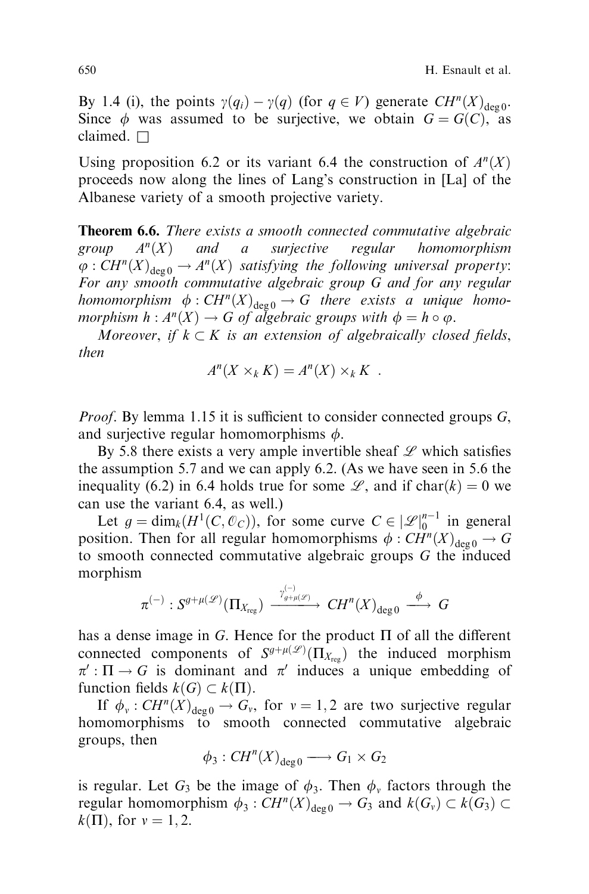By 1.4 (i), the points $\gamma(q_i) - \gamma(q)$ (for $q \in V$) generate $CH^n(X)_{\deg 0}$. Since $\phi$ was assumed to be surjective, we obtain $G = G(C)$, as claimed. $\square$

Using proposition 6.2 or its variant 6.4 the construction of $A^n(X)$ proceeds now along the lines of Lang's construction in [La] of the Albanese variety of a smooth projective variety.

**Theorem 6.6.** *There exists a smooth connected commutative algebraic group $A^n(X)$ and a surjective regular homomorphism $\varphi : CH^n(X)_{\deg 0} \to A^n(X)$ satisfying the following universal property: For any smooth commutative algebraic group G and for any regular homomorphism $\phi : CH^n(X)_{\deg 0} \to G$ there exists a unique homomorphism $h : A^n(X) \to G$ of algebraic groups with $\phi = h \circ \varphi$.*

*Moreover, if $k \subset K$ is an extension of algebraically closed fields, then*

$$A^n(X \times_k K) = A^n(X) \times_k K \ .$$

*Proof*. By lemma 1.15 it is sufficient to consider connected groups $G$, and surjective regular homomorphisms $\phi$.

By 5.8 there exists a very ample invertible sheaf $\mathscr{L}$ which satisfies the assumption 5.7 and we can apply 6.2. (As we have seen in 5.6 the inequality (6.2) in 6.4 holds true for some $\mathscr{L}$, and if $\mathrm{char}(k) = 0$ we can use the variant 6.4, as well.)

Let $g = \dim_k(H^1(C, \mathscr{O}_C))$, for some curve $C \in |\mathscr{L}|_0^{n-1}$ in general position. Then for all regular homomorphisms $\phi : CH^n(X)_{\deg 0} \to G$ to smooth connected commutative algebraic groups $G$ the induced morphism

$$\pi^{(-)} : S^{g+\mu(\mathscr{L})}(\Pi_{X_{\mathrm{reg}}}) \xrightarrow{\gamma^{(-)}_{g+\mu(\mathscr{L})}} CH^n(X)_{\deg 0} \xrightarrow{\ \phi\ } G$$

has a dense image in $G$. Hence for the product $\Pi$ of all the different connected components of $S^{g+\mu(\mathscr{L})}(\Pi_{X_{\mathrm{reg}}})$ the induced morphism $\pi' : \Pi \to G$ is dominant and $\pi'$ induces a unique embedding of function fields $k(G) \subset k(\Pi)$.

If $\phi_v : CH^n(X)_{\deg 0} \to G_v$, for $v = 1, 2$ are two surjective regular homomorphisms to smooth connected commutative algebraic groups, then

$$\phi_3 : CH^n(X)_{\deg 0} \longrightarrow G_1 \times G_2$$

is regular. Let $G_3$ be the image of $\phi_3$. Then $\phi_v$ factors through the regular homomorphism $\phi_3 : CH^n(X)_{\deg 0} \to G_3$ and $k(G_v) \subset k(G_3) \subset k(\Pi)$, for $v = 1, 2$.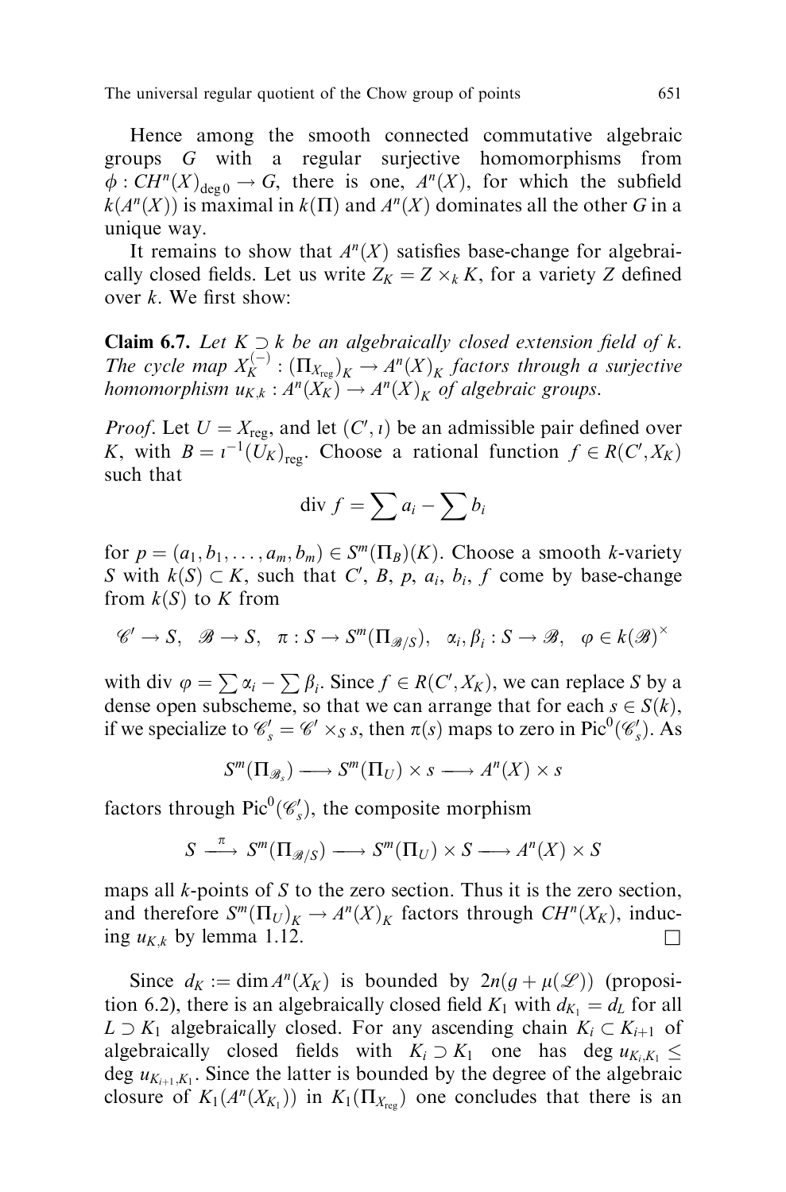Hence among the smooth connected commutative algebraic groups $G$ with a regular surjective homomorphisms from $\phi : CH^n(X)_{\deg 0} \to G$, there is one, $A^n(X)$, for which the subfield $k(A^n(X))$ is maximal in $k(\Pi)$ and $A^n(X)$ dominates all the other $G$ in a unique way.

It remains to show that $A^n(X)$ satisfies base-change for algebraically closed fields. Let us write $Z_K = Z \times_k K$, for a variety $Z$ defined over $k$. We first show:

**Claim 6.7.** *Let $K \supset k$ be an algebraically closed extension field of $k$. The cycle map $X_K^{(-)} : (\Pi_{X_{\mathrm{reg}}})_K \to A^n(X)_K$ factors through a surjective homomorphism $u_{K,k} : A^n(X_K) \to A^n(X)_K$ of algebraic groups.*

*Proof.* Let $U = X_{\mathrm{reg}}$, and let $(C', \iota)$ be an admissible pair defined over $K$, with $B = \iota^{-1}(U_K)_{\mathrm{reg}}$. Choose a rational function $f \in R(C', X_K)$ such that

$$\operatorname{div} f = \sum a_i - \sum b_i$$

for $p = (a_1, b_1, \ldots, a_m, b_m) \in S^m(\Pi_B)(K)$. Choose a smooth $k$-variety $S$ with $k(S) \subset K$, such that $C'$, $B$, $p$, $a_i$, $b_i$, $f$ come by base-change from $k(S)$ to $K$ from

$$\mathscr{C}' \to S, \quad \mathscr{B} \to S, \quad \pi : S \to S^m(\Pi_{\mathscr{B}/S}), \quad \alpha_i, \beta_i : S \to \mathscr{B}, \quad \varphi \in k(\mathscr{B})^\times$$

with $\operatorname{div} \varphi = \sum \alpha_i - \sum \beta_i$. Since $f \in R(C', X_K)$, we can replace $S$ by a dense open subscheme, so that we can arrange that for each $s \in S(k)$, if we specialize to $\mathscr{C}'_s = \mathscr{C}' \times_S s$, then $\pi(s)$ maps to zero in $\operatorname{Pic}^0(\mathscr{C}'_s)$. As

$$S^m(\Pi_{\mathscr{B}_s}) \longrightarrow S^m(\Pi_U) \times s \longrightarrow A^n(X) \times s$$

factors through $\operatorname{Pic}^0(\mathscr{C}'_s)$, the composite morphism

$$S \xrightarrow{\ \pi\ } S^m(\Pi_{\mathscr{B}/S}) \longrightarrow S^m(\Pi_U) \times S \longrightarrow A^n(X) \times S$$

maps all $k$-points of $S$ to the zero section. Thus it is the zero section, and therefore $S^m(\Pi_U)_K \to A^n(X)_K$ factors through $CH^n(X_K)$, inducing $u_{K,k}$ by lemma 1.12. $\square$

Since $d_K := \dim A^n(X_K)$ is bounded by $2n(g + \mu(\mathscr{L}))$ (proposition 6.2), there is an algebraically closed field $K_1$ with $d_{K_1} = d_L$ for all $L \supset K_1$ algebraically closed. For any ascending chain $K_i \subset K_{i+1}$ of algebraically closed fields with $K_i \supset K_1$ one has $\deg u_{K_i,K_1} \leq \deg u_{K_{i+1},K_1}$. Since the latter is bounded by the degree of the algebraic closure of $K_1(A^n(X_{K_1}))$ in $K_1(\Pi_{X_{\mathrm{reg}}})$ one concludes that there is an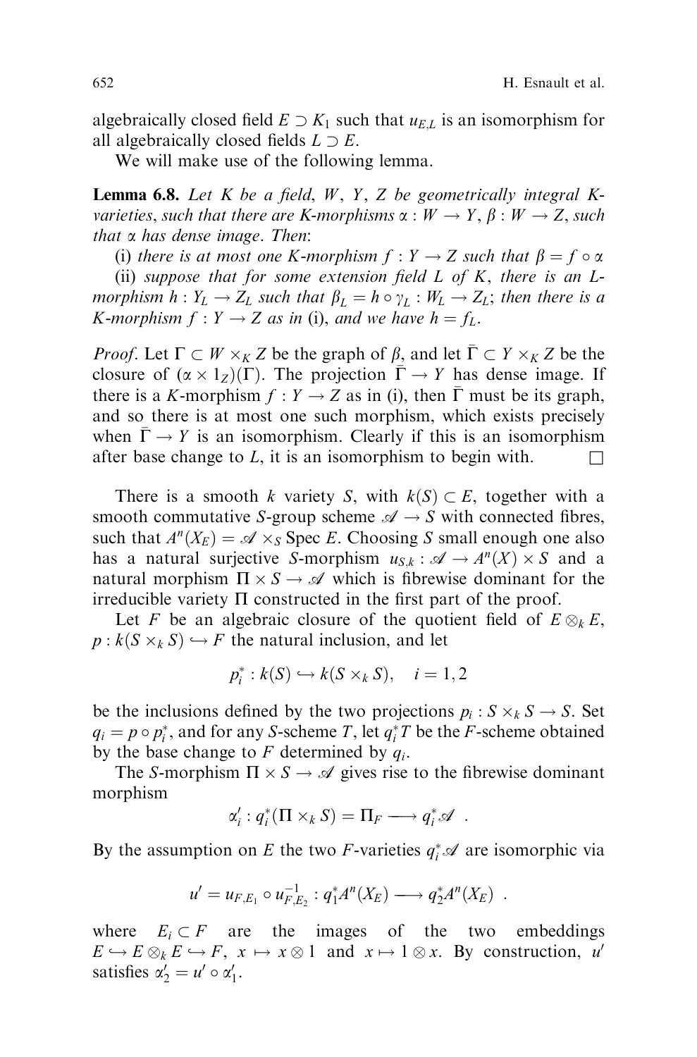algebraically closed field $E \supset K_1$ such that $u_{E,L}$ is an isomorphism for all algebraically closed fields $L \supset E$.

We will make use of the following lemma.

**Lemma 6.8.** *Let $K$ be a field, $W$, $Y$, $Z$ be geometrically integral $K$-varieties, such that there are $K$-morphisms $\alpha : W \to Y$, $\beta : W \to Z$, such that $\alpha$ has dense image. Then:*

(i) *there is at most one $K$-morphism $f : Y \to Z$ such that $\beta = f \circ \alpha$*

(ii) *suppose that for some extension field $L$ of $K$, there is an $L$-morphism $h : Y_L \to Z_L$ such that $\beta_L = h \circ \gamma_L : W_L \to Z_L$; then there is a $K$-morphism $f : Y \to Z$ as in* (i), *and we have $h = f_L$.*

*Proof.* Let $\Gamma \subset W \times_K Z$ be the graph of $\beta$, and let $\bar{\Gamma} \subset Y \times_K Z$ be the closure of $(\alpha \times 1_Z)(\Gamma)$. The projection $\bar{\Gamma} \to Y$ has dense image. If there is a $K$-morphism $f : Y \to Z$ as in (i), then $\bar{\Gamma}$ must be its graph, and so there is at most one such morphism, which exists precisely when $\bar{\Gamma} \to Y$ is an isomorphism. Clearly if this is an isomorphism after base change to $L$, it is an isomorphism to begin with. $\square$

There is a smooth $k$ variety $S$, with $k(S) \subset E$, together with a smooth commutative $S$-group scheme $\mathscr{A} \to S$ with connected fibres, such that $A^n(X_E) = \mathscr{A} \times_S \operatorname{Spec} E$. Choosing $S$ small enough one also has a natural surjective $S$-morphism $u_{S,k} : \mathscr{A} \to A^n(X) \times S$ and a natural morphism $\Pi \times S \to \mathscr{A}$ which is fibrewise dominant for the irreducible variety $\Pi$ constructed in the first part of the proof.

Let $F$ be an algebraic closure of the quotient field of $E \otimes_k E$, $p : k(S \times_k S) \hookrightarrow F$ the natural inclusion, and let

$$p_i^* : k(S) \hookrightarrow k(S \times_k S), \quad i = 1, 2$$

be the inclusions defined by the two projections $p_i : S \times_k S \to S$. Set $q_i = p \circ p_i^*$, and for any $S$-scheme $T$, let $q_i^* T$ be the $F$-scheme obtained by the base change to $F$ determined by $q_i$.

The $S$-morphism $\Pi \times S \to \mathscr{A}$ gives rise to the fibrewise dominant morphism

$$\alpha_i' : q_i^*(\Pi \times_k S) = \Pi_F \longrightarrow q_i^* \mathscr{A} \ .$$

By the assumption on $E$ the two $F$-varieties $q_i^* \mathscr{A}$ are isomorphic via

$$u' = u_{F,E_1} \circ u_{F,E_2}^{-1} : q_1^* A^n(X_E) \longrightarrow q_2^* A^n(X_E) \ .$$

where $E_i \subset F$ are the images of the two embeddings $E \hookrightarrow E \otimes_k E \hookrightarrow F$, $x \mapsto x \otimes 1$ and $x \mapsto 1 \otimes x$. By construction, $u'$ satisfies $\alpha_2' = u' \circ \alpha_1'$.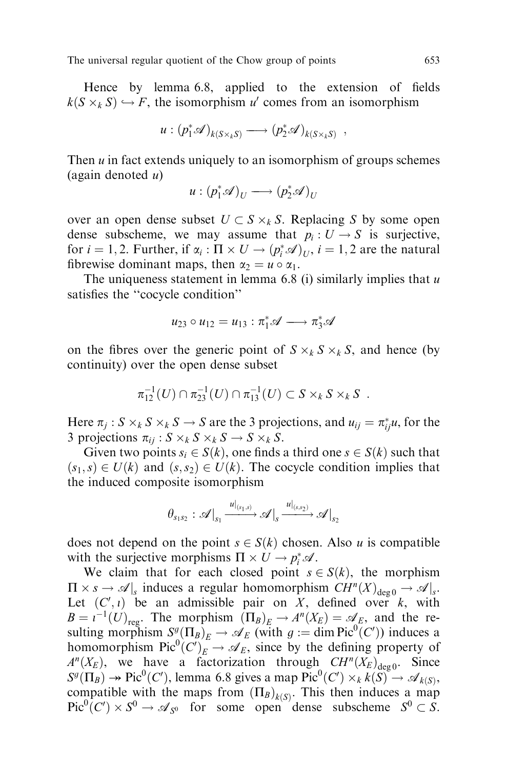Hence by lemma 6.8, applied to the extension of fields $k(S \times_k S) \hookrightarrow F$, the isomorphism $u'$ comes from an isomorphism

$$u : (p_1^* \mathscr{A})_{k(S \times_k S)} \longrightarrow (p_2^* \mathscr{A})_{k(S \times_k S)} \ ,$$

Then $u$ in fact extends uniquely to an isomorphism of groups schemes (again denoted $u$)

$$u : (p_1^* \mathscr{A})_U \longrightarrow (p_2^* \mathscr{A})_U$$

over an open dense subset $U \subset S \times_k S$. Replacing $S$ by some open dense subscheme, we may assume that $p_i : U \to S$ is surjective, for $i = 1, 2$. Further, if $\alpha_i : \Pi \times U \to (p_i^* \mathscr{A})_U$, $i = 1, 2$ are the natural fibrewise dominant maps, then $\alpha_2 = u \circ \alpha_1$.

The uniqueness statement in lemma 6.8 (i) similarly implies that $u$ satisfies the "cocycle condition"

$$u_{23} \circ u_{12} = u_{13} : \pi_1^* \mathscr{A} \longrightarrow \pi_3^* \mathscr{A}$$

on the fibres over the generic point of $S \times_k S \times_k S$, and hence (by continuity) over the open dense subset

$$\pi_{12}^{-1}(U) \cap \pi_{23}^{-1}(U) \cap \pi_{13}^{-1}(U) \subset S \times_k S \times_k S \ .$$

Here $\pi_j : S \times_k S \times_k S \to S$ are the 3 projections, and $u_{ij} = \pi_{ij}^* u$, for the 3 projections $\pi_{ij} : S \times_k S \times_k S \to S \times_k S$.

Given two points $s_i \in S(k)$, one finds a third one $s \in S(k)$ such that $(s_1, s) \in U(k)$ and $(s, s_2) \in U(k)$. The cocycle condition implies that the induced composite isomorphism

$$\theta_{s_1 s_2} : \mathscr{A}\big|_{s_1} \xrightarrow{u|_{(s_1,s)}} \mathscr{A}\big|_{s} \xrightarrow{u|_{(s,s_2)}} \mathscr{A}\big|_{s_2}$$

does not depend on the point $s \in S(k)$ chosen. Also $u$ is compatible with the surjective morphisms $\Pi \times U \to p_i^* \mathscr{A}$.

We claim that for each closed point $s \in S(k)$, the morphism $\Pi \times s \to \mathscr{A}|_s$ induces a regular homomorphism $CH^n(X)_{\deg 0} \to \mathscr{A}|_s$. Let $(C', \iota)$ be an admissible pair on $X$, defined over $k$, with $B = \iota^{-1}(U)_{\text{reg}}$. The morphism $(\Pi_B)_E \to A^n(X_E) = \mathscr{A}_E$, and the resulting morphism $S^g(\Pi_B)_E \to \mathscr{A}_E$ (with $g := \dim \operatorname{Pic}^0(C')$) induces a homomorphism $\operatorname{Pic}^0(C')_E \to \mathscr{A}_E$, since by the defining property of $A^n(X_E)$, we have a factorization through $CH^n(X_E)_{\deg 0}$. Since $S^g(\Pi_B) \twoheadrightarrow \operatorname{Pic}^0(C')$, lemma 6.8 gives a map $\operatorname{Pic}^0(C') \times_k k(S) \to \mathscr{A}_{k(S)}$, compatible with the maps from $(\Pi_B)_{k(S)}$. This then induces a map $\operatorname{Pic}^0(C') \times S^0 \to \mathscr{A}_{S^0}$ for some open dense subscheme $S^0 \subset S$.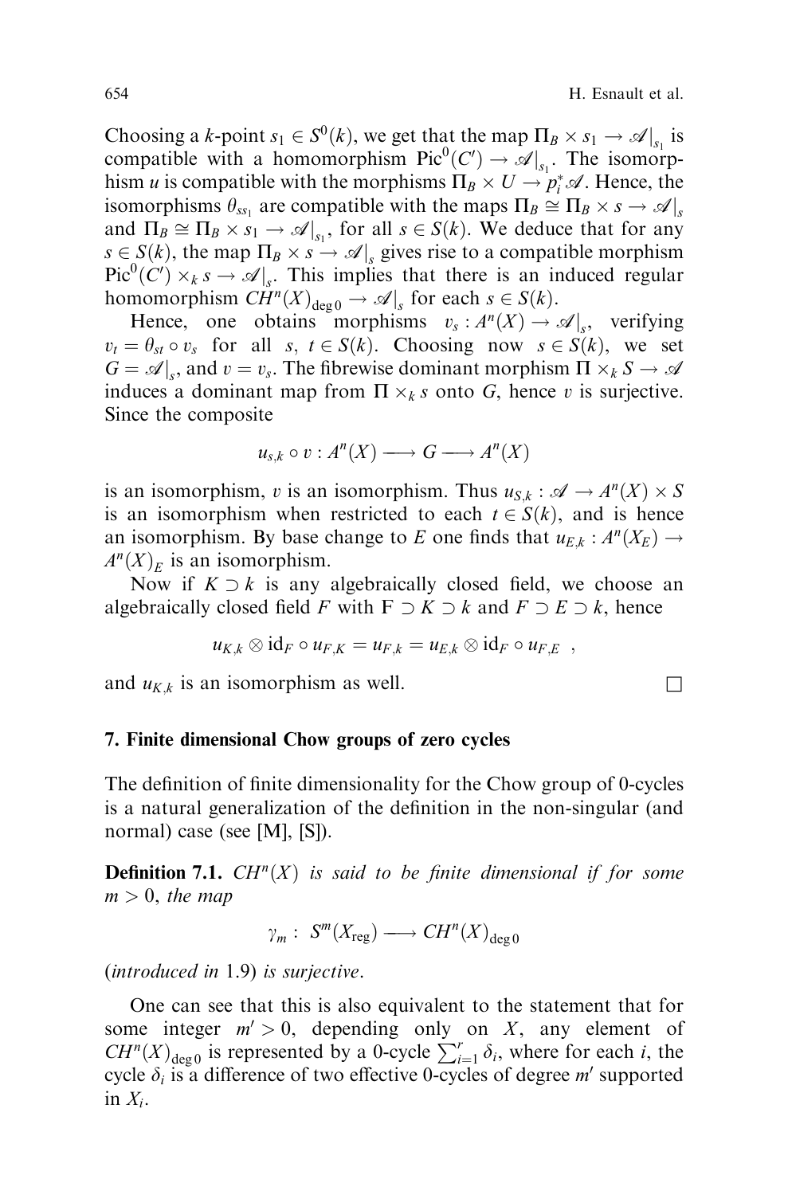Choosing a $k$-point $s_1 \in S^0(k)$, we get that the map $\Pi_B \times s_1 \to \mathscr{A}|_{s_1}$ is compatible with a homomorphism $\mathrm{Pic}^0(C') \to \mathscr{A}|_{s_1}$. The isomorphism $u$ is compatible with the morphisms $\Pi_B \times U \to p_i^* \mathscr{A}$. Hence, the isomorphisms $\theta_{ss_1}$ are compatible with the maps $\Pi_B \cong \Pi_B \times s \to \mathscr{A}|_s$ and $\Pi_B \cong \Pi_B \times s_1 \to \mathscr{A}|_{s_1}$, for all $s \in S(k)$. We deduce that for any $s \in S(k)$, the map $\Pi_B \times s \to \mathscr{A}|_s$ gives rise to a compatible morphism $\mathrm{Pic}^0(C') \times_k s \to \mathscr{A}|_s$. This implies that there is an induced regular homomorphism $CH^n(X)_{\deg 0} \to \mathscr{A}|_s$ for each $s \in S(k)$.

Hence, one obtains morphisms $v_s : A^n(X) \to \mathscr{A}|_s$, verifying $v_t = \theta_{st} \circ v_s$ for all $s, t \in S(k)$. Choosing now $s \in S(k)$, we set $G = \mathscr{A}|_s$, and $v = v_s$. The fibrewise dominant morphism $\Pi \times_k S \to \mathscr{A}$ induces a dominant map from $\Pi \times_k s$ onto $G$, hence $v$ is surjective. Since the composite

$$u_{s,k} \circ v : A^n(X) \longrightarrow G \longrightarrow A^n(X)$$

is an isomorphism, $v$ is an isomorphism. Thus $u_{S,k} : \mathscr{A} \to A^n(X) \times S$ is an isomorphism when restricted to each $t \in S(k)$, and is hence an isomorphism. By base change to $E$ one finds that $u_{E,k} : A^n(X_E) \to A^n(X)_E$ is an isomorphism.

Now if $K \supset k$ is any algebraically closed field, we choose an algebraically closed field $F$ with $F \supset K \supset k$ and $F \supset E \supset k$, hence

$$u_{K,k} \otimes \mathrm{id}_F \circ u_{F,K} = u_{F,k} = u_{E,k} \otimes \mathrm{id}_F \circ u_{F,E} \quad ,$$

and $u_{K,k}$ is an isomorphism as well. □

## 7. Finite dimensional Chow groups of zero cycles

The definition of finite dimensionality for the Chow group of 0-cycles is a natural generalization of the definition in the non-singular (and normal) case (see [M], [S]).

**Definition 7.1.** *$CH^n(X)$ is said to be finite dimensional if for some $m > 0$, the map*

$$\gamma_m : S^m(X_{\mathrm{reg}}) \longrightarrow CH^n(X)_{\deg 0}$$

*(introduced in 1.9) is surjective.*

One can see that this is also equivalent to the statement that for some integer $m' > 0$, depending only on $X$, any element of $CH^n(X)_{\deg 0}$ is represented by a 0-cycle $\sum_{i=1}^r \delta_i$, where for each $i$, the cycle $\delta_i$ is a difference of two effective 0-cycles of degree $m'$ supported in $X_i$.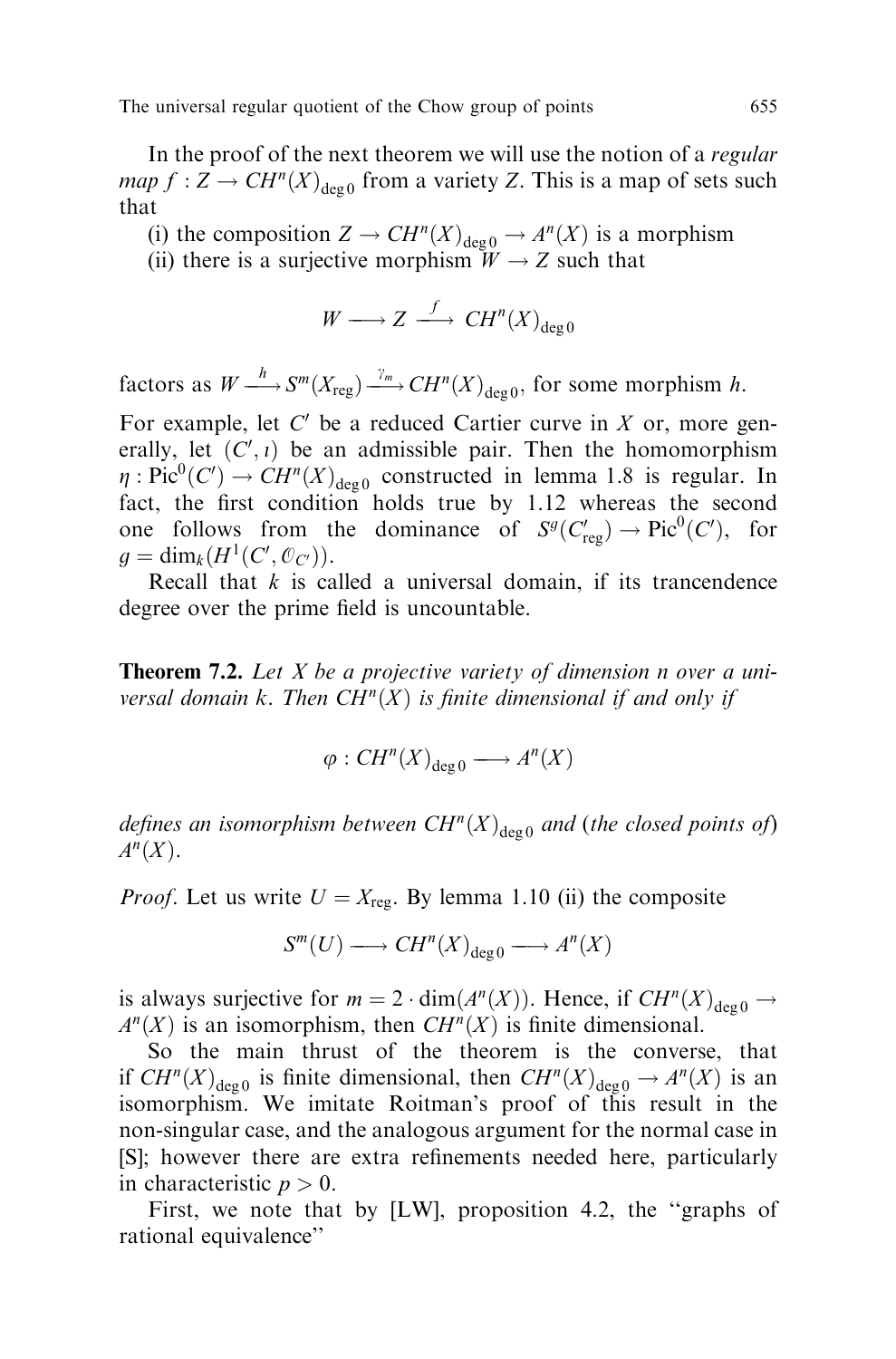In the proof of the next theorem we will use the notion of a *regular map* $f : Z \to CH^n(X)_{\deg 0}$ from a variety $Z$. This is a map of sets such that

(i) the composition $Z \to CH^n(X)_{\deg 0} \to A^n(X)$ is a morphism
(ii) there is a surjective morphism $W \to Z$ such that

$$W \longrightarrow Z \xrightarrow{\ f\ } CH^n(X)_{\deg 0}$$

factors as $W \xrightarrow{h} S^m(X_{\mathrm{reg}}) \xrightarrow{\gamma_m} CH^n(X)_{\deg 0}$, for some morphism $h$.

For example, let $C'$ be a reduced Cartier curve in $X$ or, more generally, let $(C', \iota)$ be an admissible pair. Then the homomorphism $\eta : \mathrm{Pic}^0(C') \to CH^n(X)_{\deg 0}$ constructed in lemma 1.8 is regular. In fact, the first condition holds true by 1.12 whereas the second one follows from the dominance of $S^g(C'_{\mathrm{reg}}) \to \mathrm{Pic}^0(C')$, for $g = \dim_k(H^1(C', \mathcal{O}_{C'}))$.

Recall that $k$ is called a universal domain, if its trancendence degree over the prime field is uncountable.

**Theorem 7.2.** *Let $X$ be a projective variety of dimension $n$ over a universal domain $k$. Then $CH^n(X)$ is finite dimensional if and only if*

$$\varphi : CH^n(X)_{\deg 0} \longrightarrow A^n(X)$$

*defines an isomorphism between $CH^n(X)_{\deg 0}$ and* (*the closed points of*) *$A^n(X)$.*

*Proof*. Let us write $U = X_{\mathrm{reg}}$. By lemma 1.10 (ii) the composite

$$S^m(U) \longrightarrow CH^n(X)_{\deg 0} \longrightarrow A^n(X)$$

is always surjective for $m = 2 \cdot \dim(A^n(X))$. Hence, if $CH^n(X)_{\deg 0} \to A^n(X)$ is an isomorphism, then $CH^n(X)$ is finite dimensional.

So the main thrust of the theorem is the converse, that if $CH^n(X)_{\deg 0}$ is finite dimensional, then $CH^n(X)_{\deg 0} \to A^n(X)$ is an isomorphism. We imitate Roitman's proof of this result in the non-singular case, and the analogous argument for the normal case in [S]; however there are extra refinements needed here, particularly in characteristic $p > 0$.

First, we note that by [LW], proposition 4.2, the "graphs of rational equivalence"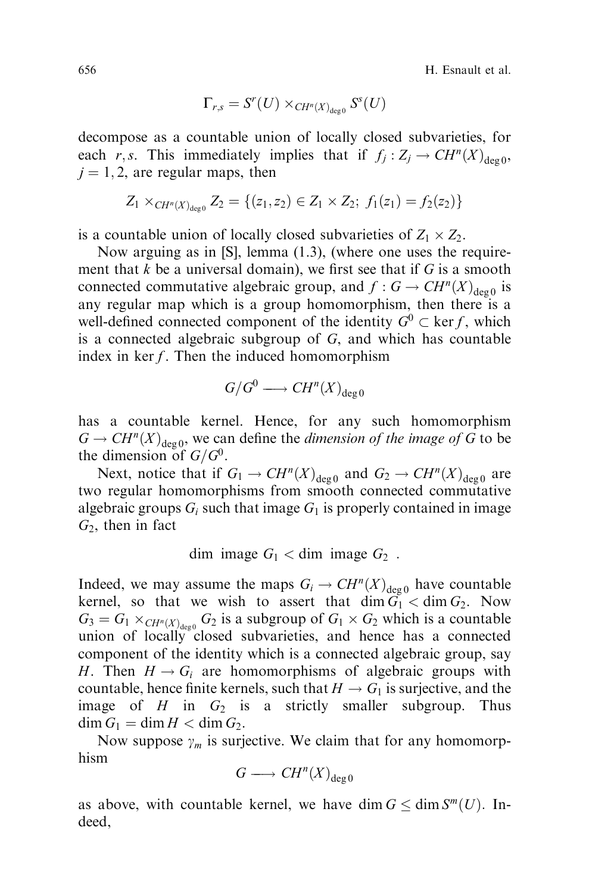$$\Gamma_{r,s} = S^r(U) \times_{CH^n(X)_{\deg 0}} S^s(U)$$

decompose as a countable union of locally closed subvarieties, for each $r, s$. This immediately implies that if $f_j : Z_j \to CH^n(X)_{\deg 0}$, $j = 1, 2$, are regular maps, then

$$Z_1 \times_{CH^n(X)_{\deg 0}} Z_2 = \{(z_1, z_2) \in Z_1 \times Z_2;\ f_1(z_1) = f_2(z_2)\}$$

is a countable union of locally closed subvarieties of $Z_1 \times Z_2$.

Now arguing as in [S], lemma (1.3), (where one uses the requirement that $k$ be a universal domain), we first see that if $G$ is a smooth connected commutative algebraic group, and $f : G \to CH^n(X)_{\deg 0}$ is any regular map which is a group homomorphism, then there is a well-defined connected component of the identity $G^0 \subset \ker f$, which is a connected algebraic subgroup of $G$, and which has countable index in $\ker f$. Then the induced homomorphism

$$G/G^0 \longrightarrow CH^n(X)_{\deg 0}$$

has a countable kernel. Hence, for any such homomorphism $G \to CH^n(X)_{\deg 0}$, we can define the *dimension of the image of* $G$ to be the dimension of $G/G^0$.

Next, notice that if $G_1 \to CH^n(X)_{\deg 0}$ and $G_2 \to CH^n(X)_{\deg 0}$ are two regular homomorphisms from smooth connected commutative algebraic groups $G_i$ such that image $G_1$ is properly contained in image $G_2$, then in fact

$$\dim \text{ image } G_1 < \dim \text{ image } G_2 \ .$$

Indeed, we may assume the maps $G_i \to CH^n(X)_{\deg 0}$ have countable kernel, so that we wish to assert that $\dim G_1 < \dim G_2$. Now $G_3 = G_1 \times_{CH^n(X)_{\deg 0}} G_2$ is a subgroup of $G_1 \times G_2$ which is a countable union of locally closed subvarieties, and hence has a connected component of the identity which is a connected algebraic group, say $H$. Then $H \to G_i$ are homomorphisms of algebraic groups with countable, hence finite kernels, such that $H \to G_1$ is surjective, and the image of $H$ in $G_2$ is a strictly smaller subgroup. Thus $\dim G_1 = \dim H < \dim G_2$.

Now suppose $\gamma_m$ is surjective. We claim that for any homomorphism

$$G \longrightarrow CH^n(X)_{\deg 0}$$

as above, with countable kernel, we have $\dim G \leq \dim S^m(U)$. Indeed,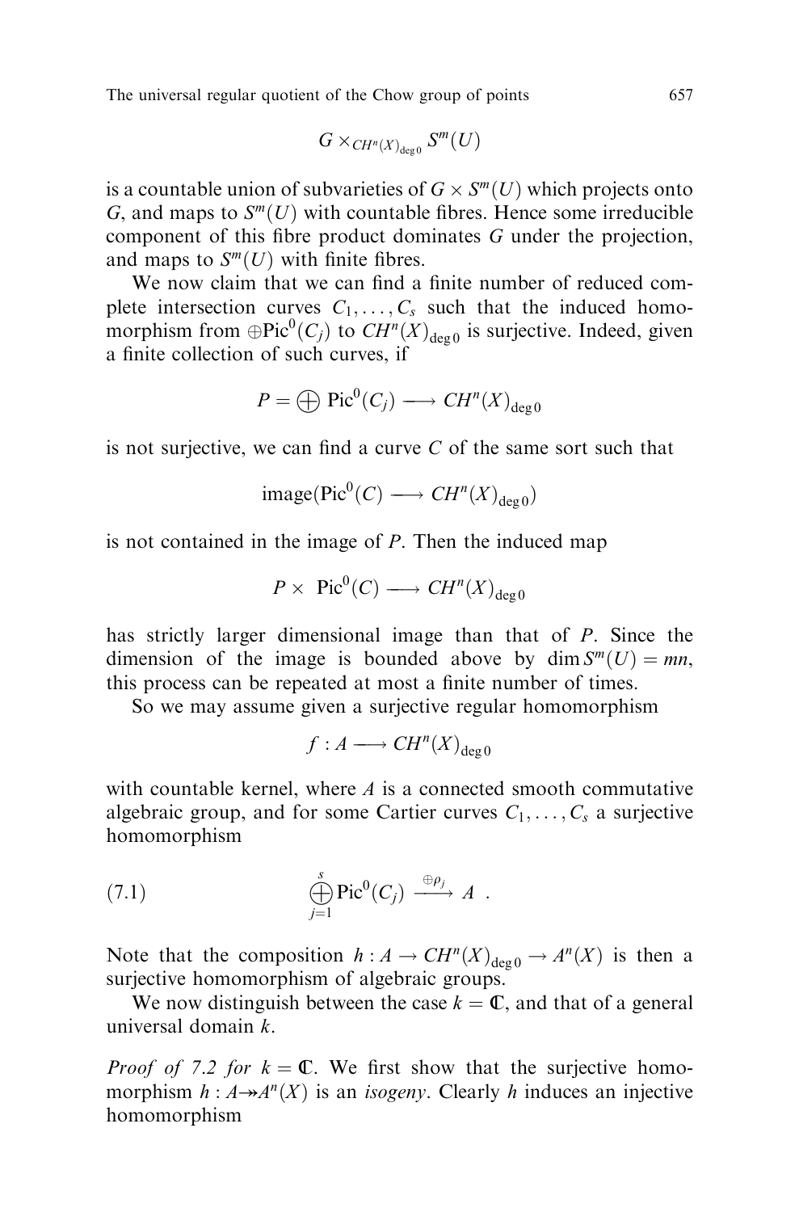$$G \times_{CH^n(X)_{\deg 0}} S^m(U)$$

is a countable union of subvarieties of $G \times S^m(U)$ which projects onto $G$, and maps to $S^m(U)$ with countable fibres. Hence some irreducible component of this fibre product dominates $G$ under the projection, and maps to $S^m(U)$ with finite fibres.

We now claim that we can find a finite number of reduced complete intersection curves $C_1, \dots, C_s$ such that the induced homomorphism from $\oplus \mathrm{Pic}^0(C_j)$ to $CH^n(X)_{\deg 0}$ is surjective. Indeed, given a finite collection of such curves, if

$$P = \bigoplus \mathrm{Pic}^0(C_j) \longrightarrow CH^n(X)_{\deg 0}$$

is not surjective, we can find a curve $C$ of the same sort such that

$$\mathrm{image}(\mathrm{Pic}^0(C) \longrightarrow CH^n(X)_{\deg 0})$$

is not contained in the image of $P$. Then the induced map

$$P \times \mathrm{Pic}^0(C) \longrightarrow CH^n(X)_{\deg 0}$$

has strictly larger dimensional image than that of $P$. Since the dimension of the image is bounded above by $\dim S^m(U) = mn$, this process can be repeated at most a finite number of times.

So we may assume given a surjective regular homomorphism

$$f : A \longrightarrow CH^n(X)_{\deg 0}$$

with countable kernel, where $A$ is a connected smooth commutative algebraic group, and for some Cartier curves $C_1, \dots, C_s$ a surjective homomorphism

$$\bigoplus_{j=1}^{s} \mathrm{Pic}^0(C_j) \xrightarrow{\oplus \rho_j} A \ . \tag{7.1}$$

Note that the composition $h : A \to CH^n(X)_{\deg 0} \to A^n(X)$ is then a surjective homomorphism of algebraic groups.

We now distinguish between the case $k = \mathbb{C}$, and that of a general universal domain $k$.

*Proof of 7.2 for* $k = \mathbb{C}$. We first show that the surjective homomorphism $h : A \twoheadrightarrow A^n(X)$ is an *isogeny*. Clearly $h$ induces an injective homomorphism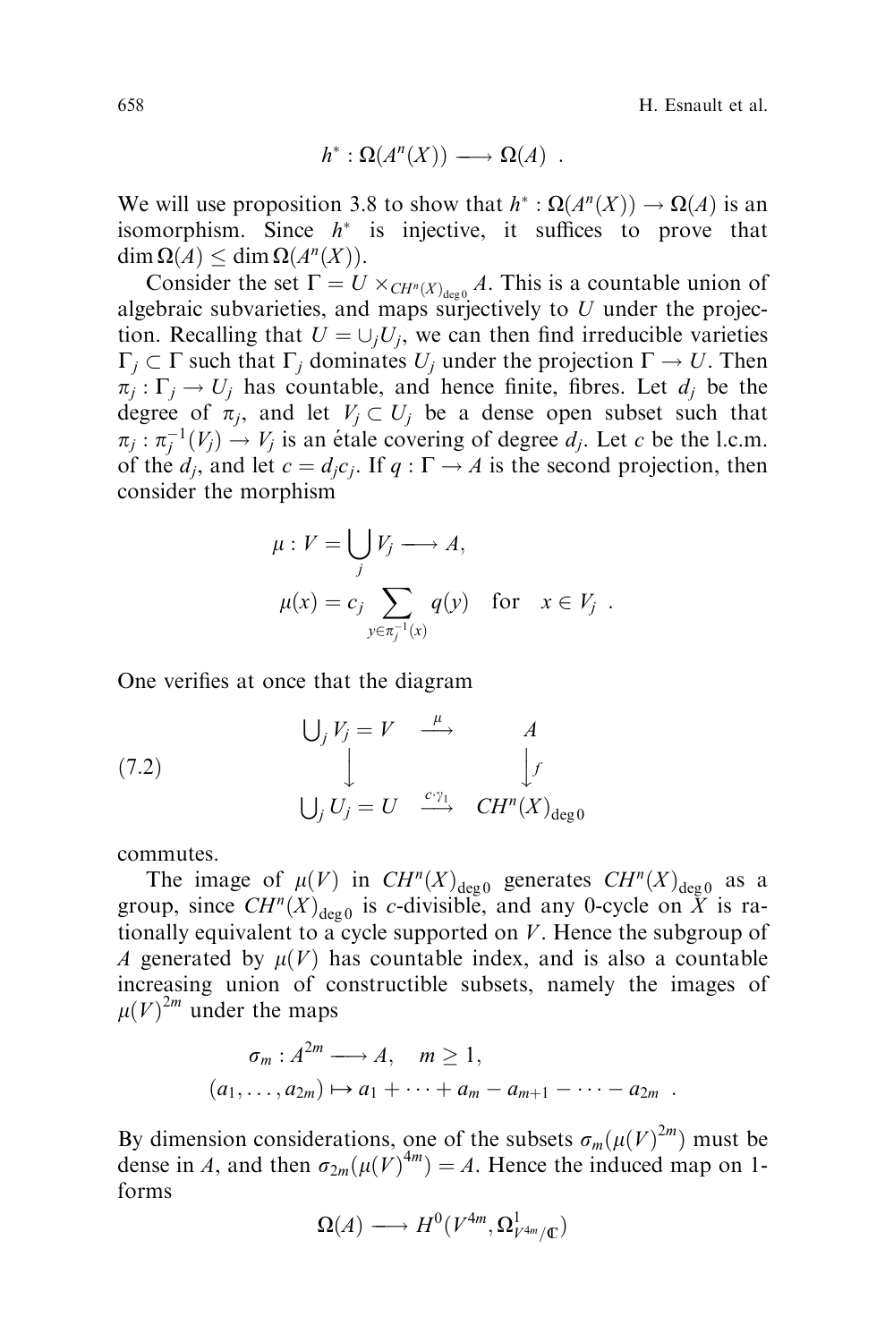$$h^* : \Omega(A^n(X)) \longrightarrow \Omega(A) \ .$$

We will use proposition 3.8 to show that $h^* : \Omega(A^n(X)) \to \Omega(A)$ is an isomorphism. Since $h^*$ is injective, it suffices to prove that $\dim \Omega(A) \leq \dim \Omega(A^n(X))$.

Consider the set $\Gamma = U \times_{CH^n(X)_{\deg 0}} A$. This is a countable union of algebraic subvarieties, and maps surjectively to $U$ under the projection. Recalling that $U = \cup_j U_j$, we can then find irreducible varieties $\Gamma_j \subset \Gamma$ such that $\Gamma_j$ dominates $U_j$ under the projection $\Gamma \to U$. Then $\pi_j : \Gamma_j \to U_j$ has countable, and hence finite, fibres. Let $d_j$ be the degree of $\pi_j$, and let $V_j \subset U_j$ be a dense open subset such that $\pi_j : \pi_j^{-1}(V_j) \to V_j$ is an étale covering of degree $d_j$. Let $c$ be the l.c.m. of the $d_j$, and let $c = d_j c_j$. If $q : \Gamma \to A$ is the second projection, then consider the morphism

$$\mu : V = \bigcup_j V_j \longrightarrow A,$$
$$\mu(x) = c_j \sum_{y \in \pi_j^{-1}(x)} q(y) \quad \text{for} \quad x \in V_j \ .$$

One verifies at once that the diagram

$$\begin{array}{ccc} \bigcup_j V_j = V & \stackrel{\mu}{\longrightarrow} & A \\ \Big\downarrow & & \Big\downarrow f \\ \bigcup_j U_j = U & \stackrel{c \cdot \gamma_1}{\longrightarrow} & CH^n(X)_{\deg 0} \end{array} \tag{7.2}$$

commutes.

The image of $\mu(V)$ in $CH^n(X)_{\deg 0}$ generates $CH^n(X)_{\deg 0}$ as a group, since $CH^n(X)_{\deg 0}$ is $c$-divisible, and any 0-cycle on $X$ is rationally equivalent to a cycle supported on $V$. Hence the subgroup of $A$ generated by $\mu(V)$ has countable index, and is also a countable increasing union of constructible subsets, namely the images of $\mu(V)^{2m}$ under the maps

$$\sigma_m : A^{2m} \longrightarrow A, \quad m \geq 1,$$
$$(a_1, \ldots, a_{2m}) \mapsto a_1 + \cdots + a_m - a_{m+1} - \cdots - a_{2m} \ .$$

By dimension considerations, one of the subsets $\sigma_m(\mu(V)^{2m})$ must be dense in $A$, and then $\sigma_{2m}(\mu(V)^{4m}) = A$. Hence the induced map on 1-forms

$$\Omega(A) \longrightarrow H^0(V^{4m}, \Omega^1_{V^{4m}/\mathbb{C}})$$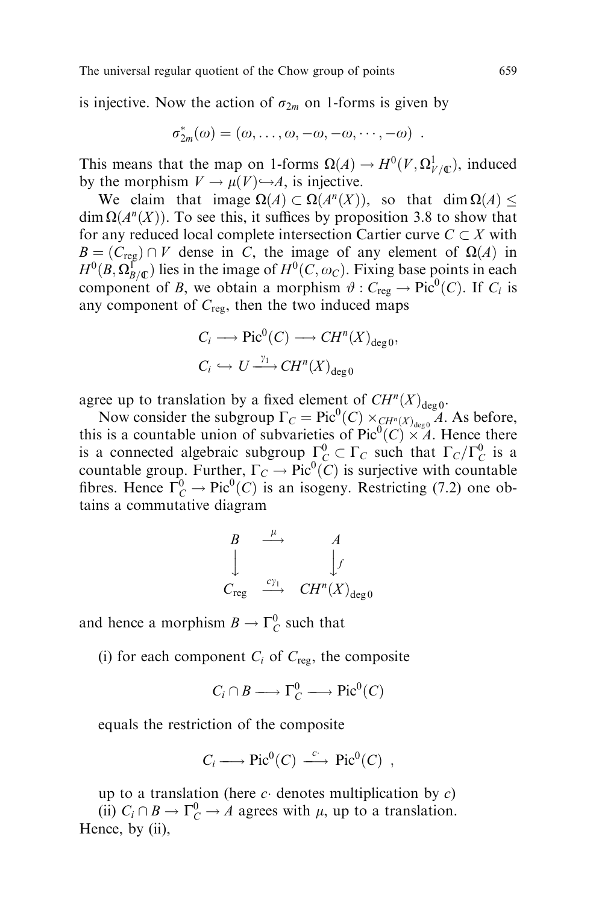is injective. Now the action of $\sigma_{2m}$ on 1-forms is given by

$$\sigma_{2m}^{*}(\omega) = (\omega, \ldots, \omega, -\omega, -\omega, \cdots, -\omega) \ .$$

This means that the map on 1-forms $\Omega(A) \to H^0(V, \Omega^1_{V/\mathbb{C}})$, induced by the morphism $V \to \mu(V) \hookrightarrow A$, is injective.

We claim that image $\Omega(A) \subset \Omega(A^n(X))$, so that $\dim \Omega(A) \leq \dim \Omega(A^n(X))$. To see this, it suffices by proposition 3.8 to show that for any reduced local complete intersection Cartier curve $C \subset X$ with $B = (C_{\text{reg}}) \cap V$ dense in $C$, the image of any element of $\Omega(A)$ in $H^0(B, \Omega^1_{B/\mathbb{C}})$ lies in the image of $H^0(C, \omega_C)$. Fixing base points in each component of $B$, we obtain a morphism $\vartheta : C_{\text{reg}} \to \text{Pic}^0(C)$. If $C_i$ is any component of $C_{\text{reg}}$, then the two induced maps

$$C_i \longrightarrow \text{Pic}^0(C) \longrightarrow CH^n(X)_{\deg 0},$$
$$C_i \hookrightarrow U \xrightarrow{\gamma_1} CH^n(X)_{\deg 0}$$

agree up to translation by a fixed element of $CH^n(X)_{\deg 0}$.

Now consider the subgroup $\Gamma_C = \text{Pic}^0(C) \times_{CH^n(X)_{\deg 0}} A$. As before, this is a countable union of subvarieties of $\text{Pic}^0(C) \times A$. Hence there is a connected algebraic subgroup $\Gamma_C^0 \subset \Gamma_C$ such that $\Gamma_C/\Gamma_C^0$ is a countable group. Further, $\Gamma_C \to \text{Pic}^0(C)$ is surjective with countable fibres. Hence $\Gamma_C^0 \to \text{Pic}^0(C)$ is an isogeny. Restricting (7.2) one obtains a commutative diagram

$$\begin{array}{ccc} B & \xrightarrow{\mu} & A \\ \downarrow & & \downarrow f \\ C_{\text{reg}} & \xrightarrow{c\gamma_1} & CH^n(X)_{\deg 0} \end{array}$$

and hence a morphism $B \to \Gamma_C^0$ such that

(i) for each component $C_i$ of $C_{\text{reg}}$, the composite

$$C_i \cap B \longrightarrow \Gamma_C^0 \longrightarrow \text{Pic}^0(C)$$

equals the restriction of the composite

$$C_i \longrightarrow \text{Pic}^0(C) \xrightarrow{c\cdot} \text{Pic}^0(C) \ ,$$

up to a translation (here $c\cdot$ denotes multiplication by $c$)

(ii) $C_i \cap B \to \Gamma_C^0 \to A$ agrees with $\mu$, up to a translation.

Hence, by (ii),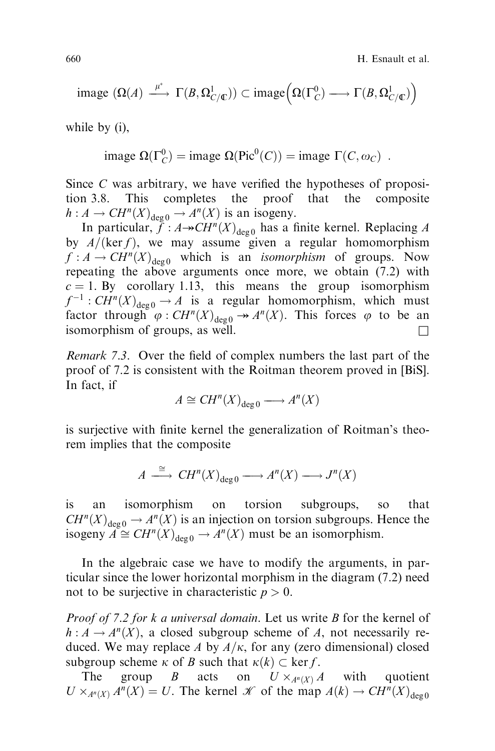$$\text{image } (\Omega(A) \xrightarrow{\mu^*} \Gamma(B, \Omega^1_{C/\mathbb{C}})) \subset \text{image}\Big(\Omega(\Gamma^0_C) \longrightarrow \Gamma(B, \Omega^1_{C/\mathbb{C}})\Big)$$

while by (i),

$$\text{image } \Omega(\Gamma^0_C) = \text{image } \Omega(\mathrm{Pic}^0(C)) = \text{image } \Gamma(C, \omega_C) \ .$$

Since $C$ was arbitrary, we have verified the hypotheses of proposition 3.8. This completes the proof that the composite $h : A \to CH^n(X)_{\deg 0} \to A^n(X)$ is an isogeny.

In particular, $f : A \twoheadrightarrow CH^n(X)_{\deg 0}$ has a finite kernel. Replacing $A$ by $A/(\ker f)$, we may assume given a regular homomorphism $f : A \to CH^n(X)_{\deg 0}$ which is an *isomorphism* of groups. Now repeating the above arguments once more, we obtain (7.2) with $c = 1$. By corollary 1.13, this means the group isomorphism $f^{-1} : CH^n(X)_{\deg 0} \to A$ is a regular homomorphism, which must factor through $\varphi : CH^n(X)_{\deg 0} \twoheadrightarrow A^n(X)$. This forces $\varphi$ to be an isomorphism of groups, as well. □

*Remark 7.3*. Over the field of complex numbers the last part of the proof of 7.2 is consistent with the Roitman theorem proved in [BiS]. In fact, if

$$A \cong CH^n(X)_{\deg 0} \longrightarrow A^n(X)$$

is surjective with finite kernel the generalization of Roitman's theorem implies that the composite

$$A \xrightarrow{\cong} CH^n(X)_{\deg 0} \longrightarrow A^n(X) \longrightarrow J^n(X)$$

is an isomorphism on torsion subgroups, so that $CH^n(X)_{\deg 0} \to A^n(X)$ is an injection on torsion subgroups. Hence the isogeny $A \cong CH^n(X)_{\deg 0} \to A^n(X)$ must be an isomorphism.

In the algebraic case we have to modify the arguments, in particular since the lower horizontal morphism in the diagram (7.2) need not to be surjective in characteristic $p > 0$.

*Proof of 7.2 for k a universal domain*. Let us write $B$ for the kernel of $h : A \to A^n(X)$, a closed subgroup scheme of $A$, not necessarily reduced. We may replace $A$ by $A/\kappa$, for any (zero dimensional) closed subgroup scheme $\kappa$ of $B$ such that $\kappa(k) \subset \ker f$.

The group $B$ acts on $U \times_{A^n(X)} A$ with quotient $U \times_{A^n(X)} A^n(X) = U$. The kernel $\mathscr{K}$ of the map $A(k) \to CH^n(X)_{\deg 0}$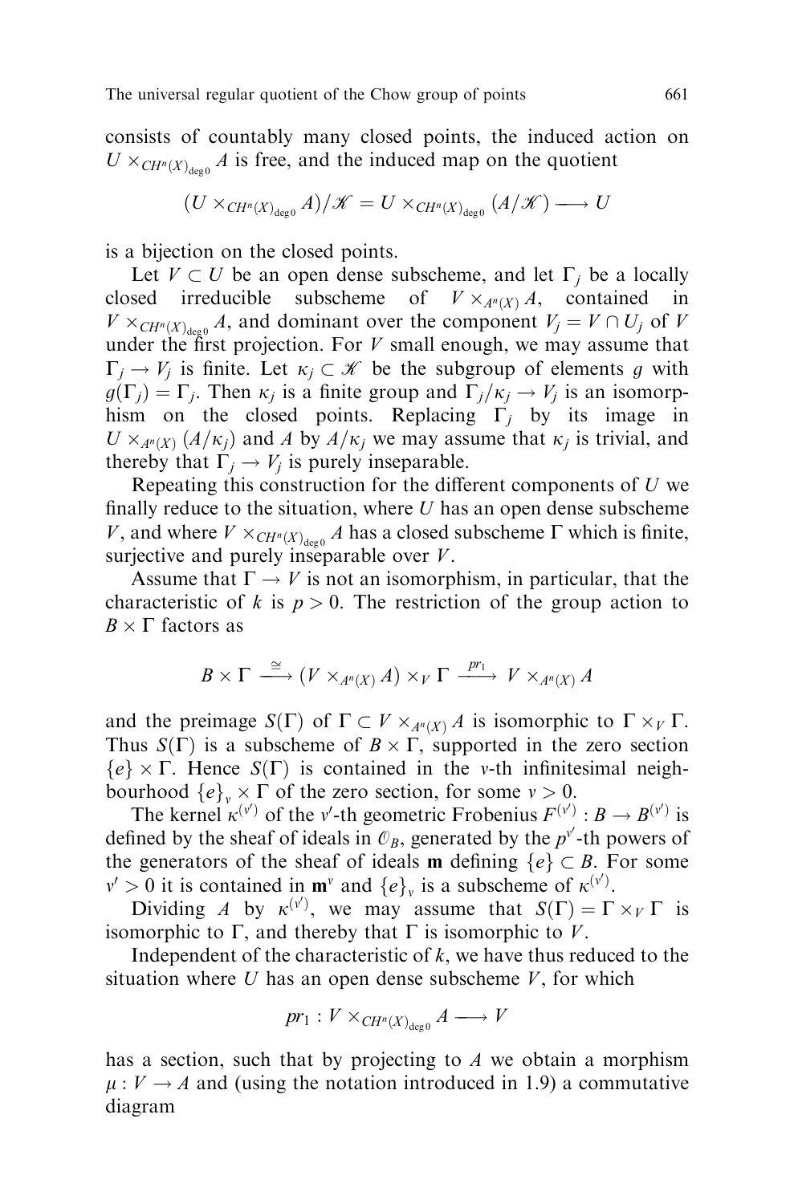consists of countably many closed points, the induced action on $U \times_{CH^n(X)_{\deg 0}} A$ is free, and the induced map on the quotient

$$(U \times_{CH^n(X)_{\deg 0}} A)/\mathscr{K} = U \times_{CH^n(X)_{\deg 0}} (A/\mathscr{K}) \longrightarrow U$$

is a bijection on the closed points.

Let $V \subset U$ be an open dense subscheme, and let $\Gamma_j$ be a locally closed irreducible subscheme of $V \times_{A^n(X)} A$, contained in $V \times_{CH^n(X)_{\deg 0}} A$, and dominant over the component $V_j = V \cap U_j$ of $V$ under the first projection. For $V$ small enough, we may assume that $\Gamma_j \to V_j$ is finite. Let $\kappa_j \subset \mathscr{K}$ be the subgroup of elements $g$ with $g(\Gamma_j) = \Gamma_j$. Then $\kappa_j$ is a finite group and $\Gamma_j/\kappa_j \to V_j$ is an isomorphism on the closed points. Replacing $\Gamma_j$ by its image in $U \times_{A^n(X)} (A/\kappa_j)$ and $A$ by $A/\kappa_j$ we may assume that $\kappa_j$ is trivial, and thereby that $\Gamma_j \to V_j$ is purely inseparable.

Repeating this construction for the different components of $U$ we finally reduce to the situation, where $U$ has an open dense subscheme $V$, and where $V \times_{CH^n(X)_{\deg 0}} A$ has a closed subscheme $\Gamma$ which is finite, surjective and purely inseparable over $V$.

Assume that $\Gamma \to V$ is not an isomorphism, in particular, that the characteristic of $k$ is $p > 0$. The restriction of the group action to $B \times \Gamma$ factors as

$$B \times \Gamma \xrightarrow{\cong} (V \times_{A^n(X)} A) \times_V \Gamma \xrightarrow{pr_1} V \times_{A^n(X)} A$$

and the preimage $S(\Gamma)$ of $\Gamma \subset V \times_{A^n(X)} A$ is isomorphic to $\Gamma \times_V \Gamma$. Thus $S(\Gamma)$ is a subscheme of $B \times \Gamma$, supported in the zero section $\{e\} \times \Gamma$. Hence $S(\Gamma)$ is contained in the $v$-th infinitesimal neighbourhood $\{e\}_v \times \Gamma$ of the zero section, for some $v > 0$.

The kernel $\kappa^{(v')}$ of the $v'$-th geometric Frobenius $F^{(v')} : B \to B^{(v')}$ is defined by the sheaf of ideals in $\mathcal{O}_B$, generated by the $p^{v'}$-th powers of the generators of the sheaf of ideals $\mathbf{m}$ defining $\{e\} \subset B$. For some $v' > 0$ it is contained in $\mathbf{m}^v$ and $\{e\}_v$ is a subscheme of $\kappa^{(v')}$.

Dividing $A$ by $\kappa^{(v')}$, we may assume that $S(\Gamma) = \Gamma \times_V \Gamma$ is isomorphic to $\Gamma$, and thereby that $\Gamma$ is isomorphic to $V$.

Independent of the characteristic of $k$, we have thus reduced to the situation where $U$ has an open dense subscheme $V$, for which

$$pr_1 : V \times_{CH^n(X)_{\deg 0}} A \longrightarrow V$$

has a section, such that by projecting to $A$ we obtain a morphism $\mu : V \to A$ and (using the notation introduced in 1.9) a commutative diagram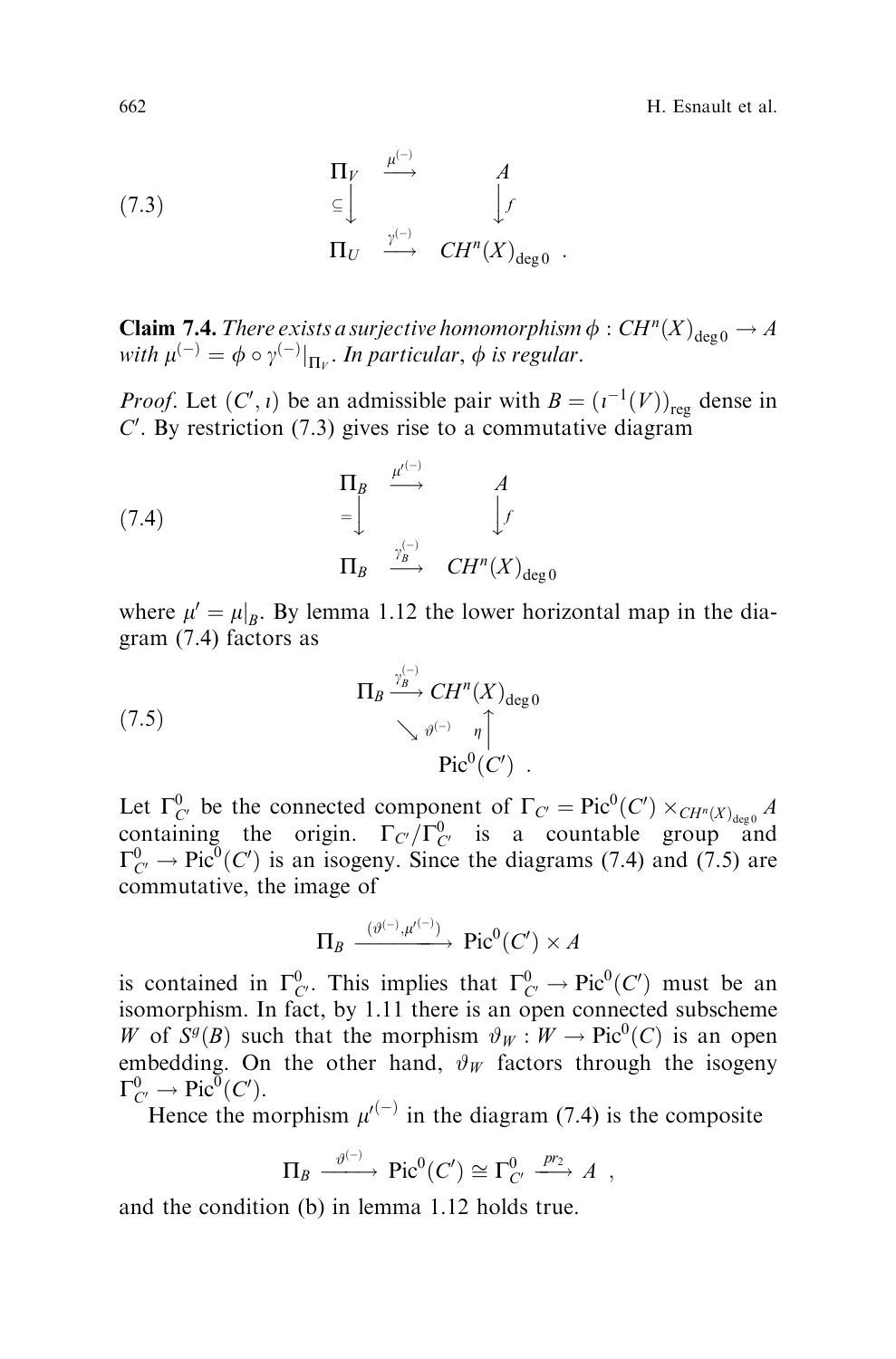$$
(7.3) \qquad \begin{array}{ccc} \Pi_V & \xrightarrow{\mu^{(-)}} & A \\ \subseteq\big\downarrow & & \big\downarrow f \\ \Pi_U & \xrightarrow{\gamma^{(-)}} & CH^n(X)_{\deg 0} \end{array} .
$$

**Claim 7.4.** *There exists a surjective homomorphism $\phi : CH^n(X)_{\deg 0} \to A$ with $\mu^{(-)} = \phi \circ \gamma^{(-)}|_{\Pi_V}$. In particular, $\phi$ is regular.*

*Proof.* Let $(C', \iota)$ be an admissible pair with $B = (\iota^{-1}(V))_{\rm reg}$ dense in $C'$. By restriction (7.3) gives rise to a commutative diagram

$$
(7.4) \qquad \begin{array}{ccc} \Pi_B & \xrightarrow{\mu'^{(-)}} & A \\ =\big\downarrow & & \big\downarrow f \\ \Pi_B & \xrightarrow{\gamma_B^{(-)}} & CH^n(X)_{\deg 0} \end{array}
$$

where $\mu' = \mu|_B$. By lemma 1.12 the lower horizontal map in the diagram (7.4) factors as

$$
(7.5) \qquad \begin{array}{ccc} \Pi_B & \xrightarrow{\gamma_B^{(-)}} & CH^n(X)_{\deg 0} \\ & \searrow^{\vartheta^{(-)}} & \big\uparrow \eta \\ & & \mathrm{Pic}^0(C') \end{array} .
$$

Let $\Gamma^0_{C'}$ be the connected component of $\Gamma_{C'} = \mathrm{Pic}^0(C') \times_{CH^n(X)_{\deg 0}} A$ containing the origin. $\Gamma_{C'}/\Gamma^0_{C'}$ is a countable group and $\Gamma^0_{C'} \to \mathrm{Pic}^0(C')$ is an isogeny. Since the diagrams (7.4) and (7.5) are commutative, the image of

$$
\Pi_B \xrightarrow{(\vartheta^{(-)}, \mu'^{(-)})} \mathrm{Pic}^0(C') \times A
$$

is contained in $\Gamma^0_{C'}$. This implies that $\Gamma^0_{C'} \to \mathrm{Pic}^0(C')$ must be an isomorphism. In fact, by 1.11 there is an open connected subscheme $W$ of $S^g(B)$ such that the morphism $\vartheta_W : W \to \mathrm{Pic}^0(C)$ is an open embedding. On the other hand, $\vartheta_W$ factors through the isogeny $\Gamma^0_{C'} \to \mathrm{Pic}^0(C')$.

Hence the morphism $\mu'^{(-)}$ in the diagram (7.4) is the composite

$$
\Pi_B \xrightarrow{\vartheta^{(-)}} \mathrm{Pic}^0(C') \cong \Gamma^0_{C'} \xrightarrow{pr_2} A \ ,
$$

and the condition (b) in lemma 1.12 holds true.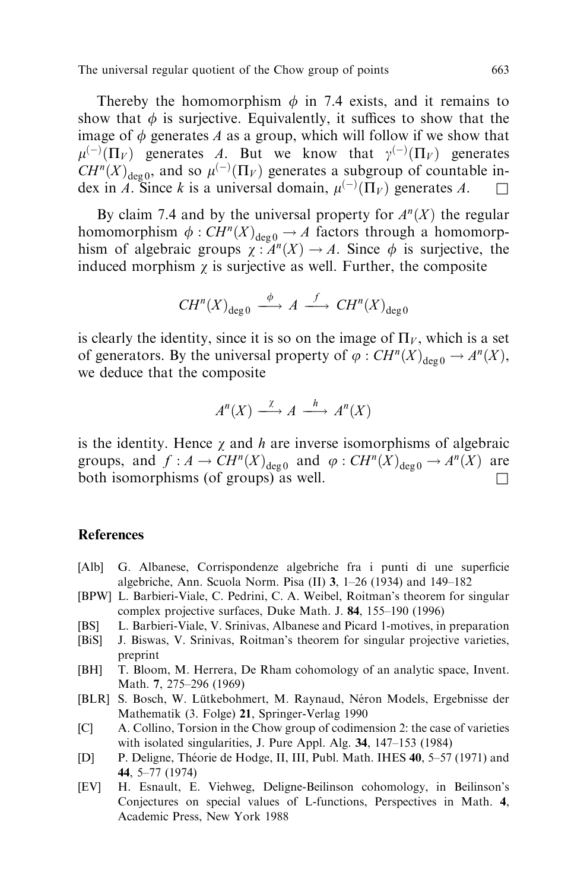Thereby the homomorphism $\phi$ in 7.4 exists, and it remains to show that $\phi$ is surjective. Equivalently, it suffices to show that the image of $\phi$ generates $A$ as a group, which will follow if we show that $\mu^{(-)}(\Pi_V)$ generates $A$. But we know that $\gamma^{(-)}(\Pi_V)$ generates $CH^n(X)_{\deg 0}$, and so $\mu^{(-)}(\Pi_V)$ generates a subgroup of countable index in $A$. Since $k$ is a universal domain, $\mu^{(-)}(\Pi_V)$ generates $A$. □

By claim 7.4 and by the universal property for $A^n(X)$ the regular homomorphism $\phi : CH^n(X)_{\deg 0} \to A$ factors through a homomorphism of algebraic groups $\chi : A^n(X) \to A$. Since $\phi$ is surjective, the induced morphism $\chi$ is surjective as well. Further, the composite

$$CH^n(X)_{\deg 0} \xrightarrow{\ \phi\ } A \xrightarrow{\ f\ } CH^n(X)_{\deg 0}$$

is clearly the identity, since it is so on the image of $\Pi_V$, which is a set of generators. By the universal property of $\varphi : CH^n(X)_{\deg 0} \to A^n(X)$, we deduce that the composite

$$A^n(X) \xrightarrow{\ \chi\ } A \xrightarrow{\ h\ } A^n(X)$$

is the identity. Hence $\chi$ and $h$ are inverse isomorphisms of algebraic groups, and $f : A \to CH^n(X)_{\deg 0}$ and $\varphi : CH^n(X)_{\deg 0} \to A^n(X)$ are both isomorphisms (of groups) as well. □

## References

- [Alb] G. Albanese, Corrispondenze algebriche fra i punti di une superficie algebriche, Ann. Scuola Norm. Pisa (II) **3**, 1–26 (1934) and 149–182
- [BPW] L. Barbieri-Viale, C. Pedrini, C. A. Weibel, Roitman's theorem for singular complex projective surfaces, Duke Math. J. **84**, 155–190 (1996)
- [BS] L. Barbieri-Viale, V. Srinivas, Albanese and Picard 1-motives, in preparation
- [BiS] J. Biswas, V. Srinivas, Roitman's theorem for singular projective varieties, preprint
- [BH] T. Bloom, M. Herrera, De Rham cohomology of an analytic space, Invent. Math. **7**, 275–296 (1969)
- [BLR] S. Bosch, W. Lütkebohmert, M. Raynaud, Néron Models, Ergebnisse der Mathematik (3. Folge) **21**, Springer-Verlag 1990
- [C] A. Collino, Torsion in the Chow group of codimension 2: the case of varieties with isolated singularities, J. Pure Appl. Alg. **34**, 147–153 (1984)
- [D] P. Deligne, Théorie de Hodge, II, III, Publ. Math. IHES **40**, 5–57 (1971) and **44**, 5–77 (1974)
- [EV] H. Esnault, E. Viehweg, Deligne-Beilinson cohomology, in Beilinson's Conjectures on special values of L-functions, Perspectives in Math. **4**, Academic Press, New York 1988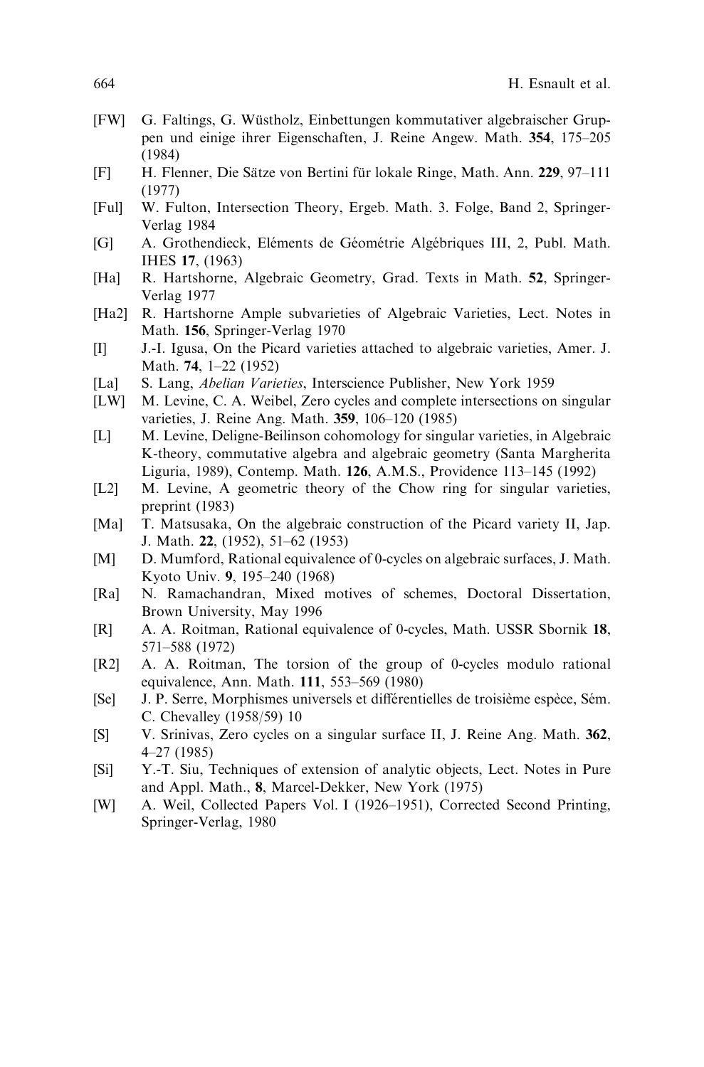[FW] G. Faltings, G. Wüstholz, Einbettungen kommutativer algebraischer Gruppen und einige ihrer Eigenschaften, J. Reine Angew. Math. **354**, 175–205 (1984)

[F] H. Flenner, Die Sätze von Bertini für lokale Ringe, Math. Ann. **229**, 97–111 (1977)

[Ful] W. Fulton, Intersection Theory, Ergeb. Math. 3. Folge, Band 2, Springer-Verlag 1984

[G] A. Grothendieck, Eléments de Géométrie Algébriques III, 2, Publ. Math. IHES **17**, (1963)

[Ha] R. Hartshorne, Algebraic Geometry, Grad. Texts in Math. **52**, Springer-Verlag 1977

[Ha2] R. Hartshorne Ample subvarieties of Algebraic Varieties, Lect. Notes in Math. **156**, Springer-Verlag 1970

[I] J.-I. Igusa, On the Picard varieties attached to algebraic varieties, Amer. J. Math. **74**, 1–22 (1952)

[La] S. Lang, *Abelian Varieties*, Interscience Publisher, New York 1959

[LW] M. Levine, C. A. Weibel, Zero cycles and complete intersections on singular varieties, J. Reine Ang. Math. **359**, 106–120 (1985)

[L] M. Levine, Deligne-Beilinson cohomology for singular varieties, in Algebraic K-theory, commutative algebra and algebraic geometry (Santa Margherita Liguria, 1989), Contemp. Math. **126**, A.M.S., Providence 113–145 (1992)

[L2] M. Levine, A geometric theory of the Chow ring for singular varieties, preprint (1983)

[Ma] T. Matsusaka, On the algebraic construction of the Picard variety II, Jap. J. Math. **22**, (1952), 51–62 (1953)

[M] D. Mumford, Rational equivalence of 0-cycles on algebraic surfaces, J. Math. Kyoto Univ. **9**, 195–240 (1968)

[Ra] N. Ramachandran, Mixed motives of schemes, Doctoral Dissertation, Brown University, May 1996

[R] A. A. Roitman, Rational equivalence of 0-cycles, Math. USSR Sbornik **18**, 571–588 (1972)

[R2] A. A. Roitman, The torsion of the group of 0-cycles modulo rational equivalence, Ann. Math. **111**, 553–569 (1980)

[Se] J. P. Serre, Morphismes universels et différentielles de troisième espèce, Sém. C. Chevalley (1958/59) 10

[S] V. Srinivas, Zero cycles on a singular surface II, J. Reine Ang. Math. **362**, 4–27 (1985)

[Si] Y.-T. Siu, Techniques of extension of analytic objects, Lect. Notes in Pure and Appl. Math., **8**, Marcel-Dekker, New York (1975)

[W] A. Weil, Collected Papers Vol. I (1926–1951), Corrected Second Printing, Springer-Verlag, 1980